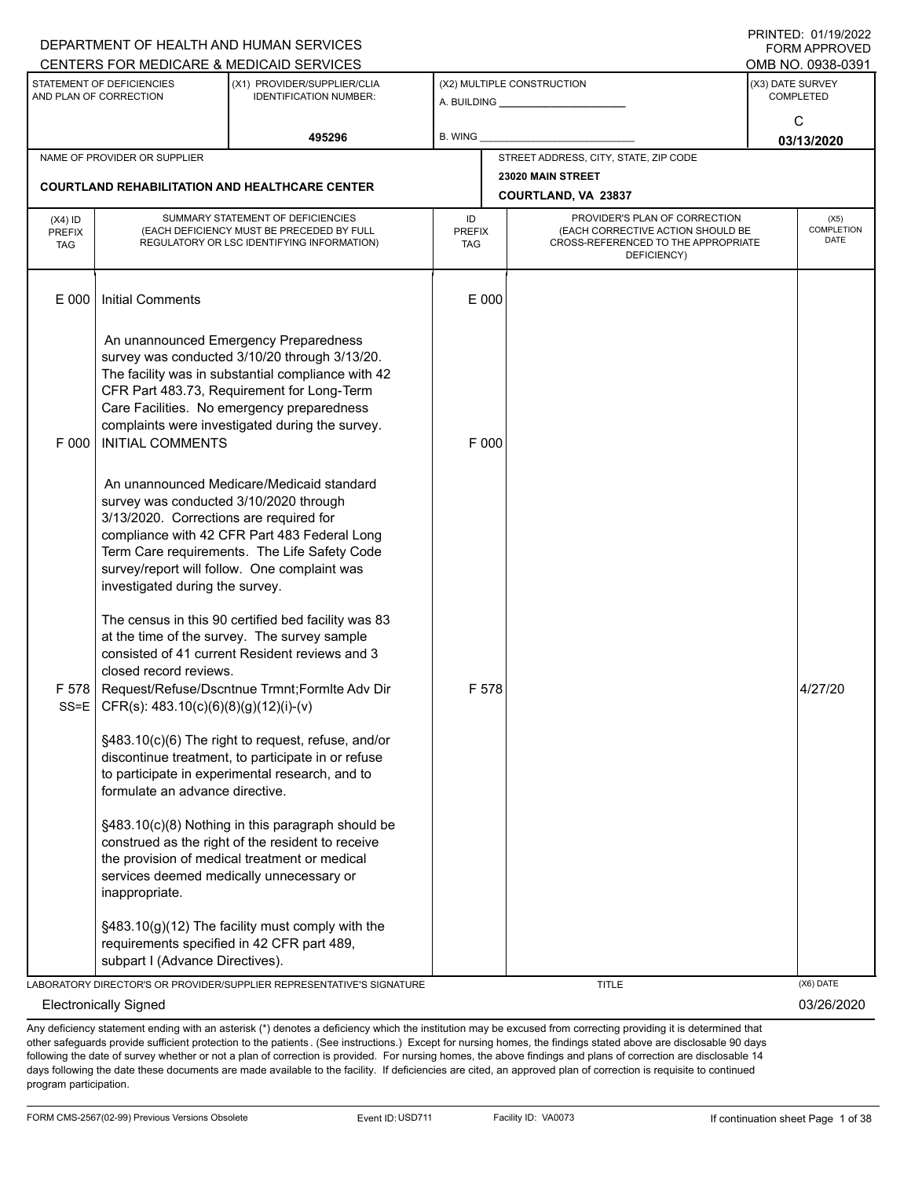DEPARTMENT OF HEALTH AND HUMAN SERVICES
CENTERS FOR MEDICARE & MEDICAID SERVICES

PRINTED: 01/19/2022
FORM APPROVED
OMB NO. 0938-0391

| STATEMENT OF DEFICIENCIES AND PLAN OF CORRECTION | (X1) PROVIDER/SUPPLIER/CLIA IDENTIFICATION NUMBER: | (X2) MULTIPLE CONSTRUCTION | (X3) DATE SURVEY COMPLETED |
|---|---|---|---|
| | 495296 | A. BUILDING ______ B. WING ______ | C 03/13/2020 |

| NAME OF PROVIDER OR SUPPLIER | STREET ADDRESS, CITY, STATE, ZIP CODE |
|---|---|
| COURTLAND REHABILITATION AND HEALTHCARE CENTER | 23020 MAIN STREET COURTLAND, VA 23837 |

| (X4) ID PREFIX TAG | SUMMARY STATEMENT OF DEFICIENCIES (EACH DEFICIENCY MUST BE PRECEDED BY FULL REGULATORY OR LSC IDENTIFYING INFORMATION) | ID PREFIX TAG | PROVIDER'S PLAN OF CORRECTION (EACH CORRECTIVE ACTION SHOULD BE CROSS-REFERENCED TO THE APPROPRIATE DEFICIENCY) | (X5) COMPLETION DATE |
|---|---|---|---|---|
| E 000 | Initial Comments<br><br>An unannounced Emergency Preparedness survey was conducted 3/10/20 through 3/13/20. The facility was in substantial compliance with 42 CFR Part 483.73, Requirement for Long-Term Care Facilities. No emergency preparedness complaints were investigated during the survey. | E 000 | | |
| F 000 | INITIAL COMMENTS<br><br>An unannounced Medicare/Medicaid standard survey was conducted 3/10/2020 through 3/13/2020. Corrections are required for compliance with 42 CFR Part 483 Federal Long Term Care requirements. The Life Safety Code survey/report will follow. One complaint was investigated during the survey.<br><br>The census in this 90 certified bed facility was 83 at the time of the survey. The survey sample consisted of 41 current Resident reviews and 3 closed record reviews. | F 000 | | |
| F 578 SS=E | Request/Refuse/Dscntnue Trmnt;Formlte Adv Dir CFR(s): 483.10(c)(6)(8)(g)(12)(i)-(v)<br><br>§483.10(c)(6) The right to request, refuse, and/or discontinue treatment, to participate in or refuse to participate in experimental research, and to formulate an advance directive.<br><br>§483.10(c)(8) Nothing in this paragraph should be construed as the right of the resident to receive the provision of medical treatment or medical services deemed medically unnecessary or inappropriate.<br><br>§483.10(g)(12) The facility must comply with the requirements specified in 42 CFR part 489, subpart I (Advance Directives). | F 578 | | 4/27/20 |

LABORATORY DIRECTOR'S OR PROVIDER/SUPPLIER REPRESENTATIVE'S SIGNATURE: Electronically Signed
TITLE:
(X6) DATE: 03/26/2020

Any deficiency statement ending with an asterisk (*) denotes a deficiency which the institution may be excused from correcting providing it is determined that other safeguards provide sufficient protection to the patients . (See instructions.) Except for nursing homes, the findings stated above are disclosable 90 days following the date of survey whether or not a plan of correction is provided. For nursing homes, the above findings and plans of correction are disclosable 14 days following the date these documents are made available to the facility. If deficiencies are cited, an approved plan of correction is requisite to continued program participation.

FORM CMS-2567(02-99) Previous Versions Obsolete | Event ID: USD711 | Facility ID: VA0073 | If continuation sheet Page 1 of 38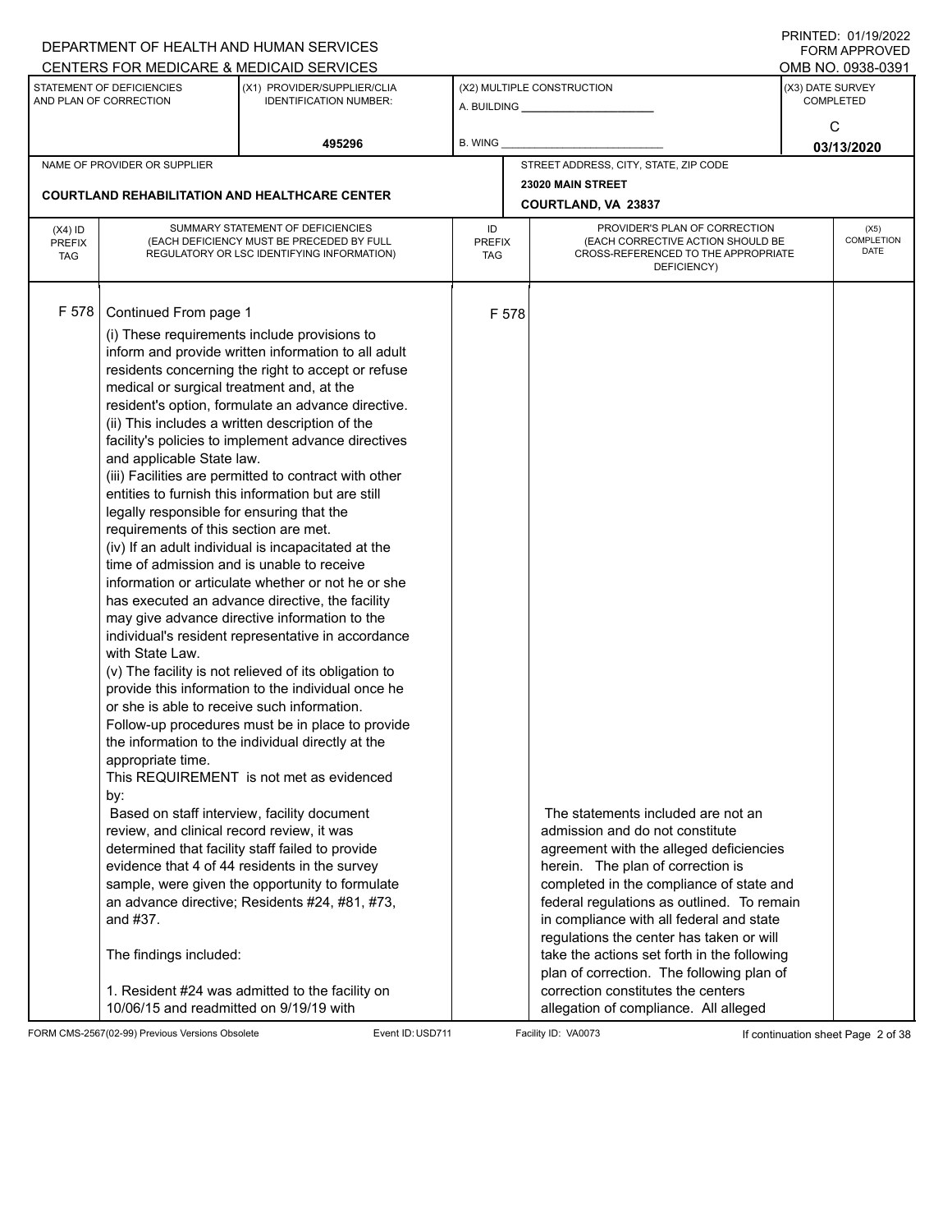DEPARTMENT OF HEALTH AND HUMAN SERVICES
CENTERS FOR MEDICARE & MEDICAID SERVICES

PRINTED: 01/19/2022
FORM APPROVED
OMB NO. 0938-0391

| STATEMENT OF DEFICIENCIES AND PLAN OF CORRECTION | (X1) PROVIDER/SUPPLIER/CLIA IDENTIFICATION NUMBER: | (X2) MULTIPLE CONSTRUCTION | (X3) DATE SURVEY COMPLETED |
|---|---|---|---|
| | 495296 | A. BUILDING ______ B. WING ______ | C 03/13/2020 |

| NAME OF PROVIDER OR SUPPLIER | STREET ADDRESS, CITY, STATE, ZIP CODE |
|---|---|
| COURTLAND REHABILITATION AND HEALTHCARE CENTER | 23020 MAIN STREET COURTLAND, VA 23837 |

| (X4) ID PREFIX TAG | SUMMARY STATEMENT OF DEFICIENCIES (EACH DEFICIENCY MUST BE PRECEDED BY FULL REGULATORY OR LSC IDENTIFYING INFORMATION) | ID PREFIX TAG | PROVIDER'S PLAN OF CORRECTION (EACH CORRECTIVE ACTION SHOULD BE CROSS-REFERENCED TO THE APPROPRIATE DEFICIENCY) | (X5) COMPLETION DATE |
|---|---|---|---|---|
| F 578 | Continued From page 1 | F 578 | | |

Continued From page 1

(i) These requirements include provisions to inform and provide written information to all adult residents concerning the right to accept or refuse medical or surgical treatment and, at the resident's option, formulate an advance directive.
(ii) This includes a written description of the facility's policies to implement advance directives and applicable State law.
(iii) Facilities are permitted to contract with other entities to furnish this information but are still legally responsible for ensuring that the requirements of this section are met.
(iv) If an adult individual is incapacitated at the time of admission and is unable to receive information or articulate whether or not he or she has executed an advance directive, the facility may give advance directive information to the individual's resident representative in accordance with State Law.
(v) The facility is not relieved of its obligation to provide this information to the individual once he or she is able to receive such information. Follow-up procedures must be in place to provide the information to the individual directly at the appropriate time.
This REQUIREMENT is not met as evidenced by:
Based on staff interview, facility document review, and clinical record review, it was determined that facility staff failed to provide evidence that 4 of 44 residents in the survey sample, were given the opportunity to formulate an advance directive; Residents #24, #81, #73, and #37.

The findings included:

1. Resident #24 was admitted to the facility on 10/06/15 and readmitted on 9/19/19 with

**Plan of correction (F 578):**

The statements included are not an admission and do not constitute agreement with the alleged deficiencies herein. The plan of correction is completed in the compliance of state and federal regulations as outlined. To remain in compliance with all federal and state regulations the center has taken or will take the actions set forth in the following plan of correction. The following plan of correction constitutes the centers allegation of compliance. All alleged

FORM CMS-2567(02-99) Previous Versions Obsolete | Event ID: USD711 | Facility ID: VA0073 | If continuation sheet Page 2 of 38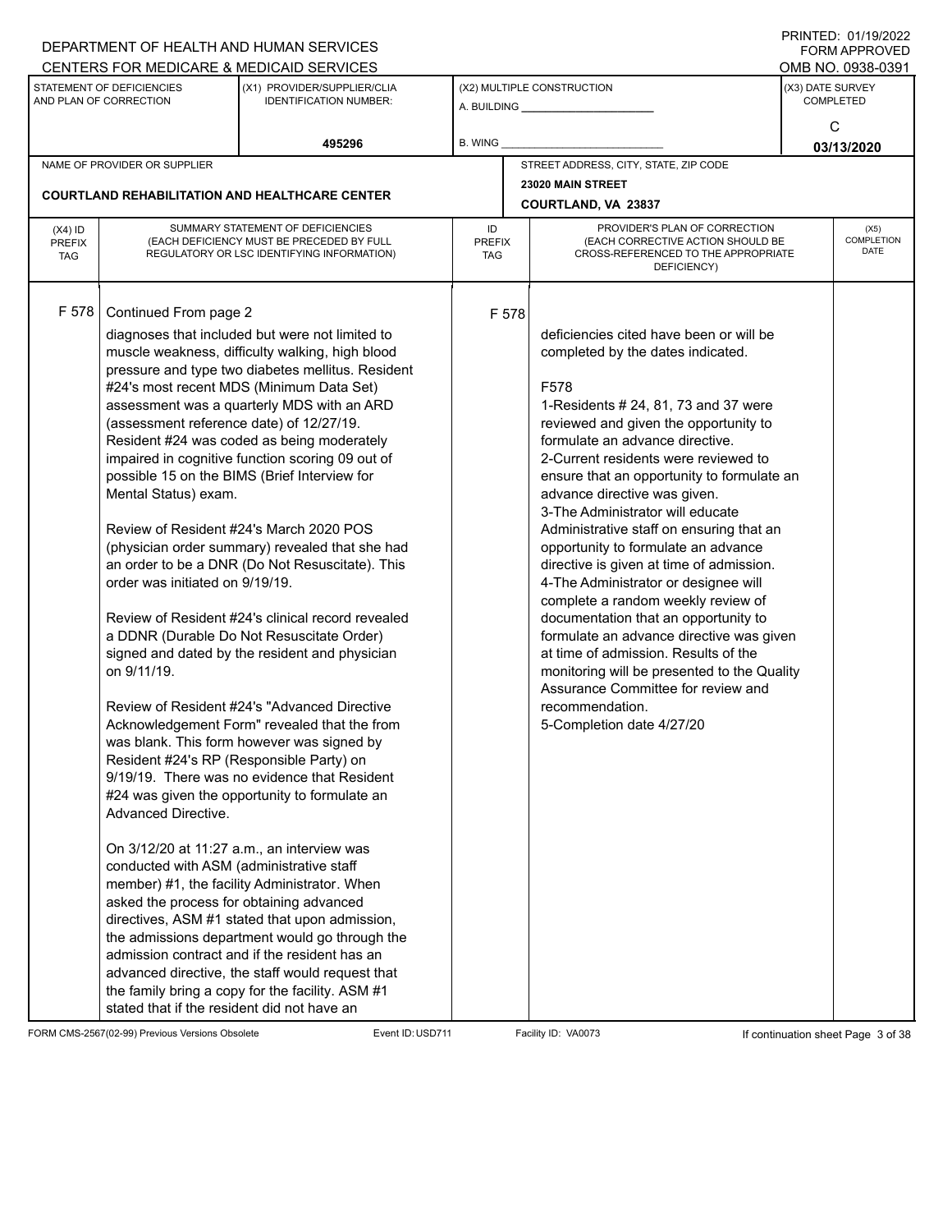DEPARTMENT OF HEALTH AND HUMAN SERVICES
CENTERS FOR MEDICARE & MEDICAID SERVICES

PRINTED: 01/19/2022
FORM APPROVED
OMB NO. 0938-0391

| STATEMENT OF DEFICIENCIES AND PLAN OF CORRECTION | (X1) PROVIDER/SUPPLIER/CLIA IDENTIFICATION NUMBER: | (X2) MULTIPLE CONSTRUCTION | (X3) DATE SURVEY COMPLETED |
|---|---|---|---|
| | 495296 | A. BUILDING ______ B. WING ______ | C 03/13/2020 |

| NAME OF PROVIDER OR SUPPLIER | STREET ADDRESS, CITY, STATE, ZIP CODE |
|---|---|
| COURTLAND REHABILITATION AND HEALTHCARE CENTER | 23020 MAIN STREET COURTLAND, VA 23837 |

| (X4) ID PREFIX TAG | SUMMARY STATEMENT OF DEFICIENCIES (EACH DEFICIENCY MUST BE PRECEDED BY FULL REGULATORY OR LSC IDENTIFYING INFORMATION) | ID PREFIX TAG | PROVIDER'S PLAN OF CORRECTION (EACH CORRECTIVE ACTION SHOULD BE CROSS-REFERENCED TO THE APPROPRIATE DEFICIENCY) | (X5) COMPLETION DATE |
|---|---|---|---|---|
| F 578 | Continued From page 2 | F 578 | | |

**F 578** Continued From page 2

diagnoses that included but were not limited to muscle weakness, difficulty walking, high blood pressure and type two diabetes mellitus. Resident #24's most recent MDS (Minimum Data Set) assessment was a quarterly MDS with an ARD (assessment reference date) of 12/27/19. Resident #24 was coded as being moderately impaired in cognitive function scoring 09 out of possible 15 on the BIMS (Brief Interview for Mental Status) exam.

Review of Resident #24's March 2020 POS (physician order summary) revealed that she had an order to be a DNR (Do Not Resuscitate). This order was initiated on 9/19/19.

Review of Resident #24's clinical record revealed a DDNR (Durable Do Not Resuscitate Order) signed and dated by the resident and physician on 9/11/19.

Review of Resident #24's "Advanced Directive Acknowledgement Form" revealed that the from was blank. This form however was signed by Resident #24's RP (Responsible Party) on 9/19/19. There was no evidence that Resident #24 was given the opportunity to formulate an Advanced Directive.

On 3/12/20 at 11:27 a.m., an interview was conducted with ASM (administrative staff member) #1, the facility Administrator. When asked the process for obtaining advanced directives, ASM #1 stated that upon admission, the admissions department would go through the admission contract and if the resident has an advanced directive, the staff would request that the family bring a copy for the facility. ASM #1 stated that if the resident did not have an

**Plan of Correction (F 578):**

deficiencies cited have been or will be completed by the dates indicated.

F578

1-Residents # 24, 81, 73 and 37 were reviewed and given the opportunity to formulate an advance directive.

2-Current residents were reviewed to ensure that an opportunity to formulate an advance directive was given.

3-The Administrator will educate Administrative staff on ensuring that an opportunity to formulate an advance directive is given at time of admission.

4-The Administrator or designee will complete a random weekly review of documentation that an opportunity to formulate an advance directive was given at time of admission. Results of the monitoring will be presented to the Quality Assurance Committee for review and recommendation.

5-Completion date 4/27/20

FORM CMS-2567(02-99) Previous Versions Obsolete Event ID: USD711 Facility ID: VA0073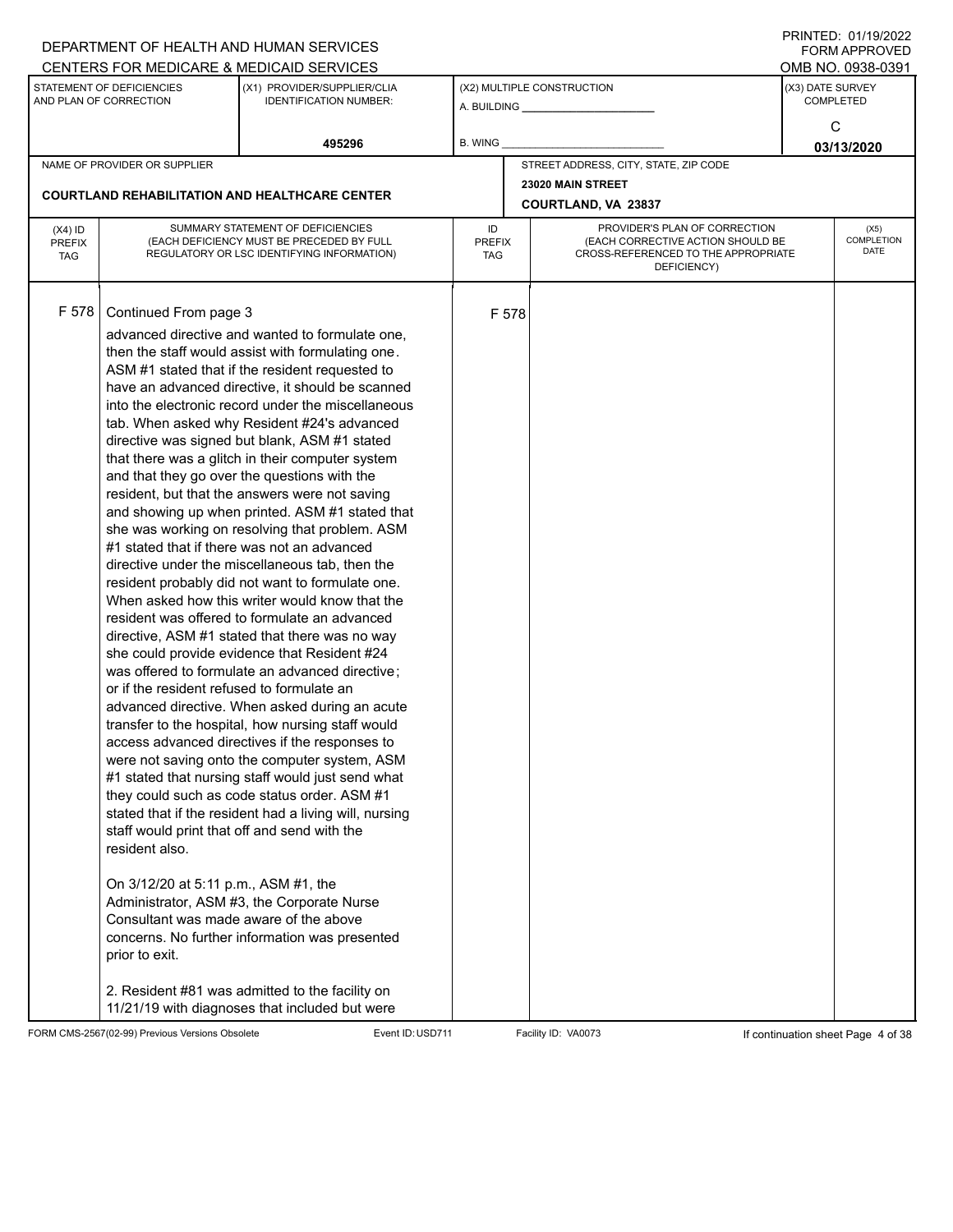DEPARTMENT OF HEALTH AND HUMAN SERVICES
CENTERS FOR MEDICARE & MEDICAID SERVICES

PRINTED: 01/19/2022
FORM APPROVED
OMB NO. 0938-0391

| STATEMENT OF DEFICIENCIES AND PLAN OF CORRECTION | (X1) PROVIDER/SUPPLIER/CLIA IDENTIFICATION NUMBER: | (X2) MULTIPLE CONSTRUCTION | (X3) DATE SURVEY COMPLETED |
|---|---|---|---|
| | 495296 | A. BUILDING ______ B. WING ______ | C 03/13/2020 |

| NAME OF PROVIDER OR SUPPLIER | STREET ADDRESS, CITY, STATE, ZIP CODE |
|---|---|
| COURTLAND REHABILITATION AND HEALTHCARE CENTER | 23020 MAIN STREET COURTLAND, VA 23837 |

| (X4) ID PREFIX TAG | SUMMARY STATEMENT OF DEFICIENCIES (EACH DEFICIENCY MUST BE PRECEDED BY FULL REGULATORY OR LSC IDENTIFYING INFORMATION) | ID PREFIX TAG | PROVIDER'S PLAN OF CORRECTION (EACH CORRECTIVE ACTION SHOULD BE CROSS-REFERENCED TO THE APPROPRIATE DEFICIENCY) | (X5) COMPLETION DATE |
|---|---|---|---|---|
| F 578 | Continued From page 3 | F 578 | | |

advanced directive and wanted to formulate one, then the staff would assist with formulating one. ASM #1 stated that if the resident requested to have an advanced directive, it should be scanned into the electronic record under the miscellaneous tab. When asked why Resident #24's advanced directive was signed but blank, ASM #1 stated that there was a glitch in their computer system and that they go over the questions with the resident, but that the answers were not saving and showing up when printed. ASM #1 stated that she was working on resolving that problem. ASM #1 stated that if there was not an advanced directive under the miscellaneous tab, then the resident probably did not want to formulate one. When asked how this writer would know that the resident was offered to formulate an advanced directive, ASM #1 stated that there was no way she could provide evidence that Resident #24 was offered to formulate an advanced directive; or if the resident refused to formulate an advanced directive. When asked during an acute transfer to the hospital, how nursing staff would access advanced directives if the responses to were not saving onto the computer system, ASM #1 stated that nursing staff would just send what they could such as code status order. ASM #1 stated that if the resident had a living will, nursing staff would print that off and send with the resident also.

On 3/12/20 at 5:11 p.m., ASM #1, the Administrator, ASM #3, the Corporate Nurse Consultant was made aware of the above concerns. No further information was presented prior to exit.

2. Resident #81 was admitted to the facility on 11/21/19 with diagnoses that included but were

FORM CMS-2567(02-99) Previous Versions Obsolete Event ID: USD711 Facility ID: VA0073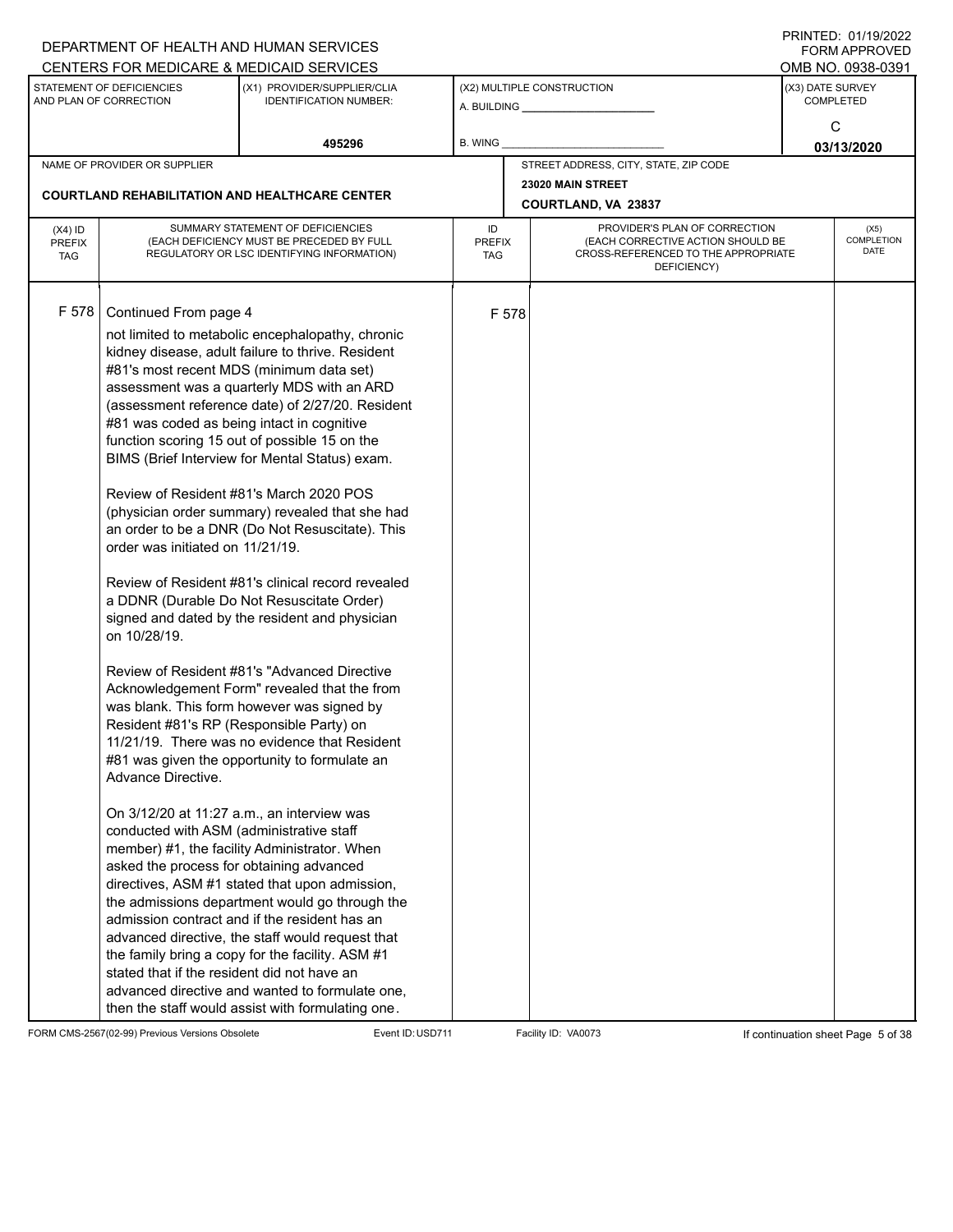DEPARTMENT OF HEALTH AND HUMAN SERVICES
CENTERS FOR MEDICARE & MEDICAID SERVICES

PRINTED: 01/19/2022
FORM APPROVED
OMB NO. 0938-0391

| STATEMENT OF DEFICIENCIES AND PLAN OF CORRECTION | (X1) PROVIDER/SUPPLIER/CLIA IDENTIFICATION NUMBER: | (X2) MULTIPLE CONSTRUCTION | (X3) DATE SURVEY COMPLETED |
|---|---|---|---|
| | 495296 | A. BUILDING ___ B. WING ___ | C 03/13/2020 |

| NAME OF PROVIDER OR SUPPLIER | STREET ADDRESS, CITY, STATE, ZIP CODE |
|---|---|
| COURTLAND REHABILITATION AND HEALTHCARE CENTER | 23020 MAIN STREET COURTLAND, VA 23837 |

| (X4) ID PREFIX TAG | SUMMARY STATEMENT OF DEFICIENCIES (EACH DEFICIENCY MUST BE PRECEDED BY FULL REGULATORY OR LSC IDENTIFYING INFORMATION) | ID PREFIX TAG | PROVIDER'S PLAN OF CORRECTION (EACH CORRECTIVE ACTION SHOULD BE CROSS-REFERENCED TO THE APPROPRIATE DEFICIENCY) | (X5) COMPLETION DATE |
|---|---|---|---|---|
| F 578 | Continued From page 4 | F 578 | | |

not limited to metabolic encephalopathy, chronic kidney disease, adult failure to thrive. Resident #81's most recent MDS (minimum data set) assessment was a quarterly MDS with an ARD (assessment reference date) of 2/27/20. Resident #81 was coded as being intact in cognitive function scoring 15 out of possible 15 on the BIMS (Brief Interview for Mental Status) exam.

Review of Resident #81's March 2020 POS (physician order summary) revealed that she had an order to be a DNR (Do Not Resuscitate). This order was initiated on 11/21/19.

Review of Resident #81's clinical record revealed a DDNR (Durable Do Not Resuscitate Order) signed and dated by the resident and physician on 10/28/19.

Review of Resident #81's "Advanced Directive Acknowledgement Form" revealed that the from was blank. This form however was signed by Resident #81's RP (Responsible Party) on 11/21/19. There was no evidence that Resident #81 was given the opportunity to formulate an Advance Directive.

On 3/12/20 at 11:27 a.m., an interview was conducted with ASM (administrative staff member) #1, the facility Administrator. When asked the process for obtaining advanced directives, ASM #1 stated that upon admission, the admissions department would go through the admission contract and if the resident has an advanced directive, the staff would request that the family bring a copy for the facility. ASM #1 stated that if the resident did not have an advanced directive and wanted to formulate one, then the staff would assist with formulating one.

FORM CMS-2567(02-99) Previous Versions Obsolete Event ID: USD711 Facility ID: VA0073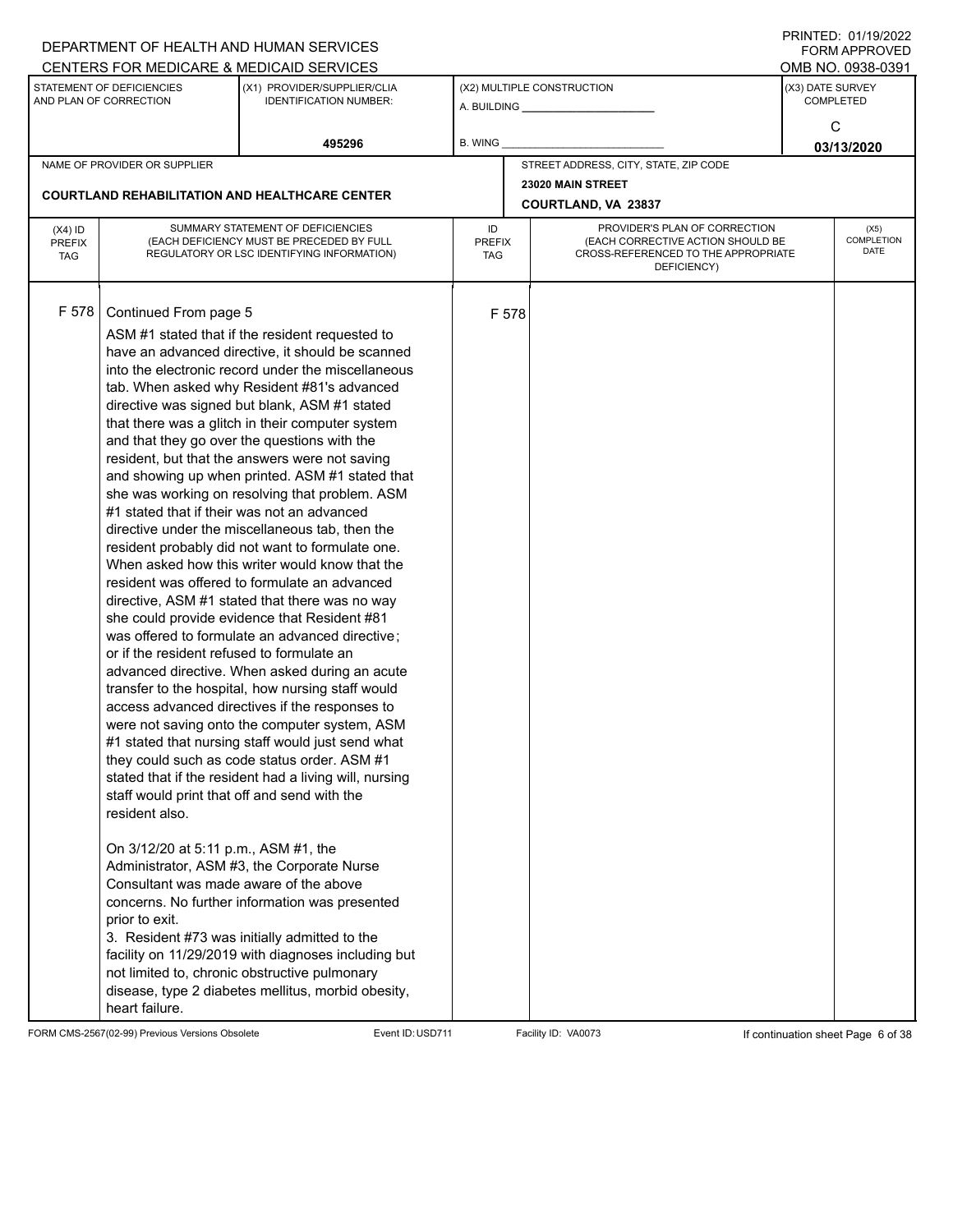DEPARTMENT OF HEALTH AND HUMAN SERVICES
CENTERS FOR MEDICARE & MEDICAID SERVICES

PRINTED: 01/19/2022
FORM APPROVED
OMB NO. 0938-0391

| STATEMENT OF DEFICIENCIES AND PLAN OF CORRECTION | (X1) PROVIDER/SUPPLIER/CLIA IDENTIFICATION NUMBER: | (X2) MULTIPLE CONSTRUCTION | (X3) DATE SURVEY COMPLETED |
|---|---|---|---|
| | 495296 | A. BUILDING ______ B. WING ______ | C 03/13/2020 |

| NAME OF PROVIDER OR SUPPLIER | STREET ADDRESS, CITY, STATE, ZIP CODE |
|---|---|
| COURTLAND REHABILITATION AND HEALTHCARE CENTER | 23020 MAIN STREET COURTLAND, VA 23837 |

| (X4) ID PREFIX TAG | SUMMARY STATEMENT OF DEFICIENCIES (EACH DEFICIENCY MUST BE PRECEDED BY FULL REGULATORY OR LSC IDENTIFYING INFORMATION) | ID PREFIX TAG | PROVIDER'S PLAN OF CORRECTION (EACH CORRECTIVE ACTION SHOULD BE CROSS-REFERENCED TO THE APPROPRIATE DEFICIENCY) | (X5) COMPLETION DATE |
|---|---|---|---|---|
| F 578 | Continued From page 5<br><br>ASM #1 stated that if the resident requested to have an advanced directive, it should be scanned into the electronic record under the miscellaneous tab. When asked why Resident #81's advanced directive was signed but blank, ASM #1 stated that there was a glitch in their computer system and that they go over the questions with the resident, but that the answers were not saving and showing up when printed. ASM #1 stated that she was working on resolving that problem. ASM #1 stated that if their was not an advanced directive under the miscellaneous tab, then the resident probably did not want to formulate one. When asked how this writer would know that the resident was offered to formulate an advanced directive, ASM #1 stated that there was no way she could provide evidence that Resident #81 was offered to formulate an advanced directive; or if the resident refused to formulate an advanced directive. When asked during an acute transfer to the hospital, how nursing staff would access advanced directives if the responses to were not saving onto the computer system, ASM #1 stated that nursing staff would just send what they could such as code status order. ASM #1 stated that if the resident had a living will, nursing staff would print that off and send with the resident also.<br><br>On 3/12/20 at 5:11 p.m., ASM #1, the Administrator, ASM #3, the Corporate Nurse Consultant was made aware of the above concerns. No further information was presented prior to exit.<br><br>3. Resident #73 was initially admitted to the facility on 11/29/2019 with diagnoses including but not limited to, chronic obstructive pulmonary disease, type 2 diabetes mellitus, morbid obesity, heart failure. | F 578 | | |

FORM CMS-2567(02-99) Previous Versions Obsolete Event ID: USD711 Facility ID: VA0073 If continuation sheet Page 6 of 38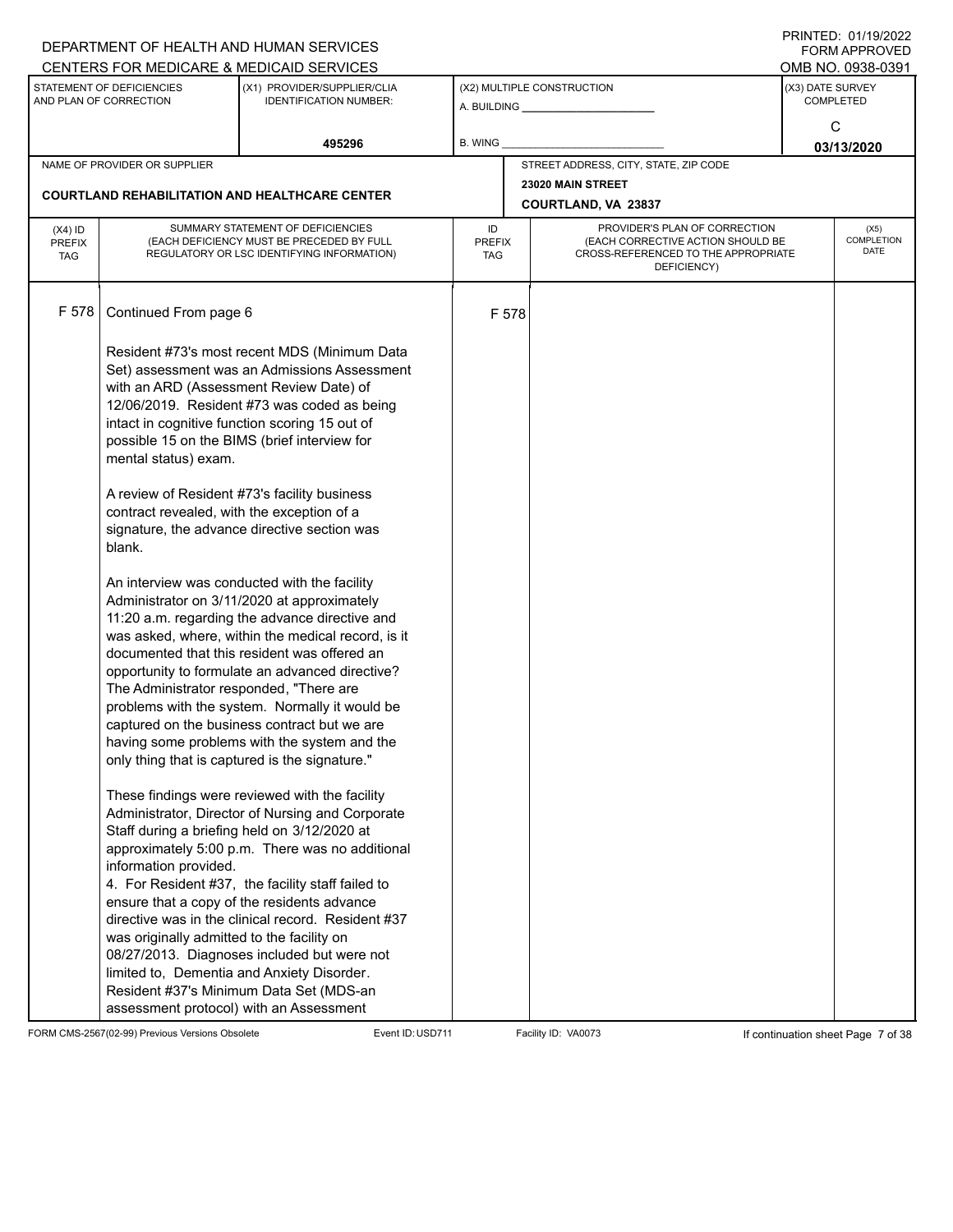DEPARTMENT OF HEALTH AND HUMAN SERVICES
CENTERS FOR MEDICARE & MEDICAID SERVICES

PRINTED: 01/19/2022
FORM APPROVED
OMB NO. 0938-0391

| STATEMENT OF DEFICIENCIES AND PLAN OF CORRECTION | (X1) PROVIDER/SUPPLIER/CLIA IDENTIFICATION NUMBER: | (X2) MULTIPLE CONSTRUCTION | (X3) DATE SURVEY COMPLETED |
|---|---|---|---|
| | 495296 | A. BUILDING ______ B. WING ______ | C 03/13/2020 |

| NAME OF PROVIDER OR SUPPLIER | STREET ADDRESS, CITY, STATE, ZIP CODE |
|---|---|
| COURTLAND REHABILITATION AND HEALTHCARE CENTER | 23020 MAIN STREET COURTLAND, VA 23837 |

| (X4) ID PREFIX TAG | SUMMARY STATEMENT OF DEFICIENCIES (EACH DEFICIENCY MUST BE PRECEDED BY FULL REGULATORY OR LSC IDENTIFYING INFORMATION) | ID PREFIX TAG | PROVIDER'S PLAN OF CORRECTION (EACH CORRECTIVE ACTION SHOULD BE CROSS-REFERENCED TO THE APPROPRIATE DEFICIENCY) | (X5) COMPLETION DATE |
|---|---|---|---|---|
| F 578 | Continued From page 6 | F 578 | | |

Resident #73's most recent MDS (Minimum Data Set) assessment was an Admissions Assessment with an ARD (Assessment Review Date) of 12/06/2019. Resident #73 was coded as being intact in cognitive function scoring 15 out of possible 15 on the BIMS (brief interview for mental status) exam.

A review of Resident #73's facility business contract revealed, with the exception of a signature, the advance directive section was blank.

An interview was conducted with the facility Administrator on 3/11/2020 at approximately 11:20 a.m. regarding the advance directive and was asked, where, within the medical record, is it documented that this resident was offered an opportunity to formulate an advanced directive? The Administrator responded, "There are problems with the system. Normally it would be captured on the business contract but we are having some problems with the system and the only thing that is captured is the signature."

These findings were reviewed with the facility Administrator, Director of Nursing and Corporate Staff during a briefing held on 3/12/2020 at approximately 5:00 p.m. There was no additional information provided.
4. For Resident #37, the facility staff failed to ensure that a copy of the residents advance directive was in the clinical record. Resident #37 was originally admitted to the facility on 08/27/2013. Diagnoses included but were not limited to, Dementia and Anxiety Disorder. Resident #37's Minimum Data Set (MDS-an assessment protocol) with an Assessment

FORM CMS-2567(02-99) Previous Versions Obsolete Event ID: USD711 Facility ID: VA0073 If continuation sheet Page 7 of 38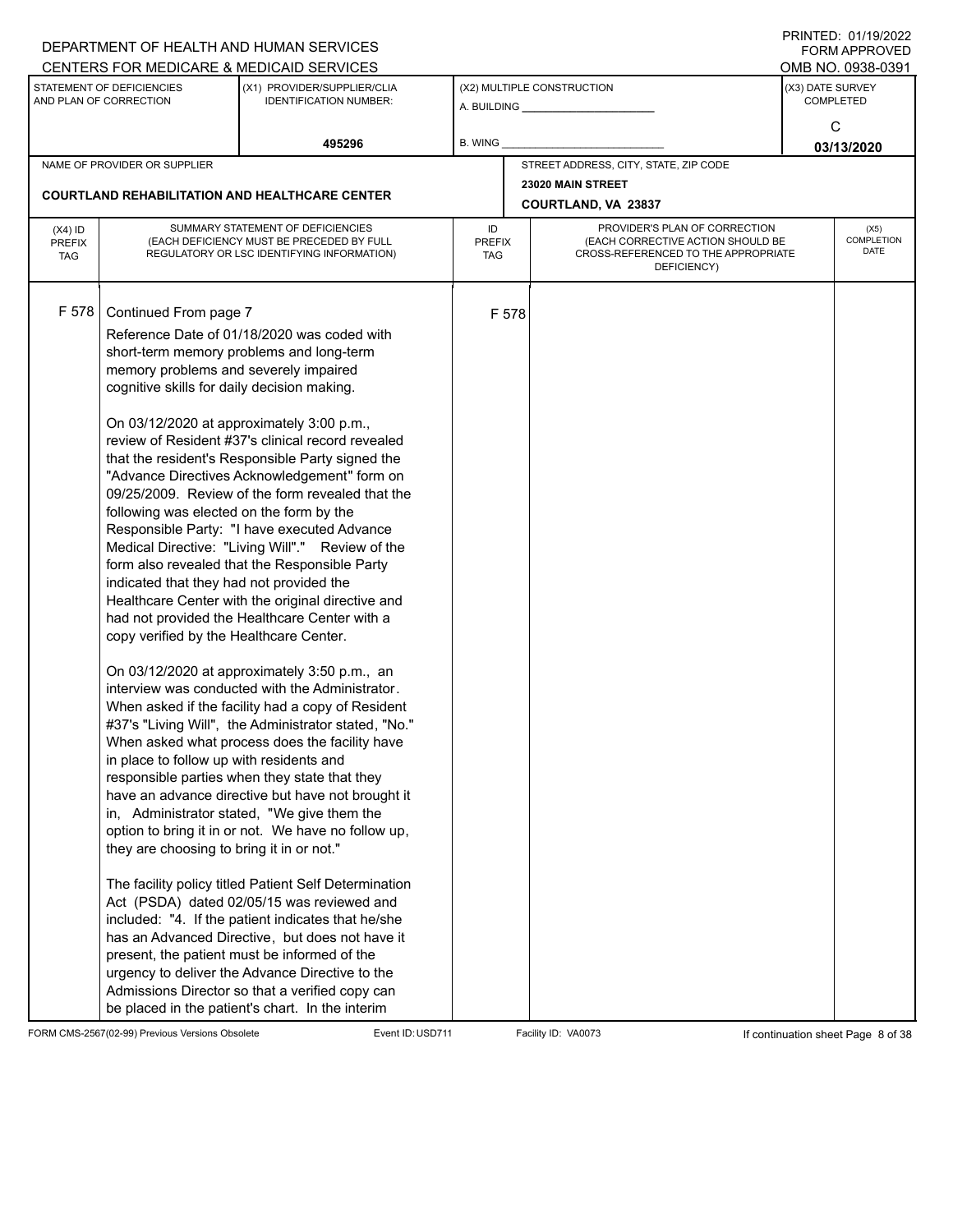DEPARTMENT OF HEALTH AND HUMAN SERVICES
CENTERS FOR MEDICARE & MEDICAID SERVICES

PRINTED: 01/19/2022
FORM APPROVED
OMB NO. 0938-0391

| STATEMENT OF DEFICIENCIES AND PLAN OF CORRECTION | (X1) PROVIDER/SUPPLIER/CLIA IDENTIFICATION NUMBER: | (X2) MULTIPLE CONSTRUCTION | (X3) DATE SURVEY COMPLETED |
|---|---|---|---|
| | 495296 | A. BUILDING ______ B. WING ______ | C 03/13/2020 |

NAME OF PROVIDER OR SUPPLIER: COURTLAND REHABILITATION AND HEALTHCARE CENTER

STREET ADDRESS, CITY, STATE, ZIP CODE: 23020 MAIN STREET, COURTLAND, VA 23837

| (X4) ID PREFIX TAG | SUMMARY STATEMENT OF DEFICIENCIES (EACH DEFICIENCY MUST BE PRECEDED BY FULL REGULATORY OR LSC IDENTIFYING INFORMATION) | ID PREFIX TAG | PROVIDER'S PLAN OF CORRECTION (EACH CORRECTIVE ACTION SHOULD BE CROSS-REFERENCED TO THE APPROPRIATE DEFICIENCY) | (X5) COMPLETION DATE |
|---|---|---|---|---|
| F 578 | Continued From page 7 | F 578 | | |

Reference Date of 01/18/2020 was coded with short-term memory problems and long-term memory problems and severely impaired cognitive skills for daily decision making.

On 03/12/2020 at approximately 3:00 p.m., review of Resident #37's clinical record revealed that the resident's Responsible Party signed the "Advance Directives Acknowledgement" form on 09/25/2009. Review of the form revealed that the following was elected on the form by the Responsible Party: "I have executed Advance Medical Directive: "Living Will"." Review of the form also revealed that the Responsible Party indicated that they had not provided the Healthcare Center with the original directive and had not provided the Healthcare Center with a copy verified by the Healthcare Center.

On 03/12/2020 at approximately 3:50 p.m., an interview was conducted with the Administrator. When asked if the facility had a copy of Resident #37's "Living Will", the Administrator stated, "No." When asked what process does the facility have in place to follow up with residents and responsible parties when they state that they have an advance directive but have not brought it in, Administrator stated, "We give them the option to bring it in or not. We have no follow up, they are choosing to bring it in or not."

The facility policy titled Patient Self Determination Act (PSDA) dated 02/05/15 was reviewed and included: "4. If the patient indicates that he/she has an Advanced Directive, but does not have it present, the patient must be informed of the urgency to deliver the Advance Directive to the Admissions Director so that a verified copy can be placed in the patient's chart. In the interim

FORM CMS-2567(02-99) Previous Versions Obsolete Event ID: USD711 Facility ID: VA0073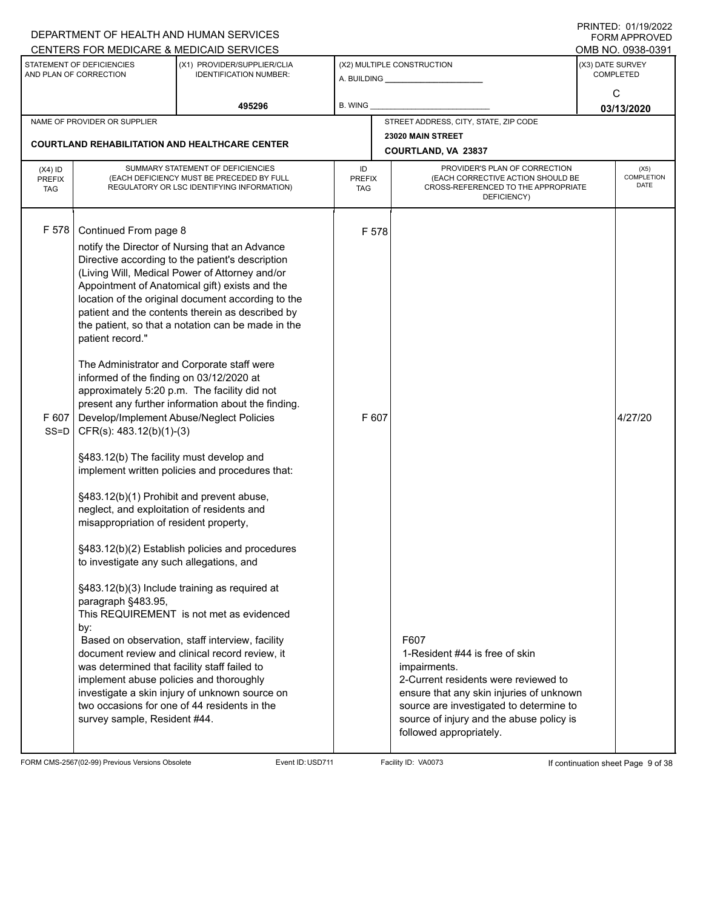DEPARTMENT OF HEALTH AND HUMAN SERVICES
CENTERS FOR MEDICARE & MEDICAID SERVICES

PRINTED: 01/19/2022
FORM APPROVED
OMB NO. 0938-0391

| STATEMENT OF DEFICIENCIES AND PLAN OF CORRECTION | (X1) PROVIDER/SUPPLIER/CLIA IDENTIFICATION NUMBER: | (X2) MULTIPLE CONSTRUCTION | (X3) DATE SURVEY COMPLETED |
|---|---|---|---|
| | 495296 | A. BUILDING ______ B. WING ______ | C 03/13/2020 |

| NAME OF PROVIDER OR SUPPLIER | STREET ADDRESS, CITY, STATE, ZIP CODE |
|---|---|
| COURTLAND REHABILITATION AND HEALTHCARE CENTER | 23020 MAIN STREET COURTLAND, VA 23837 |

| (X4) ID PREFIX TAG | SUMMARY STATEMENT OF DEFICIENCIES (EACH DEFICIENCY MUST BE PRECEDED BY FULL REGULATORY OR LSC IDENTIFYING INFORMATION) | ID PREFIX TAG | PROVIDER'S PLAN OF CORRECTION (EACH CORRECTIVE ACTION SHOULD BE CROSS-REFERENCED TO THE APPROPRIATE DEFICIENCY) | (X5) COMPLETION DATE |
|---|---|---|---|---|
| F 578 | Continued From page 8<br>notify the Director of Nursing that an Advance Directive according to the patient's description (Living Will, Medical Power of Attorney and/or Appointment of Anatomical gift) exists and the location of the original document according to the patient and the contents therein as described by the patient, so that a notation can be made in the patient record."<br><br>The Administrator and Corporate staff were informed of the finding on 03/12/2020 at approximately 5:20 p.m. The facility did not present any further information about the finding. | F 578 | | |
| F 607 SS=D | Develop/Implement Abuse/Neglect Policies<br>CFR(s): 483.12(b)(1)-(3)<br><br>§483.12(b) The facility must develop and implement written policies and procedures that:<br><br>§483.12(b)(1) Prohibit and prevent abuse, neglect, and exploitation of residents and misappropriation of resident property,<br><br>§483.12(b)(2) Establish policies and procedures to investigate any such allegations, and<br><br>§483.12(b)(3) Include training as required at paragraph §483.95,<br>This REQUIREMENT is not met as evidenced by:<br>Based on observation, staff interview, facility document review and clinical record review, it was determined that facility staff failed to implement abuse policies and thoroughly investigate a skin injury of unknown source on two occasions for one of 44 residents in the survey sample, Resident #44. | F 607 | F607<br>1-Resident #44 is free of skin impairments.<br>2-Current residents were reviewed to ensure that any skin injuries of unknown source are investigated to determine to source of injury and the abuse policy is followed appropriately. | 4/27/20 |

FORM CMS-2567(02-99) Previous Versions Obsolete Event ID: USD711 Facility ID: VA0073 If continuation sheet Page 9 of 38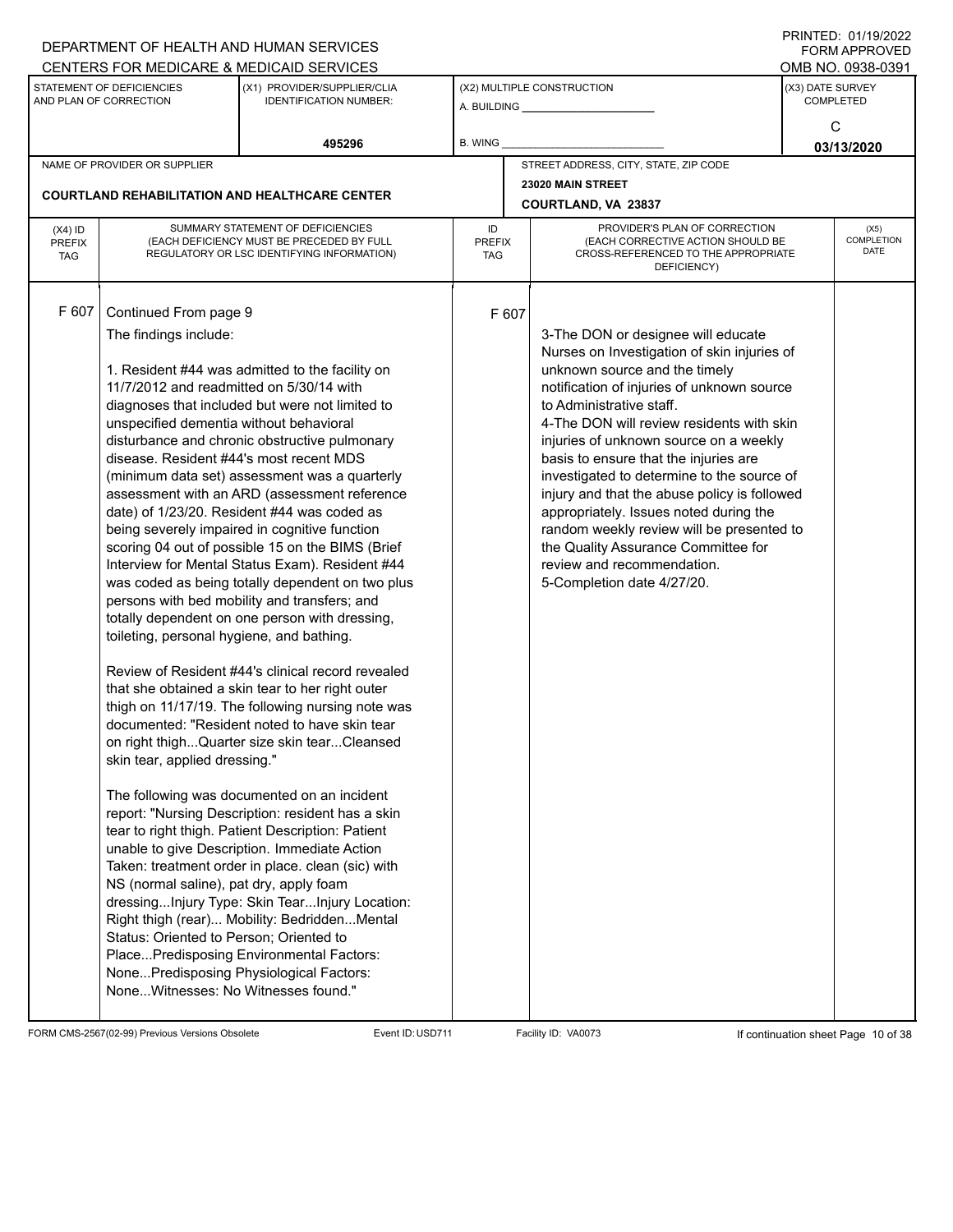DEPARTMENT OF HEALTH AND HUMAN SERVICES
CENTERS FOR MEDICARE & MEDICAID SERVICES

PRINTED: 01/19/2022
FORM APPROVED
OMB NO. 0938-0391

| STATEMENT OF DEFICIENCIES AND PLAN OF CORRECTION | (X1) PROVIDER/SUPPLIER/CLIA IDENTIFICATION NUMBER: | (X2) MULTIPLE CONSTRUCTION | (X3) DATE SURVEY COMPLETED |
|---|---|---|---|
| | 495296 | A. BUILDING ______ B. WING ______ | C 03/13/2020 |

| NAME OF PROVIDER OR SUPPLIER | STREET ADDRESS, CITY, STATE, ZIP CODE |
|---|---|
| COURTLAND REHABILITATION AND HEALTHCARE CENTER | 23020 MAIN STREET COURTLAND, VA 23837 |

| (X4) ID PREFIX TAG | SUMMARY STATEMENT OF DEFICIENCIES (EACH DEFICIENCY MUST BE PRECEDED BY FULL REGULATORY OR LSC IDENTIFYING INFORMATION) | ID PREFIX TAG | PROVIDER'S PLAN OF CORRECTION (EACH CORRECTIVE ACTION SHOULD BE CROSS-REFERENCED TO THE APPROPRIATE DEFICIENCY) | (X5) COMPLETION DATE |
|---|---|---|---|---|
| F 607 | Continued From page 9 | F 607 | | |

**F 607** Continued From page 9

The findings include:

1. Resident #44 was admitted to the facility on 11/7/2012 and readmitted on 5/30/14 with diagnoses that included but were not limited to unspecified dementia without behavioral disturbance and chronic obstructive pulmonary disease. Resident #44's most recent MDS (minimum data set) assessment was a quarterly assessment with an ARD (assessment reference date) of 1/23/20. Resident #44 was coded as being severely impaired in cognitive function scoring 04 out of possible 15 on the BIMS (Brief Interview for Mental Status Exam). Resident #44 was coded as being totally dependent on two plus persons with bed mobility and transfers; and totally dependent on one person with dressing, toileting, personal hygiene, and bathing.

Review of Resident #44's clinical record revealed that she obtained a skin tear to her right outer thigh on 11/17/19. The following nursing note was documented: "Resident noted to have skin tear on right thigh...Quarter size skin tear...Cleansed skin tear, applied dressing."

The following was documented on an incident report: "Nursing Description: resident has a skin tear to right thigh. Patient Description: Patient unable to give Description. Immediate Action Taken: treatment order in place. clean (sic) with NS (normal saline), pat dry, apply foam dressing...Injury Type: Skin Tear...Injury Location: Right thigh (rear)... Mobility: Bedridden...Mental Status: Oriented to Person; Oriented to Place...Predisposing Environmental Factors: None...Predisposing Physiological Factors: None...Witnesses: No Witnesses found."

**Plan of Correction (F 607):**

3-The DON or designee will educate Nurses on Investigation of skin injuries of unknown source and the timely notification of injuries of unknown source to Administrative staff.
4-The DON will review residents with skin injuries of unknown source on a weekly basis to ensure that the injuries are investigated to determine to the source of injury and that the abuse policy is followed appropriately. Issues noted during the random weekly review will be presented to the Quality Assurance Committee for review and recommendation.
5-Completion date 4/27/20.

FORM CMS-2567(02-99) Previous Versions Obsolete Event ID: USD711 Facility ID: VA0073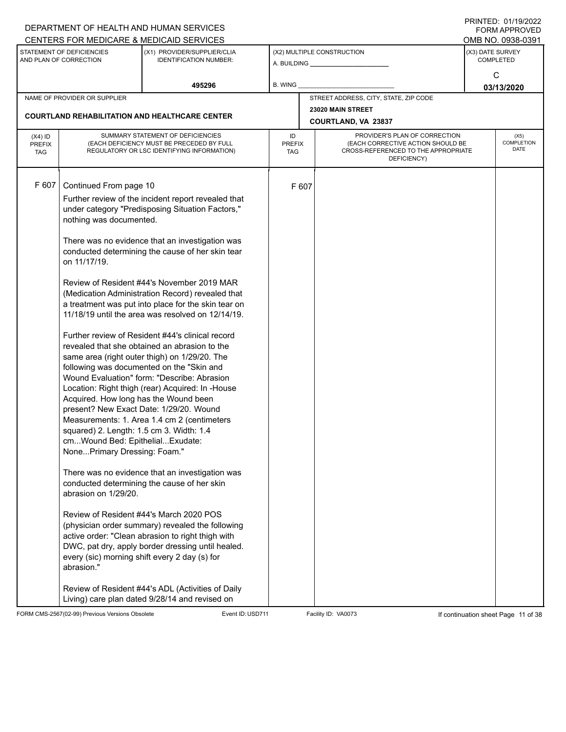DEPARTMENT OF HEALTH AND HUMAN SERVICES
CENTERS FOR MEDICARE & MEDICAID SERVICES

PRINTED: 01/19/2022
FORM APPROVED
OMB NO. 0938-0391

| STATEMENT OF DEFICIENCIES AND PLAN OF CORRECTION | (X1) PROVIDER/SUPPLIER/CLIA IDENTIFICATION NUMBER: | (X2) MULTIPLE CONSTRUCTION | (X3) DATE SURVEY COMPLETED |
|---|---|---|---|
| | 495296 | A. BUILDING ______ B. WING ______ | C 03/13/2020 |

| NAME OF PROVIDER OR SUPPLIER | STREET ADDRESS, CITY, STATE, ZIP CODE |
|---|---|
| COURTLAND REHABILITATION AND HEALTHCARE CENTER | 23020 MAIN STREET COURTLAND, VA 23837 |

| (X4) ID PREFIX TAG | SUMMARY STATEMENT OF DEFICIENCIES (EACH DEFICIENCY MUST BE PRECEDED BY FULL REGULATORY OR LSC IDENTIFYING INFORMATION) | ID PREFIX TAG | PROVIDER'S PLAN OF CORRECTION (EACH CORRECTIVE ACTION SHOULD BE CROSS-REFERENCED TO THE APPROPRIATE DEFICIENCY) | (X5) COMPLETION DATE |
|---|---|---|---|---|
| F 607 | Continued From page 10 | F 607 | | |

Further review of the incident report revealed that under category "Predisposing Situation Factors," nothing was documented.

There was no evidence that an investigation was conducted determining the cause of her skin tear on 11/17/19.

Review of Resident #44's November 2019 MAR (Medication Administration Record) revealed that a treatment was put into place for the skin tear on 11/18/19 until the area was resolved on 12/14/19.

Further review of Resident #44's clinical record revealed that she obtained an abrasion to the same area (right outer thigh) on 1/29/20. The following was documented on the "Skin and Wound Evaluation" form: "Describe: Abrasion Location: Right thigh (rear) Acquired: In -House Acquired. How long has the Wound been present? New Exact Date: 1/29/20. Wound Measurements: 1. Area 1.4 cm 2 (centimeters squared) 2. Length: 1.5 cm 3. Width: 1.4 cm...Wound Bed: Epithelial...Exudate: None...Primary Dressing: Foam."

There was no evidence that an investigation was conducted determining the cause of her skin abrasion on 1/29/20.

Review of Resident #44's March 2020 POS (physician order summary) revealed the following active order: "Clean abrasion to right thigh with DWC, pat dry, apply border dressing until healed. every (sic) morning shift every 2 day (s) for abrasion."

Review of Resident #44's ADL (Activities of Daily Living) care plan dated 9/28/14 and revised on

FORM CMS-2567(02-99) Previous Versions Obsolete Event ID: USD711 Facility ID: VA0073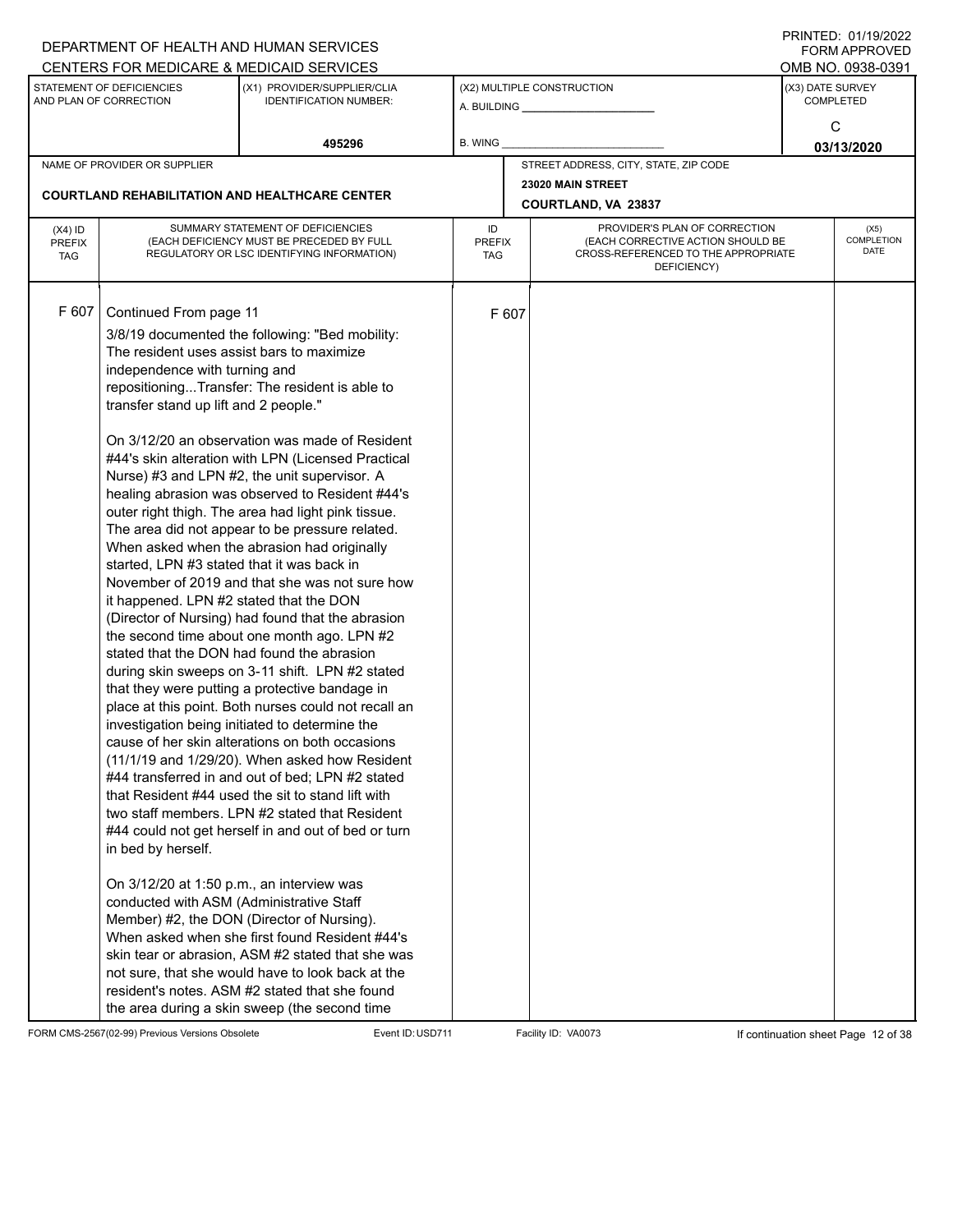DEPARTMENT OF HEALTH AND HUMAN SERVICES
CENTERS FOR MEDICARE & MEDICAID SERVICES

PRINTED: 01/19/2022
FORM APPROVED
OMB NO. 0938-0391

| STATEMENT OF DEFICIENCIES AND PLAN OF CORRECTION | (X1) PROVIDER/SUPPLIER/CLIA IDENTIFICATION NUMBER: | (X2) MULTIPLE CONSTRUCTION | (X3) DATE SURVEY COMPLETED |
|---|---|---|---|
| | 495296 | A. BUILDING ___ B. WING ___ | C 03/13/2020 |

| NAME OF PROVIDER OR SUPPLIER | STREET ADDRESS, CITY, STATE, ZIP CODE |
|---|---|
| COURTLAND REHABILITATION AND HEALTHCARE CENTER | 23020 MAIN STREET COURTLAND, VA 23837 |

| (X4) ID PREFIX TAG | SUMMARY STATEMENT OF DEFICIENCIES (EACH DEFICIENCY MUST BE PRECEDED BY FULL REGULATORY OR LSC IDENTIFYING INFORMATION) | ID PREFIX TAG | PROVIDER'S PLAN OF CORRECTION (EACH CORRECTIVE ACTION SHOULD BE CROSS-REFERENCED TO THE APPROPRIATE DEFICIENCY) | (X5) COMPLETION DATE |
|---|---|---|---|---|
| F 607 | Continued From page 11 | F 607 | | |

3/8/19 documented the following: "Bed mobility: The resident uses assist bars to maximize independence with turning and repositioning...Transfer: The resident is able to transfer stand up lift and 2 people."

On 3/12/20 an observation was made of Resident #44's skin alteration with LPN (Licensed Practical Nurse) #3 and LPN #2, the unit supervisor. A healing abrasion was observed to Resident #44's outer right thigh. The area had light pink tissue. The area did not appear to be pressure related. When asked when the abrasion had originally started, LPN #3 stated that it was back in November of 2019 and that she was not sure how it happened. LPN #2 stated that the DON (Director of Nursing) had found that the abrasion the second time about one month ago. LPN #2 stated that the DON had found the abrasion during skin sweeps on 3-11 shift. LPN #2 stated that they were putting a protective bandage in place at this point. Both nurses could not recall an investigation being initiated to determine the cause of her skin alterations on both occasions (11/1/19 and 1/29/20). When asked how Resident #44 transferred in and out of bed; LPN #2 stated that Resident #44 used the sit to stand lift with two staff members. LPN #2 stated that Resident #44 could not get herself in and out of bed or turn in bed by herself.

On 3/12/20 at 1:50 p.m., an interview was conducted with ASM (Administrative Staff Member) #2, the DON (Director of Nursing). When asked when she first found Resident #44's skin tear or abrasion, ASM #2 stated that she was not sure, that she would have to look back at the resident's notes. ASM #2 stated that she found the area during a skin sweep (the second time

FORM CMS-2567(02-99) Previous Versions Obsolete Event ID: USD711 Facility ID: VA0073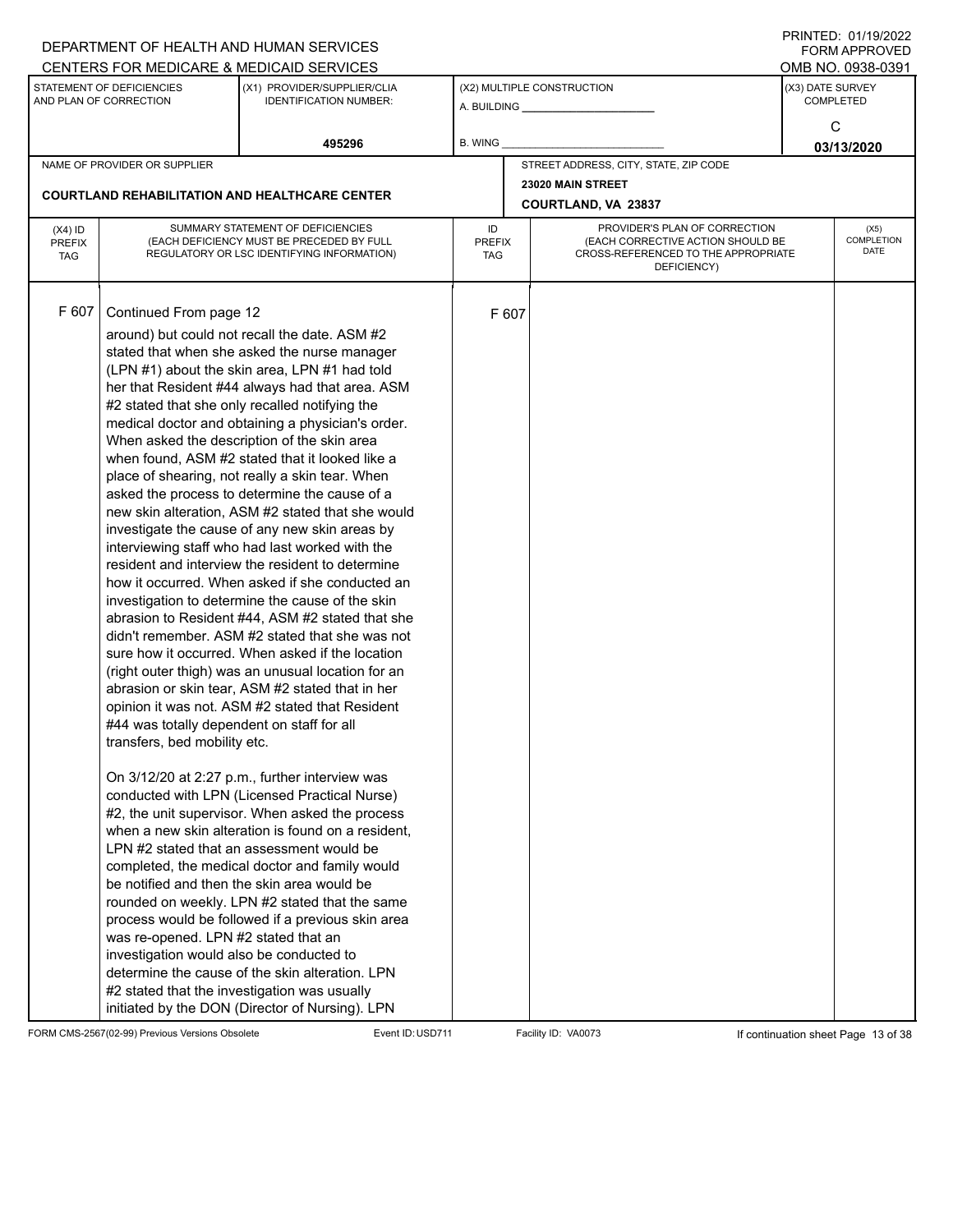DEPARTMENT OF HEALTH AND HUMAN SERVICES
CENTERS FOR MEDICARE & MEDICAID SERVICES

PRINTED: 01/19/2022
FORM APPROVED
OMB NO. 0938-0391

| STATEMENT OF DEFICIENCIES AND PLAN OF CORRECTION | (X1) PROVIDER/SUPPLIER/CLIA IDENTIFICATION NUMBER: | (X2) MULTIPLE CONSTRUCTION | (X3) DATE SURVEY COMPLETED |
|---|---|---|---|
| | 495296 | A. BUILDING ______ B. WING ______ | C 03/13/2020 |

| NAME OF PROVIDER OR SUPPLIER | STREET ADDRESS, CITY, STATE, ZIP CODE |
|---|---|
| COURTLAND REHABILITATION AND HEALTHCARE CENTER | 23020 MAIN STREET COURTLAND, VA 23837 |

| (X4) ID PREFIX TAG | SUMMARY STATEMENT OF DEFICIENCIES (EACH DEFICIENCY MUST BE PRECEDED BY FULL REGULATORY OR LSC IDENTIFYING INFORMATION) | ID PREFIX TAG | PROVIDER'S PLAN OF CORRECTION (EACH CORRECTIVE ACTION SHOULD BE CROSS-REFERENCED TO THE APPROPRIATE DEFICIENCY) | (X5) COMPLETION DATE |
|---|---|---|---|---|
| F 607 | Continued From page 12 | F 607 | | |

around) but could not recall the date. ASM #2 stated that when she asked the nurse manager (LPN #1) about the skin area, LPN #1 had told her that Resident #44 always had that area. ASM #2 stated that she only recalled notifying the medical doctor and obtaining a physician's order. When asked the description of the skin area when found, ASM #2 stated that it looked like a place of shearing, not really a skin tear. When asked the process to determine the cause of a new skin alteration, ASM #2 stated that she would investigate the cause of any new skin areas by interviewing staff who had last worked with the resident and interview the resident to determine how it occurred. When asked if she conducted an investigation to determine the cause of the skin abrasion to Resident #44, ASM #2 stated that she didn't remember. ASM #2 stated that she was not sure how it occurred. When asked if the location (right outer thigh) was an unusual location for an abrasion or skin tear, ASM #2 stated that in her opinion it was not. ASM #2 stated that Resident #44 was totally dependent on staff for all transfers, bed mobility etc.

On 3/12/20 at 2:27 p.m., further interview was conducted with LPN (Licensed Practical Nurse) #2, the unit supervisor. When asked the process when a new skin alteration is found on a resident, LPN #2 stated that an assessment would be completed, the medical doctor and family would be notified and then the skin area would be rounded on weekly. LPN #2 stated that the same process would be followed if a previous skin area was re-opened. LPN #2 stated that an investigation would also be conducted to determine the cause of the skin alteration. LPN #2 stated that the investigation was usually initiated by the DON (Director of Nursing). LPN

FORM CMS-2567(02-99) Previous Versions Obsolete    Event ID: USD711    Facility ID: VA0073    If continuation sheet Page 13 of 38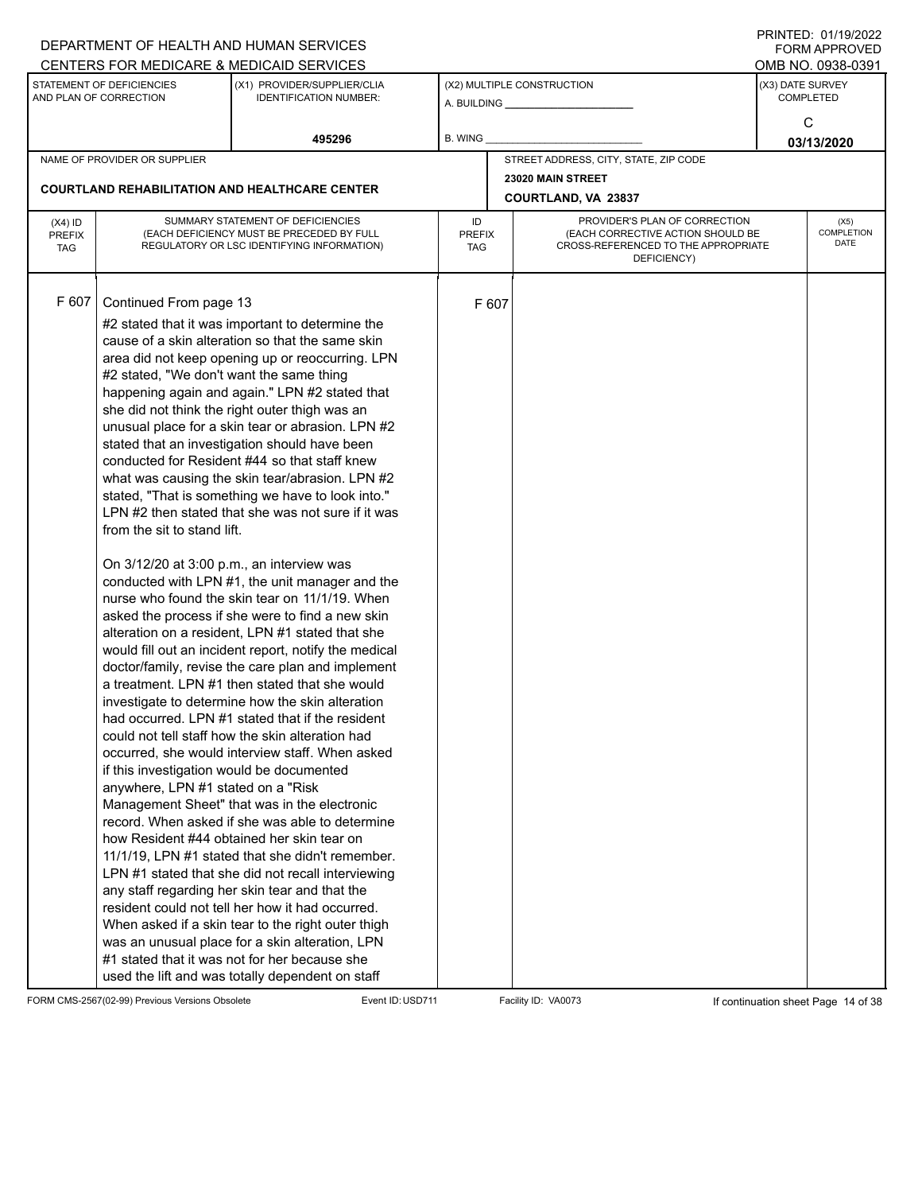DEPARTMENT OF HEALTH AND HUMAN SERVICES
CENTERS FOR MEDICARE & MEDICAID SERVICES

PRINTED: 01/19/2022
FORM APPROVED
OMB NO. 0938-0391

| STATEMENT OF DEFICIENCIES AND PLAN OF CORRECTION | (X1) PROVIDER/SUPPLIER/CLIA IDENTIFICATION NUMBER: | (X2) MULTIPLE CONSTRUCTION | (X3) DATE SURVEY COMPLETED |
|---|---|---|---|
| | 495296 | A. BUILDING _______ B. WING _______ | C 03/13/2020 |

| NAME OF PROVIDER OR SUPPLIER | STREET ADDRESS, CITY, STATE, ZIP CODE |
|---|---|
| COURTLAND REHABILITATION AND HEALTHCARE CENTER | 23020 MAIN STREET COURTLAND, VA 23837 |

| (X4) ID PREFIX TAG | SUMMARY STATEMENT OF DEFICIENCIES (EACH DEFICIENCY MUST BE PRECEDED BY FULL REGULATORY OR LSC IDENTIFYING INFORMATION) | ID PREFIX TAG | PROVIDER'S PLAN OF CORRECTION (EACH CORRECTIVE ACTION SHOULD BE CROSS-REFERENCED TO THE APPROPRIATE DEFICIENCY) | (X5) COMPLETION DATE |
|---|---|---|---|---|
| F 607 | Continued From page 13 | F 607 | | |

#2 stated that it was important to determine the cause of a skin alteration so that the same skin area did not keep opening up or reoccurring. LPN #2 stated, "We don't want the same thing happening again and again." LPN #2 stated that she did not think the right outer thigh was an unusual place for a skin tear or abrasion. LPN #2 stated that an investigation should have been conducted for Resident #44 so that staff knew what was causing the skin tear/abrasion. LPN #2 stated, "That is something we have to look into." LPN #2 then stated that she was not sure if it was from the sit to stand lift.

On 3/12/20 at 3:00 p.m., an interview was conducted with LPN #1, the unit manager and the nurse who found the skin tear on 11/1/19. When asked the process if she were to find a new skin alteration on a resident, LPN #1 stated that she would fill out an incident report, notify the medical doctor/family, revise the care plan and implement a treatment. LPN #1 then stated that she would investigate to determine how the skin alteration had occurred. LPN #1 stated that if the resident could not tell staff how the skin alteration had occurred, she would interview staff. When asked if this investigation would be documented anywhere, LPN #1 stated on a "Risk Management Sheet" that was in the electronic record. When asked if she was able to determine how Resident #44 obtained her skin tear on 11/1/19, LPN #1 stated that she didn't remember. LPN #1 stated that she did not recall interviewing any staff regarding her skin tear and that the resident could not tell her how it had occurred. When asked if a skin tear to the right outer thigh was an unusual place for a skin alteration, LPN #1 stated that it was not for her because she used the lift and was totally dependent on staff

FORM CMS-2567(02-99) Previous Versions Obsolete    Event ID: USD711    Facility ID: VA0073    If continuation sheet Page 14 of 38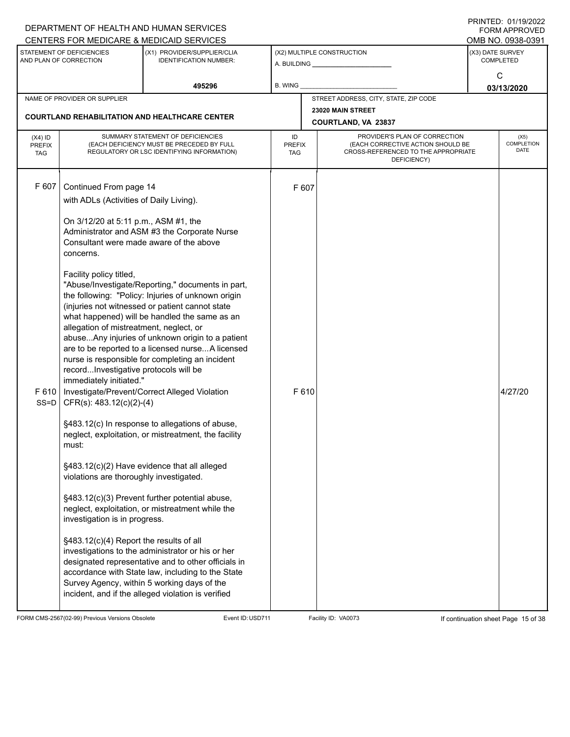DEPARTMENT OF HEALTH AND HUMAN SERVICES
CENTERS FOR MEDICARE & MEDICAID SERVICES

PRINTED: 01/19/2022
FORM APPROVED
OMB NO. 0938-0391

| STATEMENT OF DEFICIENCIES AND PLAN OF CORRECTION | (X1) PROVIDER/SUPPLIER/CLIA IDENTIFICATION NUMBER: | (X2) MULTIPLE CONSTRUCTION | (X3) DATE SURVEY COMPLETED |
|---|---|---|---|
| | 495296 | A. BUILDING ______ B. WING ______ | C 03/13/2020 |

| NAME OF PROVIDER OR SUPPLIER | STREET ADDRESS, CITY, STATE, ZIP CODE |
|---|---|
| COURTLAND REHABILITATION AND HEALTHCARE CENTER | 23020 MAIN STREET COURTLAND, VA 23837 |

| (X4) ID PREFIX TAG | SUMMARY STATEMENT OF DEFICIENCIES (EACH DEFICIENCY MUST BE PRECEDED BY FULL REGULATORY OR LSC IDENTIFYING INFORMATION) | ID PREFIX TAG | PROVIDER'S PLAN OF CORRECTION (EACH CORRECTIVE ACTION SHOULD BE CROSS-REFERENCED TO THE APPROPRIATE DEFICIENCY) | (X5) COMPLETION DATE |
|---|---|---|---|---|
| F 607 | Continued From page 14<br>with ADLs (Activities of Daily Living).<br><br>On 3/12/20 at 5:11 p.m., ASM #1, the Administrator and ASM #3 the Corporate Nurse Consultant were made aware of the above concerns.<br><br>Facility policy titled, "Abuse/Investigate/Reporting," documents in part, the following: "Policy: Injuries of unknown origin (injuries not witnessed or patient cannot state what happened) will be handled the same as an allegation of mistreatment, neglect, or abuse...Any injuries of unknown origin to a patient are to be reported to a licensed nurse...A licensed nurse is responsible for completing an incident record...Investigative protocols will be immediately initiated." | F 607 | | |
| F 610 SS=D | Investigate/Prevent/Correct Alleged Violation<br>CFR(s): 483.12(c)(2)-(4)<br><br>§483.12(c) In response to allegations of abuse, neglect, exploitation, or mistreatment, the facility must:<br><br>§483.12(c)(2) Have evidence that all alleged violations are thoroughly investigated.<br><br>§483.12(c)(3) Prevent further potential abuse, neglect, exploitation, or mistreatment while the investigation is in progress.<br><br>§483.12(c)(4) Report the results of all investigations to the administrator or his or her designated representative and to other officials in accordance with State law, including to the State Survey Agency, within 5 working days of the incident, and if the alleged violation is verified | F 610 | | 4/27/20 |

FORM CMS-2567(02-99) Previous Versions Obsolete Event ID: USD711 Facility ID: VA0073 If continuation sheet Page 15 of 38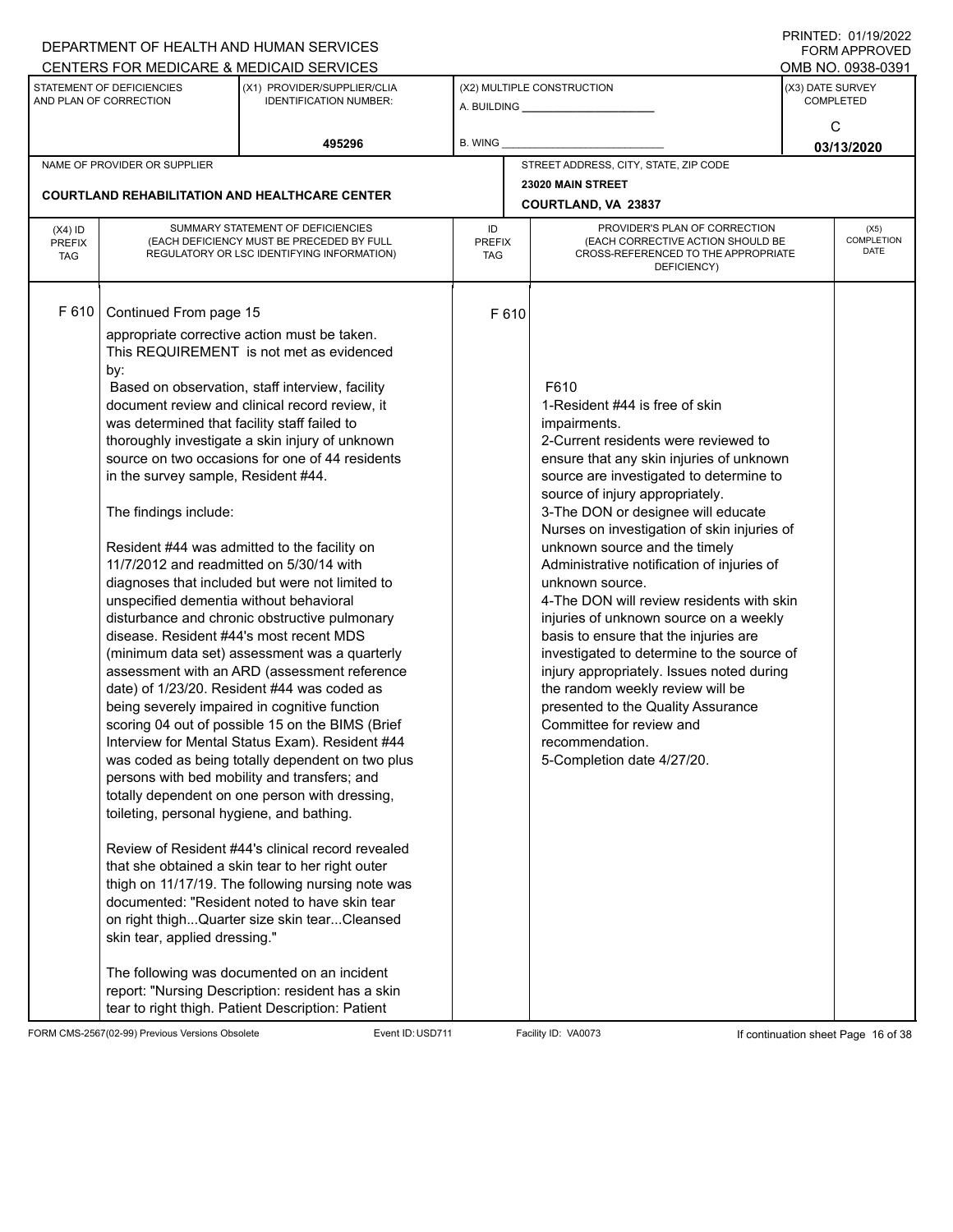DEPARTMENT OF HEALTH AND HUMAN SERVICES
CENTERS FOR MEDICARE & MEDICAID SERVICES

PRINTED: 01/19/2022
FORM APPROVED
OMB NO. 0938-0391

| STATEMENT OF DEFICIENCIES AND PLAN OF CORRECTION | (X1) PROVIDER/SUPPLIER/CLIA IDENTIFICATION NUMBER: | (X2) MULTIPLE CONSTRUCTION | (X3) DATE SURVEY COMPLETED |
|---|---|---|---|
| | 495296 | A. BUILDING ______ B. WING ______ | C 03/13/2020 |

| NAME OF PROVIDER OR SUPPLIER | STREET ADDRESS, CITY, STATE, ZIP CODE |
|---|---|
| COURTLAND REHABILITATION AND HEALTHCARE CENTER | 23020 MAIN STREET COURTLAND, VA 23837 |

| (X4) ID PREFIX TAG | SUMMARY STATEMENT OF DEFICIENCIES (EACH DEFICIENCY MUST BE PRECEDED BY FULL REGULATORY OR LSC IDENTIFYING INFORMATION) | ID PREFIX TAG | PROVIDER'S PLAN OF CORRECTION (EACH CORRECTIVE ACTION SHOULD BE CROSS-REFERENCED TO THE APPROPRIATE DEFICIENCY) | (X5) COMPLETION DATE |
|---|---|---|---|---|
| F 610 | Continued From page 15<br>appropriate corrective action must be taken.<br>This REQUIREMENT is not met as evidenced by:<br>Based on observation, staff interview, facility document review and clinical record review, it was determined that facility staff failed to thoroughly investigate a skin injury of unknown source on two occasions for one of 44 residents in the survey sample, Resident #44.<br><br>The findings include:<br><br>Resident #44 was admitted to the facility on 11/7/2012 and readmitted on 5/30/14 with diagnoses that included but were not limited to unspecified dementia without behavioral disturbance and chronic obstructive pulmonary disease. Resident #44's most recent MDS (minimum data set) assessment was a quarterly assessment with an ARD (assessment reference date) of 1/23/20. Resident #44 was coded as being severely impaired in cognitive function scoring 04 out of possible 15 on the BIMS (Brief Interview for Mental Status Exam). Resident #44 was coded as being totally dependent on two plus persons with bed mobility and transfers; and totally dependent on one person with dressing, toileting, personal hygiene, and bathing.<br><br>Review of Resident #44's clinical record revealed that she obtained a skin tear to her right outer thigh on 11/17/19. The following nursing note was documented: "Resident noted to have skin tear on right thigh...Quarter size skin tear...Cleansed skin tear, applied dressing."<br><br>The following was documented on an incident report: "Nursing Description: resident has a skin tear to right thigh. Patient Description: Patient | F 610 | F610<br>1-Resident #44 is free of skin impairments.<br>2-Current residents were reviewed to ensure that any skin injuries of unknown source are investigated to determine to source of injury appropriately.<br>3-The DON or designee will educate Nurses on investigation of skin injuries of unknown source and the timely Administrative notification of injuries of unknown source.<br>4-The DON will review residents with skin injuries of unknown source on a weekly basis to ensure that the injuries are investigated to determine to the source of injury appropriately. Issues noted during the random weekly review will be presented to the Quality Assurance Committee for review and recommendation.<br>5-Completion date 4/27/20. | |

FORM CMS-2567(02-99) Previous Versions Obsolete Event ID: USD711 Facility ID: VA0073 If continuation sheet Page 16 of 38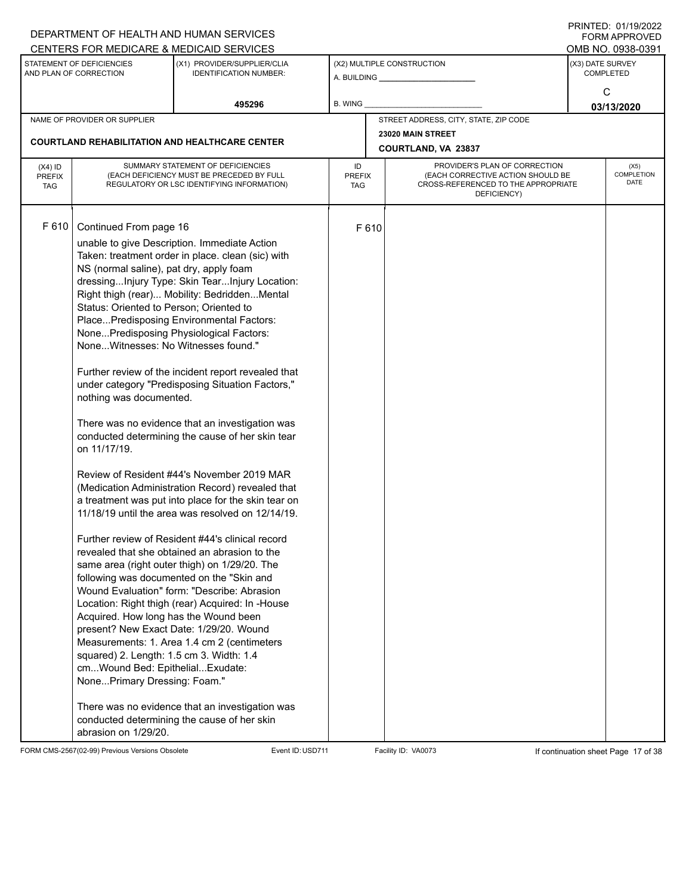DEPARTMENT OF HEALTH AND HUMAN SERVICES
CENTERS FOR MEDICARE & MEDICAID SERVICES

PRINTED: 01/19/2022
FORM APPROVED
OMB NO. 0938-0391

| STATEMENT OF DEFICIENCIES AND PLAN OF CORRECTION | (X1) PROVIDER/SUPPLIER/CLIA IDENTIFICATION NUMBER: | (X2) MULTIPLE CONSTRUCTION | (X3) DATE SURVEY COMPLETED |
|---|---|---|---|
| | 495296 | A. BUILDING ______ B. WING ______ | C 03/13/2020 |

NAME OF PROVIDER OR SUPPLIER: **COURTLAND REHABILITATION AND HEALTHCARE CENTER**

STREET ADDRESS, CITY, STATE, ZIP CODE: **23020 MAIN STREET, COURTLAND, VA 23837**

| (X4) ID PREFIX TAG | SUMMARY STATEMENT OF DEFICIENCIES (EACH DEFICIENCY MUST BE PRECEDED BY FULL REGULATORY OR LSC IDENTIFYING INFORMATION) | ID PREFIX TAG | PROVIDER'S PLAN OF CORRECTION (EACH CORRECTIVE ACTION SHOULD BE CROSS-REFERENCED TO THE APPROPRIATE DEFICIENCY) | (X5) COMPLETION DATE |
|---|---|---|---|---|
| F 610 | Continued From page 16 | F 610 | | |

unable to give Description. Immediate Action Taken: treatment order in place. clean (sic) with NS (normal saline), pat dry, apply foam dressing...Injury Type: Skin Tear...Injury Location: Right thigh (rear)... Mobility: Bedridden...Mental Status: Oriented to Person; Oriented to Place...Predisposing Environmental Factors: None...Predisposing Physiological Factors: None...Witnesses: No Witnesses found."

Further review of the incident report revealed that under category "Predisposing Situation Factors," nothing was documented.

There was no evidence that an investigation was conducted determining the cause of her skin tear on 11/17/19.

Review of Resident #44's November 2019 MAR (Medication Administration Record) revealed that a treatment was put into place for the skin tear on 11/18/19 until the area was resolved on 12/14/19.

Further review of Resident #44's clinical record revealed that she obtained an abrasion to the same area (right outer thigh) on 1/29/20. The following was documented on the "Skin and Wound Evaluation" form: "Describe: Abrasion Location: Right thigh (rear) Acquired: In -House Acquired. How long has the Wound been present? New Exact Date: 1/29/20. Wound Measurements: 1. Area 1.4 cm 2 (centimeters squared) 2. Length: 1.5 cm 3. Width: 1.4 cm...Wound Bed: Epithelial...Exudate: None...Primary Dressing: Foam."

There was no evidence that an investigation was conducted determining the cause of her skin abrasion on 1/29/20.

FORM CMS-2567(02-99) Previous Versions Obsolete — Event ID: USD711 — Facility ID: VA0073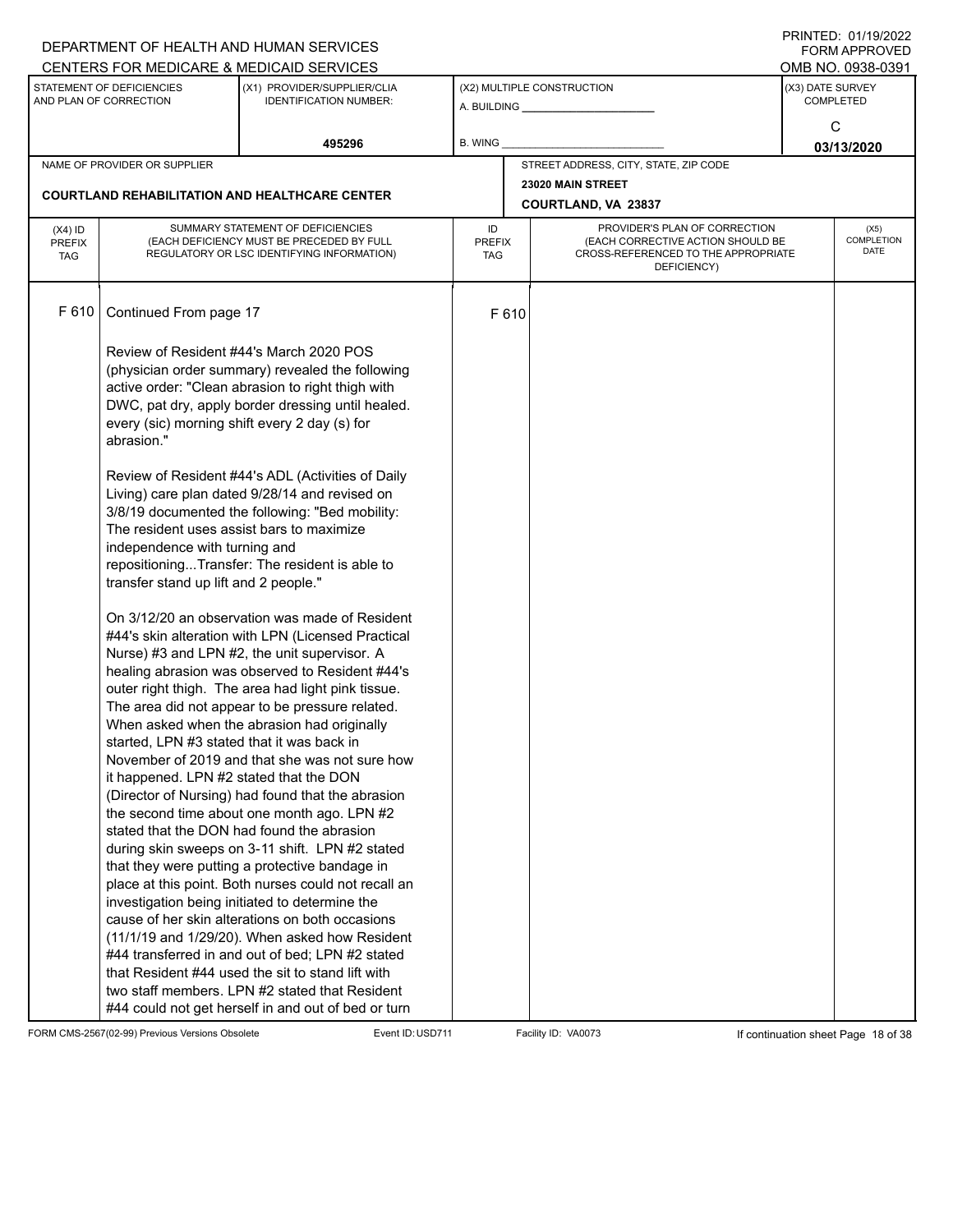DEPARTMENT OF HEALTH AND HUMAN SERVICES
CENTERS FOR MEDICARE & MEDICAID SERVICES

PRINTED: 01/19/2022
FORM APPROVED
OMB NO. 0938-0391

| STATEMENT OF DEFICIENCIES AND PLAN OF CORRECTION | (X1) PROVIDER/SUPPLIER/CLIA IDENTIFICATION NUMBER: | (X2) MULTIPLE CONSTRUCTION | (X3) DATE SURVEY COMPLETED |
|---|---|---|---|
| | 495296 | A. BUILDING ______ B. WING ______ | C 03/13/2020 |

| NAME OF PROVIDER OR SUPPLIER | STREET ADDRESS, CITY, STATE, ZIP CODE |
|---|---|
| COURTLAND REHABILITATION AND HEALTHCARE CENTER | 23020 MAIN STREET COURTLAND, VA 23837 |

| (X4) ID PREFIX TAG | SUMMARY STATEMENT OF DEFICIENCIES (EACH DEFICIENCY MUST BE PRECEDED BY FULL REGULATORY OR LSC IDENTIFYING INFORMATION) | ID PREFIX TAG | PROVIDER'S PLAN OF CORRECTION (EACH CORRECTIVE ACTION SHOULD BE CROSS-REFERENCED TO THE APPROPRIATE DEFICIENCY) | (X5) COMPLETION DATE |
|---|---|---|---|---|
| F 610 | Continued From page 17 | F 610 | | |

Review of Resident #44's March 2020 POS (physician order summary) revealed the following active order: "Clean abrasion to right thigh with DWC, pat dry, apply border dressing until healed. every (sic) morning shift every 2 day (s) for abrasion."

Review of Resident #44's ADL (Activities of Daily Living) care plan dated 9/28/14 and revised on 3/8/19 documented the following: "Bed mobility: The resident uses assist bars to maximize independence with turning and repositioning...Transfer: The resident is able to transfer stand up lift and 2 people."

On 3/12/20 an observation was made of Resident #44's skin alteration with LPN (Licensed Practical Nurse) #3 and LPN #2, the unit supervisor. A healing abrasion was observed to Resident #44's outer right thigh. The area had light pink tissue. The area did not appear to be pressure related. When asked when the abrasion had originally started, LPN #3 stated that it was back in November of 2019 and that she was not sure how it happened. LPN #2 stated that the DON (Director of Nursing) had found that the abrasion the second time about one month ago. LPN #2 stated that the DON had found the abrasion during skin sweeps on 3-11 shift. LPN #2 stated that they were putting a protective bandage in place at this point. Both nurses could not recall an investigation being initiated to determine the cause of her skin alterations on both occasions (11/1/19 and 1/29/20). When asked how Resident #44 transferred in and out of bed; LPN #2 stated that Resident #44 used the sit to stand lift with two staff members. LPN #2 stated that Resident #44 could not get herself in and out of bed or turn

FORM CMS-2567(02-99) Previous Versions Obsolete Event ID: USD711 Facility ID: VA0073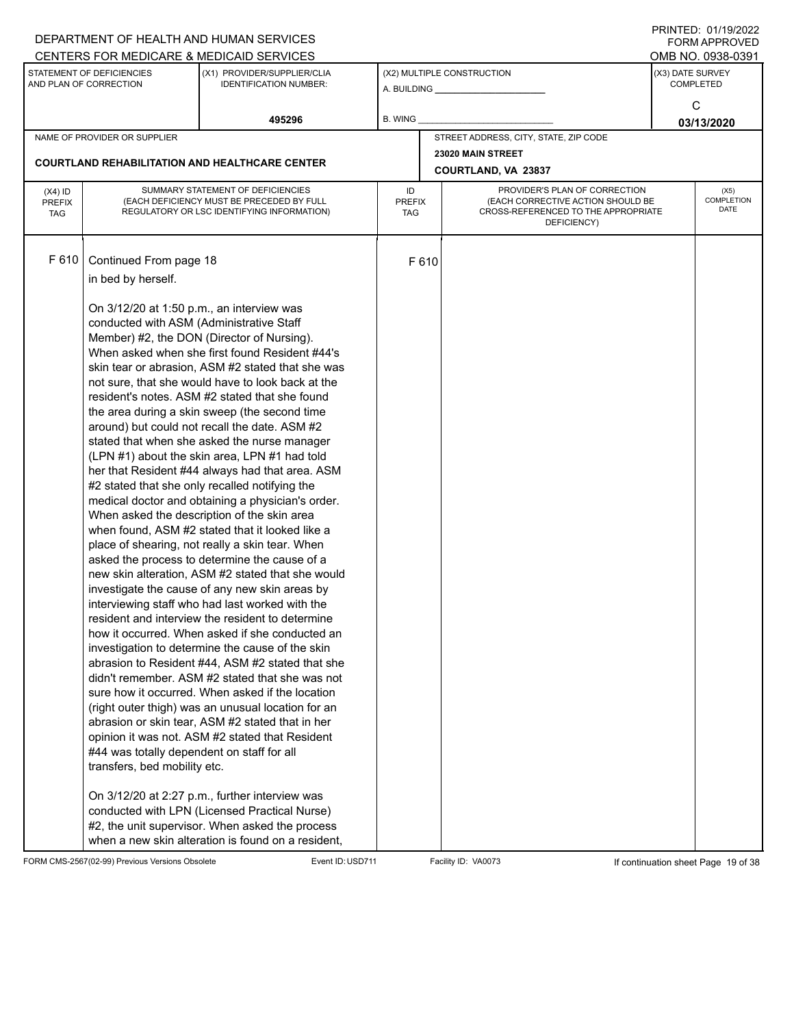DEPARTMENT OF HEALTH AND HUMAN SERVICES
CENTERS FOR MEDICARE & MEDICAID SERVICES

PRINTED: 01/19/2022
FORM APPROVED
OMB NO. 0938-0391

| STATEMENT OF DEFICIENCIES AND PLAN OF CORRECTION | (X1) PROVIDER/SUPPLIER/CLIA IDENTIFICATION NUMBER: | (X2) MULTIPLE CONSTRUCTION | (X3) DATE SURVEY COMPLETED |
|---|---|---|---|
| | 495296 | A. BUILDING ______ B. WING ______ | C 03/13/2020 |

| NAME OF PROVIDER OR SUPPLIER | STREET ADDRESS, CITY, STATE, ZIP CODE |
|---|---|
| COURTLAND REHABILITATION AND HEALTHCARE CENTER | 23020 MAIN STREET COURTLAND, VA 23837 |

| (X4) ID PREFIX TAG | SUMMARY STATEMENT OF DEFICIENCIES (EACH DEFICIENCY MUST BE PRECEDED BY FULL REGULATORY OR LSC IDENTIFYING INFORMATION) | ID PREFIX TAG | PROVIDER'S PLAN OF CORRECTION (EACH CORRECTIVE ACTION SHOULD BE CROSS-REFERENCED TO THE APPROPRIATE DEFICIENCY) | (X5) COMPLETION DATE |
|---|---|---|---|---|
| F 610 | Continued From page 18 | F 610 | | |

in bed by herself.

On 3/12/20 at 1:50 p.m., an interview was conducted with ASM (Administrative Staff Member) #2, the DON (Director of Nursing). When asked when she first found Resident #44's skin tear or abrasion, ASM #2 stated that she was not sure, that she would have to look back at the resident's notes. ASM #2 stated that she found the area during a skin sweep (the second time around) but could not recall the date. ASM #2 stated that when she asked the nurse manager (LPN #1) about the skin area, LPN #1 had told her that Resident #44 always had that area. ASM #2 stated that she only recalled notifying the medical doctor and obtaining a physician's order. When asked the description of the skin area when found, ASM #2 stated that it looked like a place of shearing, not really a skin tear. When asked the process to determine the cause of a new skin alteration, ASM #2 stated that she would investigate the cause of any new skin areas by interviewing staff who had last worked with the resident and interview the resident to determine how it occurred. When asked if she conducted an investigation to determine the cause of the skin abrasion to Resident #44, ASM #2 stated that she didn't remember. ASM #2 stated that she was not sure how it occurred. When asked if the location (right outer thigh) was an unusual location for an abrasion or skin tear, ASM #2 stated that in her opinion it was not. ASM #2 stated that Resident #44 was totally dependent on staff for all transfers, bed mobility etc.

On 3/12/20 at 2:27 p.m., further interview was conducted with LPN (Licensed Practical Nurse) #2, the unit supervisor. When asked the process when a new skin alteration is found on a resident,

FORM CMS-2567(02-99) Previous Versions Obsolete Event ID: USD711 Facility ID: VA0073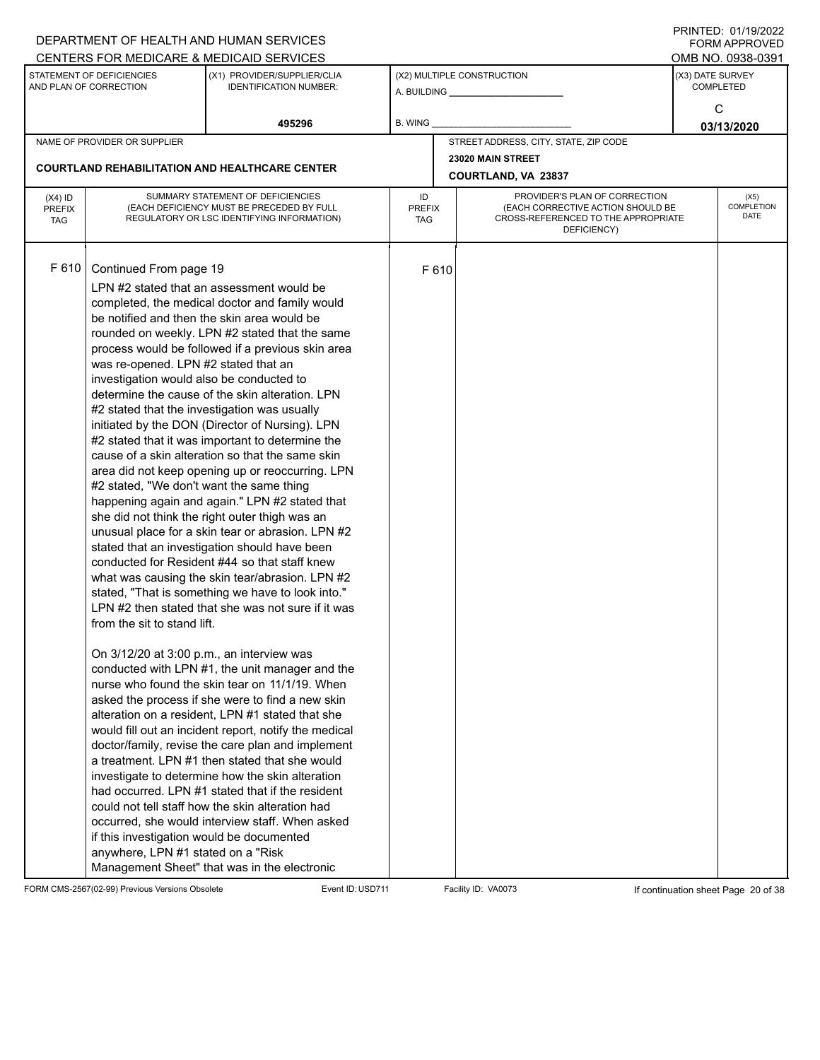DEPARTMENT OF HEALTH AND HUMAN SERVICES
CENTERS FOR MEDICARE & MEDICAID SERVICES

PRINTED: 01/19/2022
FORM APPROVED
OMB NO. 0938-0391

| STATEMENT OF DEFICIENCIES AND PLAN OF CORRECTION | (X1) PROVIDER/SUPPLIER/CLIA IDENTIFICATION NUMBER: | (X2) MULTIPLE CONSTRUCTION | (X3) DATE SURVEY COMPLETED |
|---|---|---|---|
| | 495296 | A. BUILDING ______ B. WING ______ | C 03/13/2020 |

| NAME OF PROVIDER OR SUPPLIER | STREET ADDRESS, CITY, STATE, ZIP CODE |
|---|---|
| COURTLAND REHABILITATION AND HEALTHCARE CENTER | 23020 MAIN STREET COURTLAND, VA 23837 |

| (X4) ID PREFIX TAG | SUMMARY STATEMENT OF DEFICIENCIES (EACH DEFICIENCY MUST BE PRECEDED BY FULL REGULATORY OR LSC IDENTIFYING INFORMATION) | ID PREFIX TAG | PROVIDER'S PLAN OF CORRECTION (EACH CORRECTIVE ACTION SHOULD BE CROSS-REFERENCED TO THE APPROPRIATE DEFICIENCY) | (X5) COMPLETION DATE |
|---|---|---|---|---|
| F 610 | Continued From page 19 | F 610 | | |

LPN #2 stated that an assessment would be completed, the medical doctor and family would be notified and then the skin area would be rounded on weekly. LPN #2 stated that the same process would be followed if a previous skin area was re-opened. LPN #2 stated that an investigation would also be conducted to determine the cause of the skin alteration. LPN #2 stated that the investigation was usually initiated by the DON (Director of Nursing). LPN #2 stated that it was important to determine the cause of a skin alteration so that the same skin area did not keep opening up or reoccurring. LPN #2 stated, "We don't want the same thing happening again and again." LPN #2 stated that she did not think the right outer thigh was an unusual place for a skin tear or abrasion. LPN #2 stated that an investigation should have been conducted for Resident #44 so that staff knew what was causing the skin tear/abrasion. LPN #2 stated, "That is something we have to look into." LPN #2 then stated that she was not sure if it was from the sit to stand lift.

On 3/12/20 at 3:00 p.m., an interview was conducted with LPN #1, the unit manager and the nurse who found the skin tear on 11/1/19. When asked the process if she were to find a new skin alteration on a resident, LPN #1 stated that she would fill out an incident report, notify the medical doctor/family, revise the care plan and implement a treatment. LPN #1 then stated that she would investigate to determine how the skin alteration had occurred. LPN #1 stated that if the resident could not tell staff how the skin alteration had occurred, she would interview staff. When asked if this investigation would be documented anywhere, LPN #1 stated on a "Risk Management Sheet" that was in the electronic

FORM CMS-2567(02-99) Previous Versions Obsolete Event ID: USD711 Facility ID: VA0073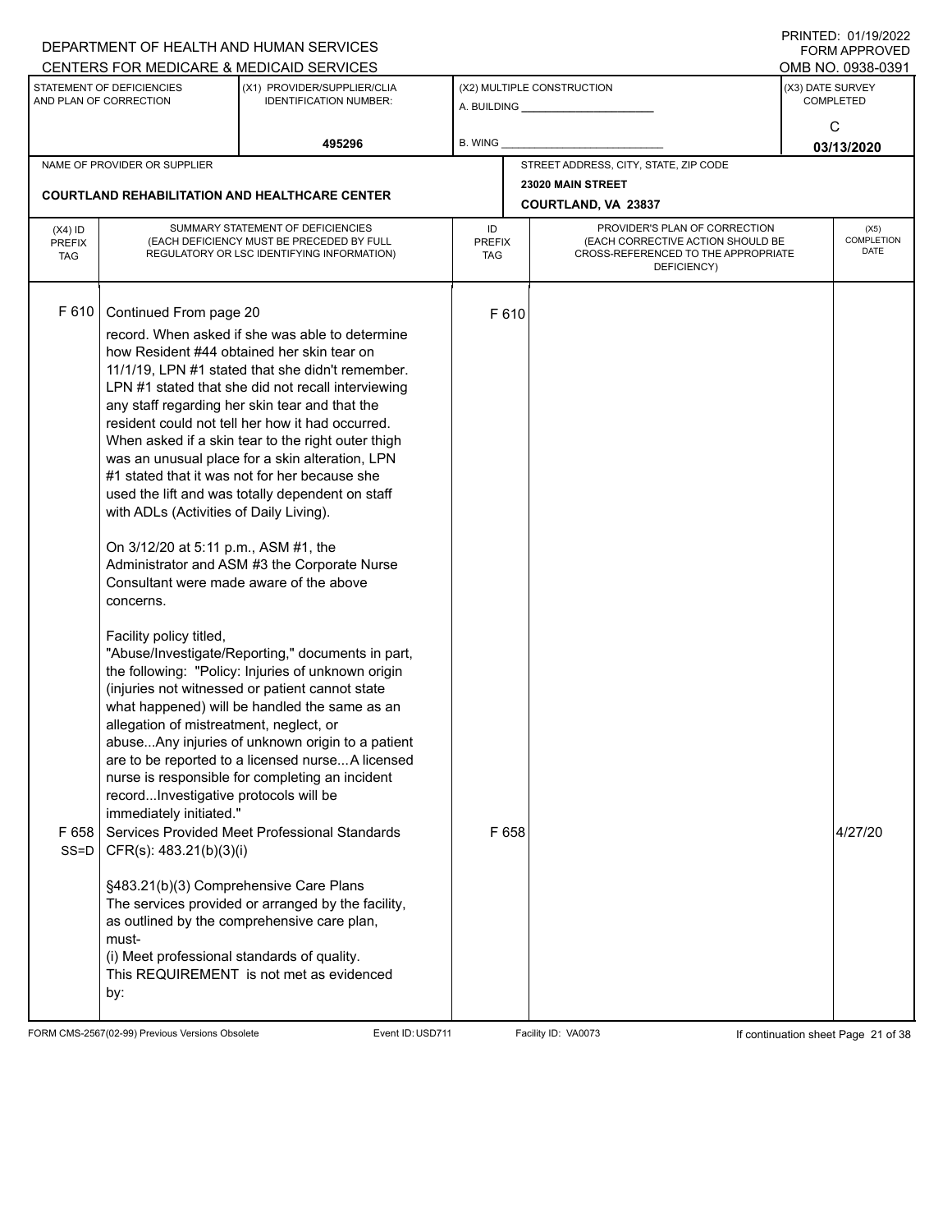DEPARTMENT OF HEALTH AND HUMAN SERVICES
CENTERS FOR MEDICARE & MEDICAID SERVICES

PRINTED: 01/19/2022
FORM APPROVED
OMB NO. 0938-0391

| STATEMENT OF DEFICIENCIES AND PLAN OF CORRECTION | (X1) PROVIDER/SUPPLIER/CLIA IDENTIFICATION NUMBER: | (X2) MULTIPLE CONSTRUCTION | (X3) DATE SURVEY COMPLETED |
|---|---|---|---|
| | 495296 | A. BUILDING ______ B. WING ______ | C 03/13/2020 |

| NAME OF PROVIDER OR SUPPLIER | STREET ADDRESS, CITY, STATE, ZIP CODE |
|---|---|
| COURTLAND REHABILITATION AND HEALTHCARE CENTER | 23020 MAIN STREET COURTLAND, VA 23837 |

| (X4) ID PREFIX TAG | SUMMARY STATEMENT OF DEFICIENCIES (EACH DEFICIENCY MUST BE PRECEDED BY FULL REGULATORY OR LSC IDENTIFYING INFORMATION) | ID PREFIX TAG | PROVIDER'S PLAN OF CORRECTION (EACH CORRECTIVE ACTION SHOULD BE CROSS-REFERENCED TO THE APPROPRIATE DEFICIENCY) | (X5) COMPLETION DATE |
|---|---|---|---|---|
| F 610 | Continued From page 20<br>record. When asked if she was able to determine how Resident #44 obtained her skin tear on 11/1/19, LPN #1 stated that she didn't remember. LPN #1 stated that she did not recall interviewing any staff regarding her skin tear and that the resident could not tell her how it had occurred. When asked if a skin tear to the right outer thigh was an unusual place for a skin alteration, LPN #1 stated that it was not for her because she used the lift and was totally dependent on staff with ADLs (Activities of Daily Living).<br><br>On 3/12/20 at 5:11 p.m., ASM #1, the Administrator and ASM #3 the Corporate Nurse Consultant were made aware of the above concerns.<br><br>Facility policy titled, "Abuse/Investigate/Reporting," documents in part, the following: "Policy: Injuries of unknown origin (injuries not witnessed or patient cannot state what happened) will be handled the same as an allegation of mistreatment, neglect, or abuse...Any injuries of unknown origin to a patient are to be reported to a licensed nurse...A licensed nurse is responsible for completing an incident record...Investigative protocols will be immediately initiated." | F 610 | | |
| F 658 SS=D | Services Provided Meet Professional Standards CFR(s): 483.21(b)(3)(i)<br><br>§483.21(b)(3) Comprehensive Care Plans<br>The services provided or arranged by the facility, as outlined by the comprehensive care plan, must-<br>(i) Meet professional standards of quality.<br>This REQUIREMENT is not met as evidenced by: | F 658 | | 4/27/20 |

FORM CMS-2567(02-99) Previous Versions Obsolete Event ID: USD711 Facility ID: VA0073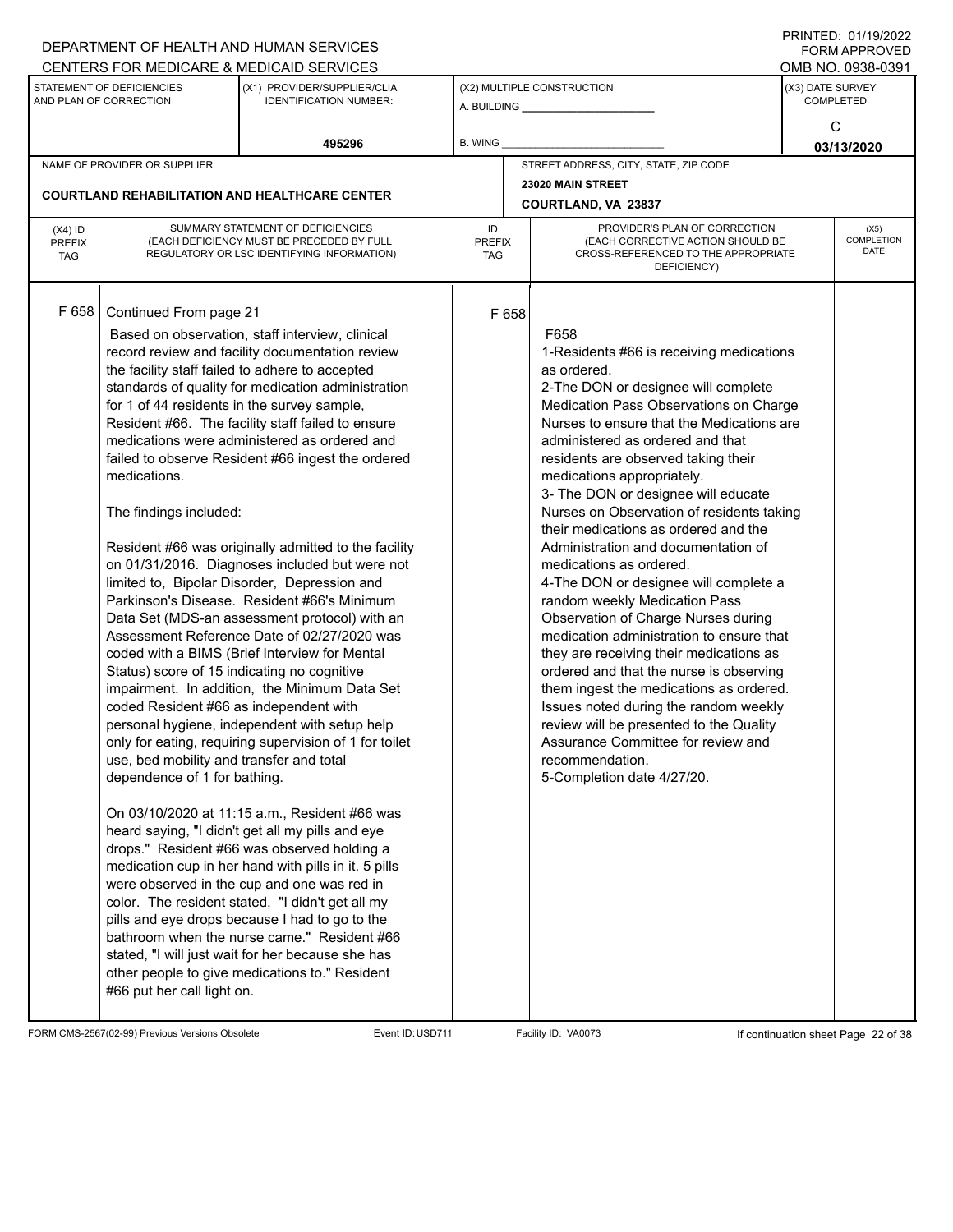DEPARTMENT OF HEALTH AND HUMAN SERVICES
CENTERS FOR MEDICARE & MEDICAID SERVICES

PRINTED: 01/19/2022
FORM APPROVED
OMB NO. 0938-0391

| STATEMENT OF DEFICIENCIES AND PLAN OF CORRECTION | (X1) PROVIDER/SUPPLIER/CLIA IDENTIFICATION NUMBER: | (X2) MULTIPLE CONSTRUCTION | (X3) DATE SURVEY COMPLETED |
|---|---|---|---|
| | 495296 | A. BUILDING ______ B. WING ______ | C 03/13/2020 |

| NAME OF PROVIDER OR SUPPLIER | STREET ADDRESS, CITY, STATE, ZIP CODE |
|---|---|
| COURTLAND REHABILITATION AND HEALTHCARE CENTER | 23020 MAIN STREET COURTLAND, VA 23837 |

| (X4) ID PREFIX TAG | SUMMARY STATEMENT OF DEFICIENCIES (EACH DEFICIENCY MUST BE PRECEDED BY FULL REGULATORY OR LSC IDENTIFYING INFORMATION) | ID PREFIX TAG | PROVIDER'S PLAN OF CORRECTION (EACH CORRECTIVE ACTION SHOULD BE CROSS-REFERENCED TO THE APPROPRIATE DEFICIENCY) | (X5) COMPLETION DATE |
|---|---|---|---|---|
| F 658 | Continued From page 21<br><br>Based on observation, staff interview, clinical record review and facility documentation review the facility staff failed to adhere to accepted standards of quality for medication administration for 1 of 44 residents in the survey sample, Resident #66. The facility staff failed to ensure medications were administered as ordered and failed to observe Resident #66 ingest the ordered medications.<br><br>The findings included:<br><br>Resident #66 was originally admitted to the facility on 01/31/2016. Diagnoses included but were not limited to, Bipolar Disorder, Depression and Parkinson's Disease. Resident #66's Minimum Data Set (MDS-an assessment protocol) with an Assessment Reference Date of 02/27/2020 was coded with a BIMS (Brief Interview for Mental Status) score of 15 indicating no cognitive impairment. In addition, the Minimum Data Set coded Resident #66 as independent with personal hygiene, independent with setup help only for eating, requiring supervision of 1 for toilet use, bed mobility and transfer and total dependence of 1 for bathing.<br><br>On 03/10/2020 at 11:15 a.m., Resident #66 was heard saying, "I didn't get all my pills and eye drops." Resident #66 was observed holding a medication cup in her hand with pills in it. 5 pills were observed in the cup and one was red in color. The resident stated, "I didn't get all my pills and eye drops because I had to go to the bathroom when the nurse came." Resident #66 stated, "I will just wait for her because she has other people to give medications to." Resident #66 put her call light on. | F 658 | F658<br>1-Residents #66 is receiving medications as ordered.<br>2-The DON or designee will complete Medication Pass Observations on Charge Nurses to ensure that the Medications are administered as ordered and that residents are observed taking their medications appropriately.<br>3- The DON or designee will educate Nurses on Observation of residents taking their medications as ordered and the Administration and documentation of medications as ordered.<br>4-The DON or designee will complete a random weekly Medication Pass Observation of Charge Nurses during medication administration to ensure that they are receiving their medications as ordered and that the nurse is observing them ingest the medications as ordered. Issues noted during the random weekly review will be presented to the Quality Assurance Committee for review and recommendation.<br>5-Completion date 4/27/20. | |

FORM CMS-2567(02-99) Previous Versions Obsolete Event ID: USD711 Facility ID: VA0073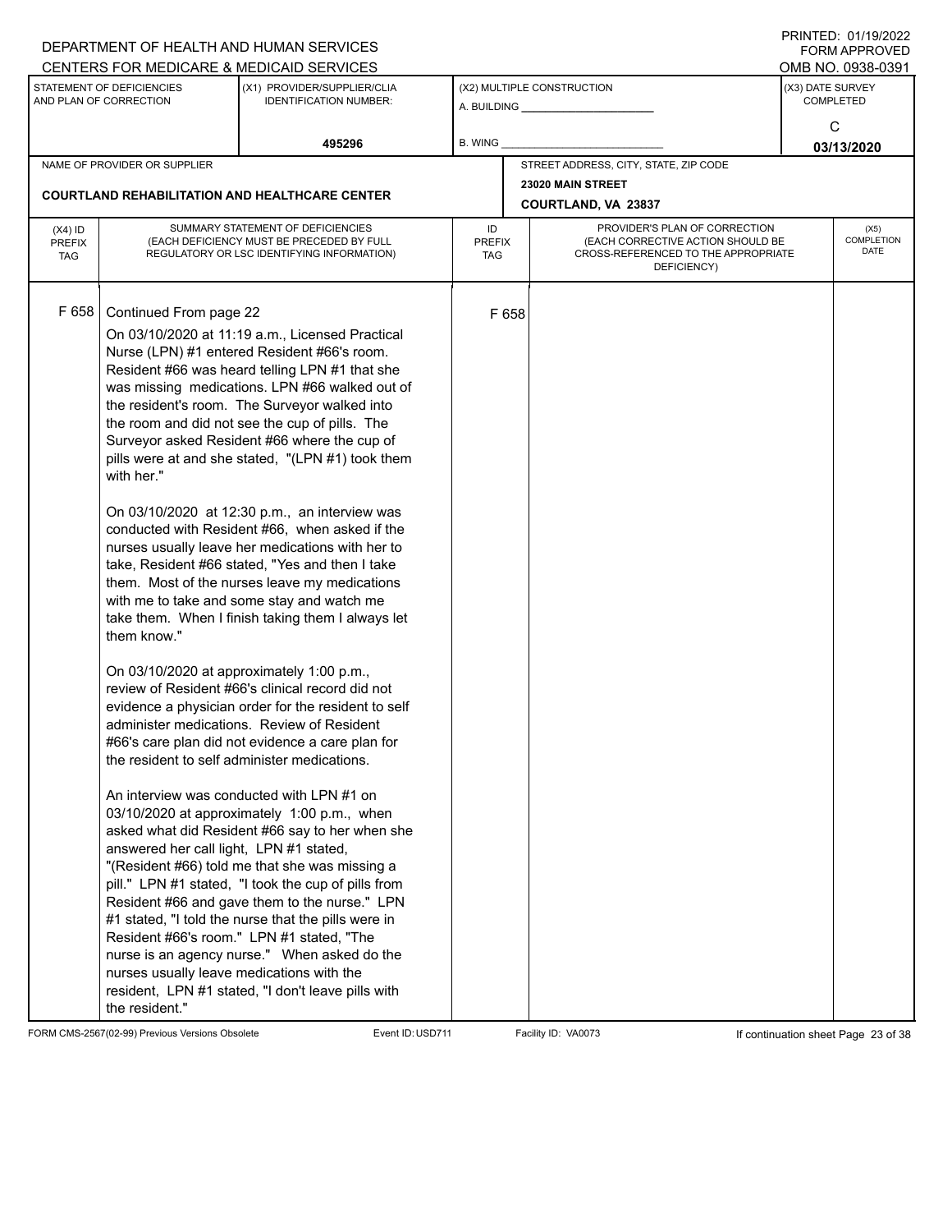DEPARTMENT OF HEALTH AND HUMAN SERVICES
CENTERS FOR MEDICARE & MEDICAID SERVICES

PRINTED: 01/19/2022
FORM APPROVED
OMB NO. 0938-0391

| STATEMENT OF DEFICIENCIES AND PLAN OF CORRECTION | (X1) PROVIDER/SUPPLIER/CLIA IDENTIFICATION NUMBER: | (X2) MULTIPLE CONSTRUCTION | (X3) DATE SURVEY COMPLETED |
|---|---|---|---|
| | 495296 | A. BUILDING ______ B. WING ______ | C 03/13/2020 |

| NAME OF PROVIDER OR SUPPLIER | STREET ADDRESS, CITY, STATE, ZIP CODE |
|---|---|
| COURTLAND REHABILITATION AND HEALTHCARE CENTER | 23020 MAIN STREET COURTLAND, VA 23837 |

| (X4) ID PREFIX TAG | SUMMARY STATEMENT OF DEFICIENCIES (EACH DEFICIENCY MUST BE PRECEDED BY FULL REGULATORY OR LSC IDENTIFYING INFORMATION) | ID PREFIX TAG | PROVIDER'S PLAN OF CORRECTION (EACH CORRECTIVE ACTION SHOULD BE CROSS-REFERENCED TO THE APPROPRIATE DEFICIENCY) | (X5) COMPLETION DATE |
|---|---|---|---|---|
| F 658 | Continued From page 22 | F 658 | | |

On 03/10/2020 at 11:19 a.m., Licensed Practical Nurse (LPN) #1 entered Resident #66's room. Resident #66 was heard telling LPN #1 that she was missing medications. LPN #66 walked out of the resident's room. The Surveyor walked into the room and did not see the cup of pills. The Surveyor asked Resident #66 where the cup of pills were at and she stated, "(LPN #1) took them with her."

On 03/10/2020 at 12:30 p.m., an interview was conducted with Resident #66, when asked if the nurses usually leave her medications with her to take, Resident #66 stated, "Yes and then I take them. Most of the nurses leave my medications with me to take and some stay and watch me take them. When I finish taking them I always let them know."

On 03/10/2020 at approximately 1:00 p.m., review of Resident #66's clinical record did not evidence a physician order for the resident to self administer medications. Review of Resident #66's care plan did not evidence a care plan for the resident to self administer medications.

An interview was conducted with LPN #1 on 03/10/2020 at approximately 1:00 p.m., when asked what did Resident #66 say to her when she answered her call light, LPN #1 stated, "(Resident #66) told me that she was missing a pill." LPN #1 stated, "I took the cup of pills from Resident #66 and gave them to the nurse." LPN #1 stated, "I told the nurse that the pills were in Resident #66's room." LPN #1 stated, "The nurse is an agency nurse." When asked do the nurses usually leave medications with the resident, LPN #1 stated, "I don't leave pills with the resident."

FORM CMS-2567(02-99) Previous Versions Obsolete Event ID: USD711 Facility ID: VA0073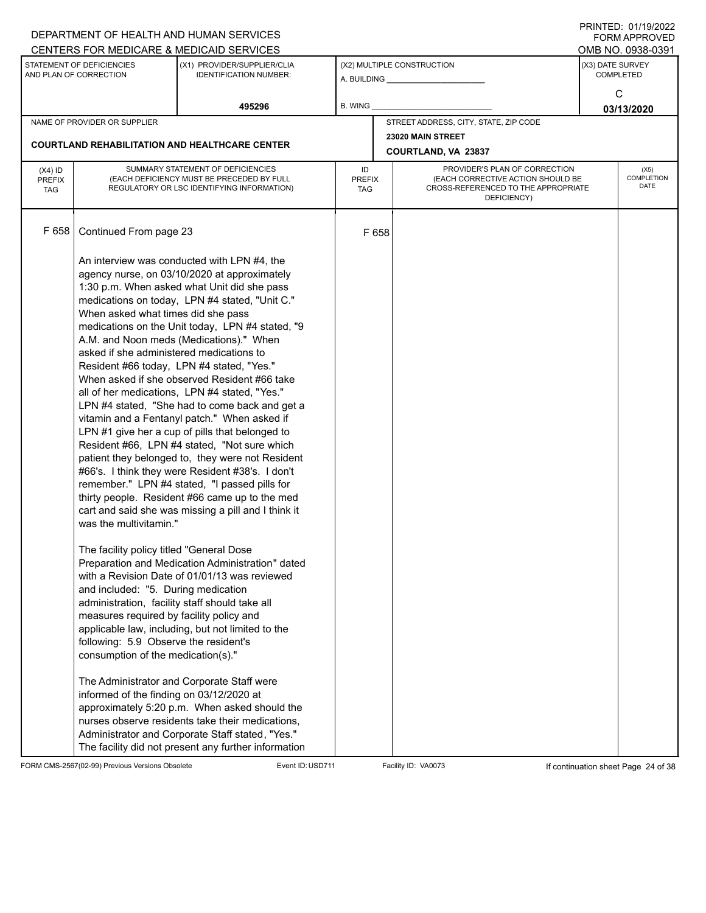DEPARTMENT OF HEALTH AND HUMAN SERVICES
CENTERS FOR MEDICARE & MEDICAID SERVICES

PRINTED: 01/19/2022
FORM APPROVED
OMB NO. 0938-0391

| STATEMENT OF DEFICIENCIES AND PLAN OF CORRECTION | (X1) PROVIDER/SUPPLIER/CLIA IDENTIFICATION NUMBER: | (X2) MULTIPLE CONSTRUCTION | (X3) DATE SURVEY COMPLETED |
|---|---|---|---|
| | 495296 | A. BUILDING ___ B. WING ___ | C 03/13/2020 |

| NAME OF PROVIDER OR SUPPLIER | STREET ADDRESS, CITY, STATE, ZIP CODE |
|---|---|
| COURTLAND REHABILITATION AND HEALTHCARE CENTER | 23020 MAIN STREET COURTLAND, VA 23837 |

| (X4) ID PREFIX TAG | SUMMARY STATEMENT OF DEFICIENCIES (EACH DEFICIENCY MUST BE PRECEDED BY FULL REGULATORY OR LSC IDENTIFYING INFORMATION) | ID PREFIX TAG | PROVIDER'S PLAN OF CORRECTION (EACH CORRECTIVE ACTION SHOULD BE CROSS-REFERENCED TO THE APPROPRIATE DEFICIENCY) | (X5) COMPLETION DATE |
|---|---|---|---|---|
| F 658 | Continued From page 23 | F 658 | | |

An interview was conducted with LPN #4, the agency nurse, on 03/10/2020 at approximately 1:30 p.m. When asked what Unit did she pass medications on today, LPN #4 stated, "Unit C." When asked what times did she pass medications on the Unit today, LPN #4 stated, "9 A.M. and Noon meds (Medications)." When asked if she administered medications to Resident #66 today, LPN #4 stated, "Yes." When asked if she observed Resident #66 take all of her medications, LPN #4 stated, "Yes." LPN #4 stated, "She had to come back and get a vitamin and a Fentanyl patch." When asked if LPN #1 give her a cup of pills that belonged to Resident #66, LPN #4 stated, "Not sure which patient they belonged to, they were not Resident #66's. I think they were Resident #38's. I don't remember." LPN #4 stated, "I passed pills for thirty people. Resident #66 came up to the med cart and said she was missing a pill and I think it was the multivitamin."

The facility policy titled "General Dose Preparation and Medication Administration" dated with a Revision Date of 01/01/13 was reviewed and included: "5. During medication administration, facility staff should take all measures required by facility policy and applicable law, including, but not limited to the following: 5.9 Observe the resident's consumption of the medication(s)."

The Administrator and Corporate Staff were informed of the finding on 03/12/2020 at approximately 5:20 p.m. When asked should the nurses observe residents take their medications, Administrator and Corporate Staff stated, "Yes." The facility did not present any further information

FORM CMS-2567(02-99) Previous Versions Obsolete Event ID: USD711 Facility ID: VA0073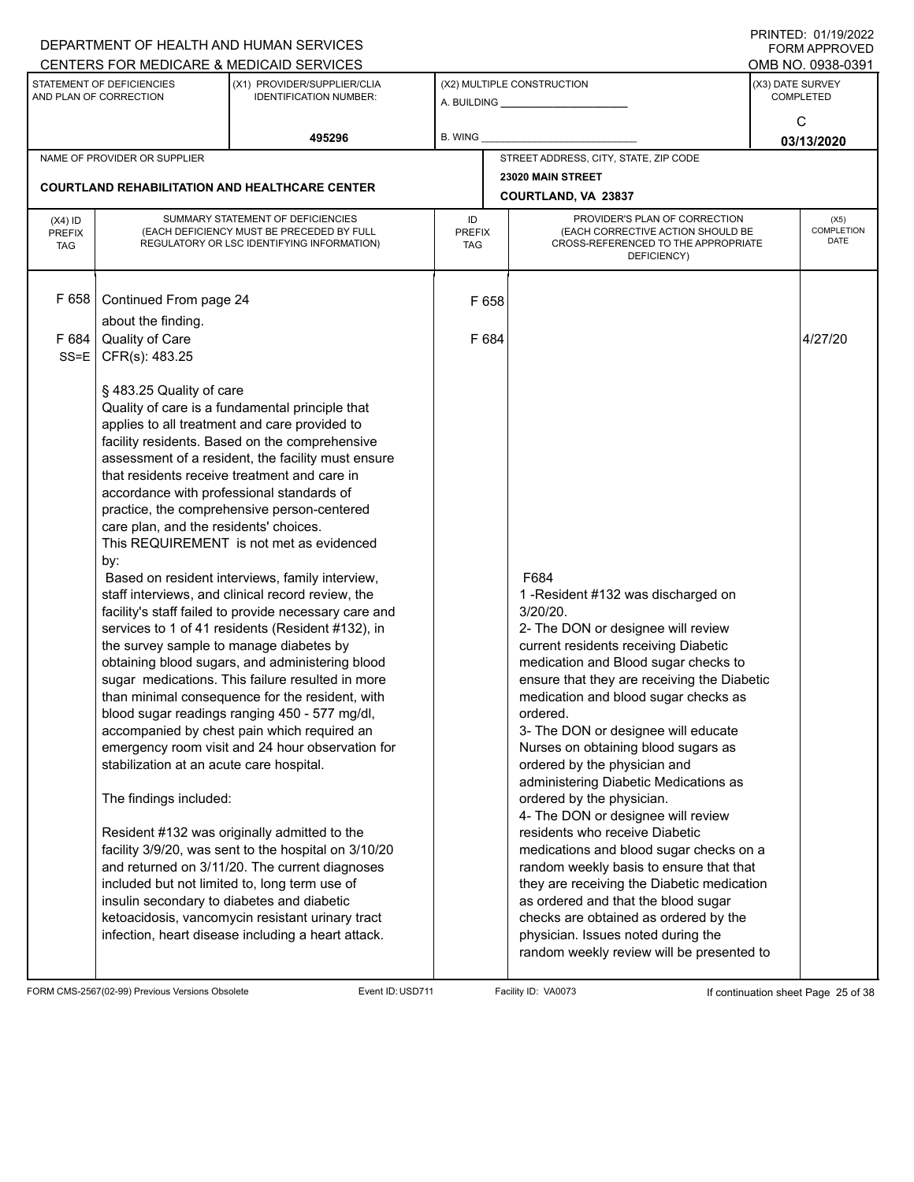DEPARTMENT OF HEALTH AND HUMAN SERVICES
CENTERS FOR MEDICARE & MEDICAID SERVICES

PRINTED: 01/19/2022
FORM APPROVED
OMB NO. 0938-0391

| STATEMENT OF DEFICIENCIES AND PLAN OF CORRECTION | (X1) PROVIDER/SUPPLIER/CLIA IDENTIFICATION NUMBER: | (X2) MULTIPLE CONSTRUCTION | (X3) DATE SURVEY COMPLETED |
|---|---|---|---|
| | 495296 | A. BUILDING ___ B. WING ___ | C 03/13/2020 |

| NAME OF PROVIDER OR SUPPLIER | STREET ADDRESS, CITY, STATE, ZIP CODE |
|---|---|
| COURTLAND REHABILITATION AND HEALTHCARE CENTER | 23020 MAIN STREET COURTLAND, VA 23837 |

| (X4) ID PREFIX TAG | SUMMARY STATEMENT OF DEFICIENCIES (EACH DEFICIENCY MUST BE PRECEDED BY FULL REGULATORY OR LSC IDENTIFYING INFORMATION) | ID PREFIX TAG | PROVIDER'S PLAN OF CORRECTION (EACH CORRECTIVE ACTION SHOULD BE CROSS-REFERENCED TO THE APPROPRIATE DEFICIENCY) | (X5) COMPLETION DATE |
|---|---|---|---|---|
| F 658 | Continued From page 24<br>about the finding. | F 658 | | |
| F 684 SS=E | Quality of Care<br>CFR(s): 483.25<br><br>§ 483.25 Quality of care<br>Quality of care is a fundamental principle that applies to all treatment and care provided to facility residents. Based on the comprehensive assessment of a resident, the facility must ensure that residents receive treatment and care in accordance with professional standards of practice, the comprehensive person-centered care plan, and the residents' choices.<br>This REQUIREMENT is not met as evidenced by:<br>Based on resident interviews, family interview, staff interviews, and clinical record review, the facility's staff failed to provide necessary care and services to 1 of 41 residents (Resident #132), in the survey sample to manage diabetes by obtaining blood sugars, and administering blood sugar medications. This failure resulted in more than minimal consequence for the resident, with blood sugar readings ranging 450 - 577 mg/dl, accompanied by chest pain which required an emergency room visit and 24 hour observation for stabilization at an acute care hospital.<br><br>The findings included:<br><br>Resident #132 was originally admitted to the facility 3/9/20, was sent to the hospital on 3/10/20 and returned on 3/11/20. The current diagnoses included but not limited to, long term use of insulin secondary to diabetes and diabetic ketoacidosis, vancomycin resistant urinary tract infection, heart disease including a heart attack. | F 684 | F684<br>1 -Resident #132 was discharged on 3/20/20.<br>2- The DON or designee will review current residents receiving Diabetic medication and Blood sugar checks to ensure that they are receiving the Diabetic medication and blood sugar checks as ordered.<br>3- The DON or designee will educate Nurses on obtaining blood sugars as ordered by the physician and administering Diabetic Medications as ordered by the physician.<br>4- The DON or designee will review residents who receive Diabetic medications and blood sugar checks on a random weekly basis to ensure that that they are receiving the Diabetic medication as ordered and that the blood sugar checks are obtained as ordered by the physician. Issues noted during the random weekly review will be presented to | 4/27/20 |

FORM CMS-2567(02-99) Previous Versions Obsolete Event ID: USD711 Facility ID: VA0073 If continuation sheet Page 25 of 38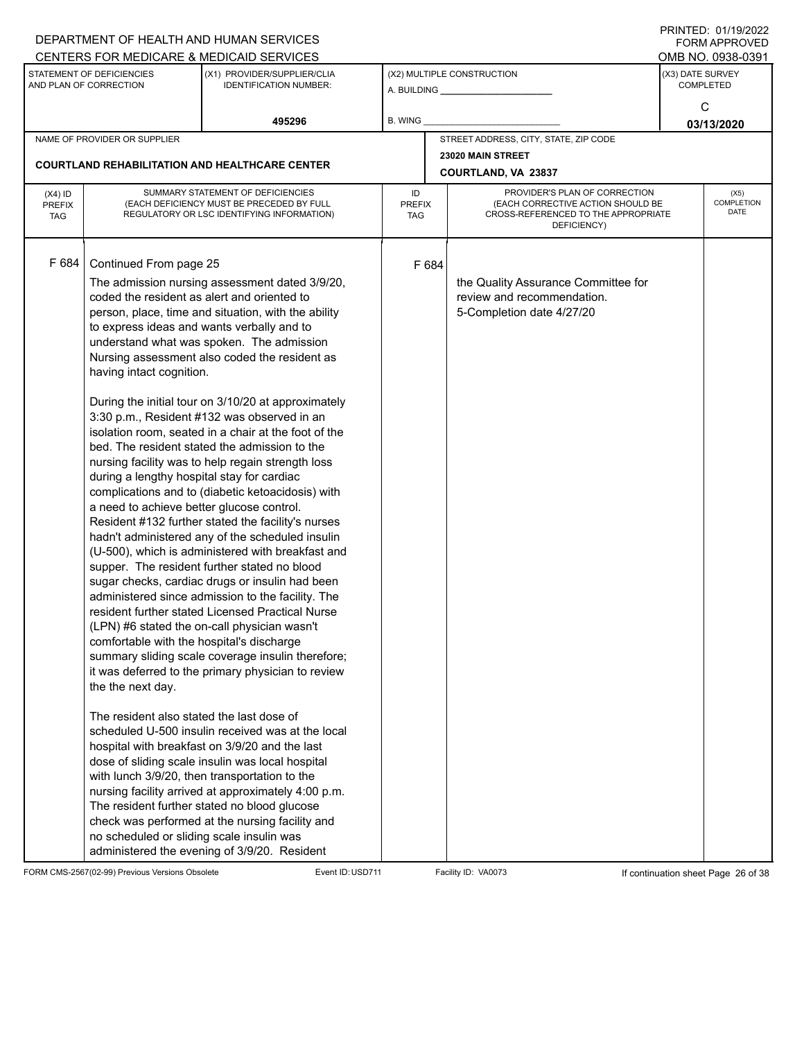DEPARTMENT OF HEALTH AND HUMAN SERVICES
CENTERS FOR MEDICARE & MEDICAID SERVICES

PRINTED: 01/19/2022
FORM APPROVED
OMB NO. 0938-0391

| STATEMENT OF DEFICIENCIES AND PLAN OF CORRECTION | (X1) PROVIDER/SUPPLIER/CLIA IDENTIFICATION NUMBER: | (X2) MULTIPLE CONSTRUCTION | (X3) DATE SURVEY COMPLETED |
|---|---|---|---|
| | 495296 | A. BUILDING ______ B. WING ______ | C 03/13/2020 |

| NAME OF PROVIDER OR SUPPLIER | STREET ADDRESS, CITY, STATE, ZIP CODE |
|---|---|
| COURTLAND REHABILITATION AND HEALTHCARE CENTER | 23020 MAIN STREET COURTLAND, VA 23837 |

| (X4) ID PREFIX TAG | SUMMARY STATEMENT OF DEFICIENCIES (EACH DEFICIENCY MUST BE PRECEDED BY FULL REGULATORY OR LSC IDENTIFYING INFORMATION) | ID PREFIX TAG | PROVIDER'S PLAN OF CORRECTION (EACH CORRECTIVE ACTION SHOULD BE CROSS-REFERENCED TO THE APPROPRIATE DEFICIENCY) | (X5) COMPLETION DATE |
|---|---|---|---|---|
| F 684 | Continued From page 25<br><br>The admission nursing assessment dated 3/9/20, coded the resident as alert and oriented to person, place, time and situation, with the ability to express ideas and wants verbally and to understand what was spoken. The admission Nursing assessment also coded the resident as having intact cognition.<br><br>During the initial tour on 3/10/20 at approximately 3:30 p.m., Resident #132 was observed in an isolation room, seated in a chair at the foot of the bed. The resident stated the admission to the nursing facility was to help regain strength loss during a lengthy hospital stay for cardiac complications and to (diabetic ketoacidosis) with a need to achieve better glucose control. Resident #132 further stated the facility's nurses hadn't administered any of the scheduled insulin (U-500), which is administered with breakfast and supper. The resident further stated no blood sugar checks, cardiac drugs or insulin had been administered since admission to the facility. The resident further stated Licensed Practical Nurse (LPN) #6 stated the on-call physician wasn't comfortable with the hospital's discharge summary sliding scale coverage insulin therefore; it was deferred to the primary physician to review the the next day.<br><br>The resident also stated the last dose of scheduled U-500 insulin received was at the local hospital with breakfast on 3/9/20 and the last dose of sliding scale insulin was local hospital with lunch 3/9/20, then transportation to the nursing facility arrived at approximately 4:00 p.m. The resident further stated no blood glucose check was performed at the nursing facility and no scheduled or sliding scale insulin was administered the evening of 3/9/20. Resident | F 684 | the Quality Assurance Committee for review and recommendation.<br>5-Completion date 4/27/20 | |

FORM CMS-2567(02-99) Previous Versions Obsolete Event ID: USD711 Facility ID: VA0073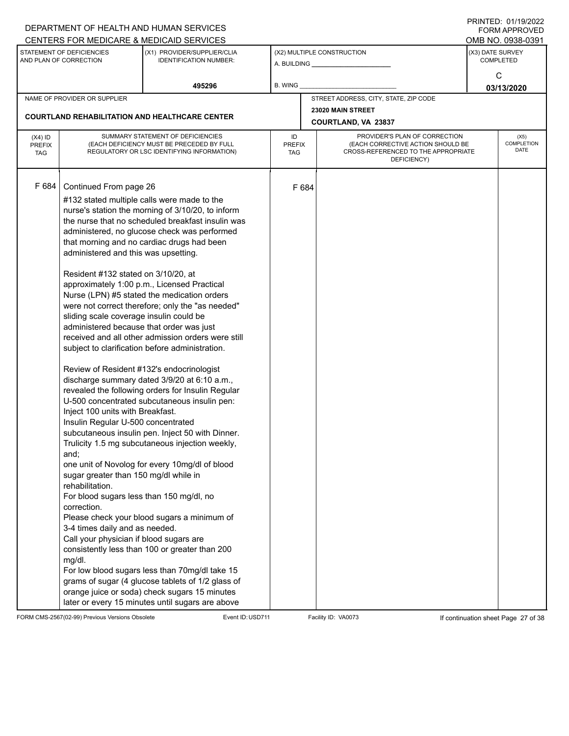DEPARTMENT OF HEALTH AND HUMAN SERVICES
CENTERS FOR MEDICARE & MEDICAID SERVICES

PRINTED: 01/19/2022
FORM APPROVED
OMB NO. 0938-0391

| STATEMENT OF DEFICIENCIES AND PLAN OF CORRECTION | (X1) PROVIDER/SUPPLIER/CLIA IDENTIFICATION NUMBER: | (X2) MULTIPLE CONSTRUCTION | (X3) DATE SURVEY COMPLETED |
|---|---|---|---|
| | 495296 | A. BUILDING ___ B. WING ___ | C 03/13/2020 |

| NAME OF PROVIDER OR SUPPLIER | STREET ADDRESS, CITY, STATE, ZIP CODE |
|---|---|
| COURTLAND REHABILITATION AND HEALTHCARE CENTER | 23020 MAIN STREET COURTLAND, VA 23837 |

| (X4) ID PREFIX TAG | SUMMARY STATEMENT OF DEFICIENCIES (EACH DEFICIENCY MUST BE PRECEDED BY FULL REGULATORY OR LSC IDENTIFYING INFORMATION) | ID PREFIX TAG | PROVIDER'S PLAN OF CORRECTION (EACH CORRECTIVE ACTION SHOULD BE CROSS-REFERENCED TO THE APPROPRIATE DEFICIENCY) | (X5) COMPLETION DATE |
|---|---|---|---|---|
| F 684 | Continued From page 26 | F 684 | | |

#132 stated multiple calls were made to the nurse's station the morning of 3/10/20, to inform the nurse that no scheduled breakfast insulin was administered, no glucose check was performed that morning and no cardiac drugs had been administered and this was upsetting.

Resident #132 stated on 3/10/20, at approximately 1:00 p.m., Licensed Practical Nurse (LPN) #5 stated the medication orders were not correct therefore; only the "as needed" sliding scale coverage insulin could be administered because that order was just received and all other admission orders were still subject to clarification before administration.

Review of Resident #132's endocrinologist discharge summary dated 3/9/20 at 6:10 a.m., revealed the following orders for Insulin Regular U-500 concentrated subcutaneous insulin pen:
Inject 100 units with Breakfast.
Insulin Regular U-500 concentrated subcutaneous insulin pen. Inject 50 with Dinner.
Trulicity 1.5 mg subcutaneous injection weekly, and;
one unit of Novolog for every 10mg/dl of blood sugar greater than 150 mg/dl while in rehabilitation.
For blood sugars less than 150 mg/dl, no correction.
Please check your blood sugars a minimum of 3-4 times daily and as needed.
Call your physician if blood sugars are consistently less than 100 or greater than 200 mg/dl.
For low blood sugars less than 70mg/dl take 15 grams of sugar (4 glucose tablets of 1/2 glass of orange juice or soda) check sugars 15 minutes later or every 15 minutes until sugars are above

FORM CMS-2567(02-99) Previous Versions Obsolete Event ID: USD711 Facility ID: VA0073 If continuation sheet Page 27 of 38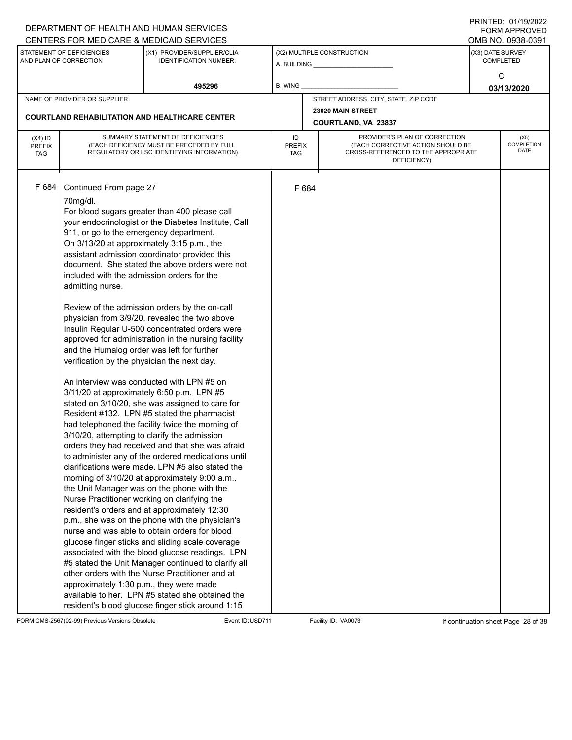DEPARTMENT OF HEALTH AND HUMAN SERVICES
CENTERS FOR MEDICARE & MEDICAID SERVICES

PRINTED: 01/19/2022
FORM APPROVED
OMB NO. 0938-0391

| STATEMENT OF DEFICIENCIES AND PLAN OF CORRECTION | (X1) PROVIDER/SUPPLIER/CLIA IDENTIFICATION NUMBER: | (X2) MULTIPLE CONSTRUCTION | (X3) DATE SURVEY COMPLETED |
|---|---|---|---|
| | 495296 | A. BUILDING _____ B. WING _____ | C 03/13/2020 |

| NAME OF PROVIDER OR SUPPLIER | STREET ADDRESS, CITY, STATE, ZIP CODE |
|---|---|
| COURTLAND REHABILITATION AND HEALTHCARE CENTER | 23020 MAIN STREET COURTLAND, VA 23837 |

| (X4) ID PREFIX TAG | SUMMARY STATEMENT OF DEFICIENCIES (EACH DEFICIENCY MUST BE PRECEDED BY FULL REGULATORY OR LSC IDENTIFYING INFORMATION) | ID PREFIX TAG | PROVIDER'S PLAN OF CORRECTION (EACH CORRECTIVE ACTION SHOULD BE CROSS-REFERENCED TO THE APPROPRIATE DEFICIENCY) | (X5) COMPLETION DATE |
|---|---|---|---|---|
| F 684 | Continued From page 27 | F 684 | | |

70mg/dl.
For blood sugars greater than 400 please call your endocrinologist or the Diabetes Institute, Call 911, or go to the emergency department.
On 3/13/20 at approximately 3:15 p.m., the assistant admission coordinator provided this document. She stated the above orders were not included with the admission orders for the admitting nurse.

Review of the admission orders by the on-call physician from 3/9/20, revealed the two above Insulin Regular U-500 concentrated orders were approved for administration in the nursing facility and the Humalog order was left for further verification by the physician the next day.

An interview was conducted with LPN #5 on 3/11/20 at approximately 6:50 p.m. LPN #5 stated on 3/10/20, she was assigned to care for Resident #132. LPN #5 stated the pharmacist had telephoned the facility twice the morning of 3/10/20, attempting to clarify the admission orders they had received and that she was afraid to administer any of the ordered medications until clarifications were made. LPN #5 also stated the morning of 3/10/20 at approximately 9:00 a.m., the Unit Manager was on the phone with the Nurse Practitioner working on clarifying the resident's orders and at approximately 12:30 p.m., she was on the phone with the physician's nurse and was able to obtain orders for blood glucose finger sticks and sliding scale coverage associated with the blood glucose readings. LPN #5 stated the Unit Manager continued to clarify all other orders with the Nurse Practitioner and at approximately 1:30 p.m., they were made available to her. LPN #5 stated she obtained the resident's blood glucose finger stick around 1:15

FORM CMS-2567(02-99) Previous Versions Obsolete Event ID: USD711 Facility ID: VA0073 If continuation sheet Page 28 of 38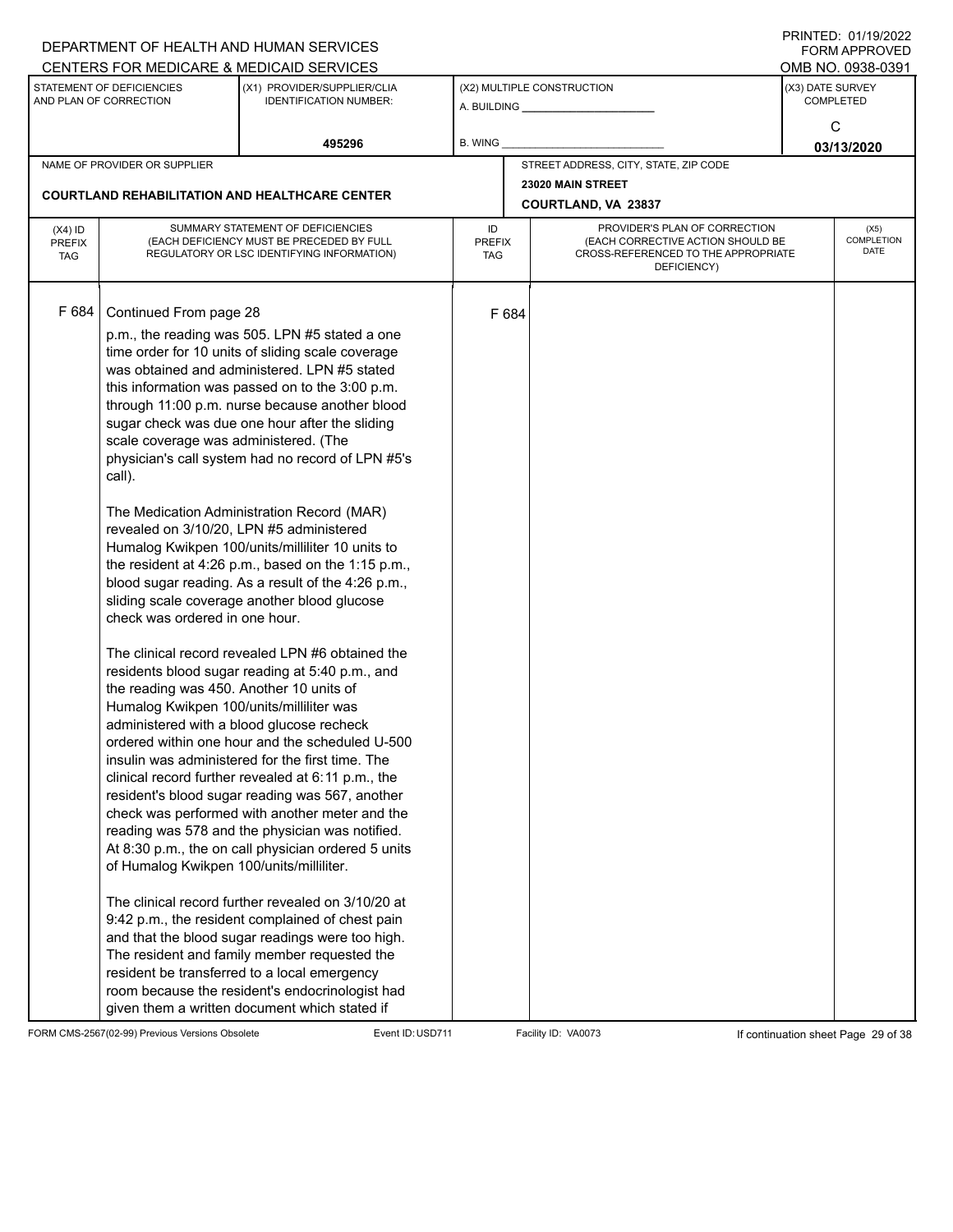DEPARTMENT OF HEALTH AND HUMAN SERVICES
CENTERS FOR MEDICARE & MEDICAID SERVICES

PRINTED: 01/19/2022
FORM APPROVED
OMB NO. 0938-0391

| STATEMENT OF DEFICIENCIES AND PLAN OF CORRECTION | (X1) PROVIDER/SUPPLIER/CLIA IDENTIFICATION NUMBER: | (X2) MULTIPLE CONSTRUCTION | (X3) DATE SURVEY COMPLETED |
|---|---|---|---|
| | 495296 | A. BUILDING ______ B. WING ______ | C 03/13/2020 |

| NAME OF PROVIDER OR SUPPLIER | STREET ADDRESS, CITY, STATE, ZIP CODE |
|---|---|
| COURTLAND REHABILITATION AND HEALTHCARE CENTER | 23020 MAIN STREET COURTLAND, VA 23837 |

| (X4) ID PREFIX TAG | SUMMARY STATEMENT OF DEFICIENCIES (EACH DEFICIENCY MUST BE PRECEDED BY FULL REGULATORY OR LSC IDENTIFYING INFORMATION) | ID PREFIX TAG | PROVIDER'S PLAN OF CORRECTION (EACH CORRECTIVE ACTION SHOULD BE CROSS-REFERENCED TO THE APPROPRIATE DEFICIENCY) | (X5) COMPLETION DATE |
|---|---|---|---|---|
| F 684 | Continued From page 28 | F 684 | | |

p.m., the reading was 505. LPN #5 stated a one time order for 10 units of sliding scale coverage was obtained and administered. LPN #5 stated this information was passed on to the 3:00 p.m. through 11:00 p.m. nurse because another blood sugar check was due one hour after the sliding scale coverage was administered. (The physician's call system had no record of LPN #5's call).

The Medication Administration Record (MAR) revealed on 3/10/20, LPN #5 administered Humalog Kwikpen 100/units/milliliter 10 units to the resident at 4:26 p.m., based on the 1:15 p.m., blood sugar reading. As a result of the 4:26 p.m., sliding scale coverage another blood glucose check was ordered in one hour.

The clinical record revealed LPN #6 obtained the residents blood sugar reading at 5:40 p.m., and the reading was 450. Another 10 units of Humalog Kwikpen 100/units/milliliter was administered with a blood glucose recheck ordered within one hour and the scheduled U-500 insulin was administered for the first time. The clinical record further revealed at 6:11 p.m., the resident's blood sugar reading was 567, another check was performed with another meter and the reading was 578 and the physician was notified. At 8:30 p.m., the on call physician ordered 5 units of Humalog Kwikpen 100/units/milliliter.

The clinical record further revealed on 3/10/20 at 9:42 p.m., the resident complained of chest pain and that the blood sugar readings were too high. The resident and family member requested the resident be transferred to a local emergency room because the resident's endocrinologist had given them a written document which stated if

FORM CMS-2567(02-99) Previous Versions Obsolete    Event ID: USD711    Facility ID: VA0073    If continuation sheet Page 29 of 38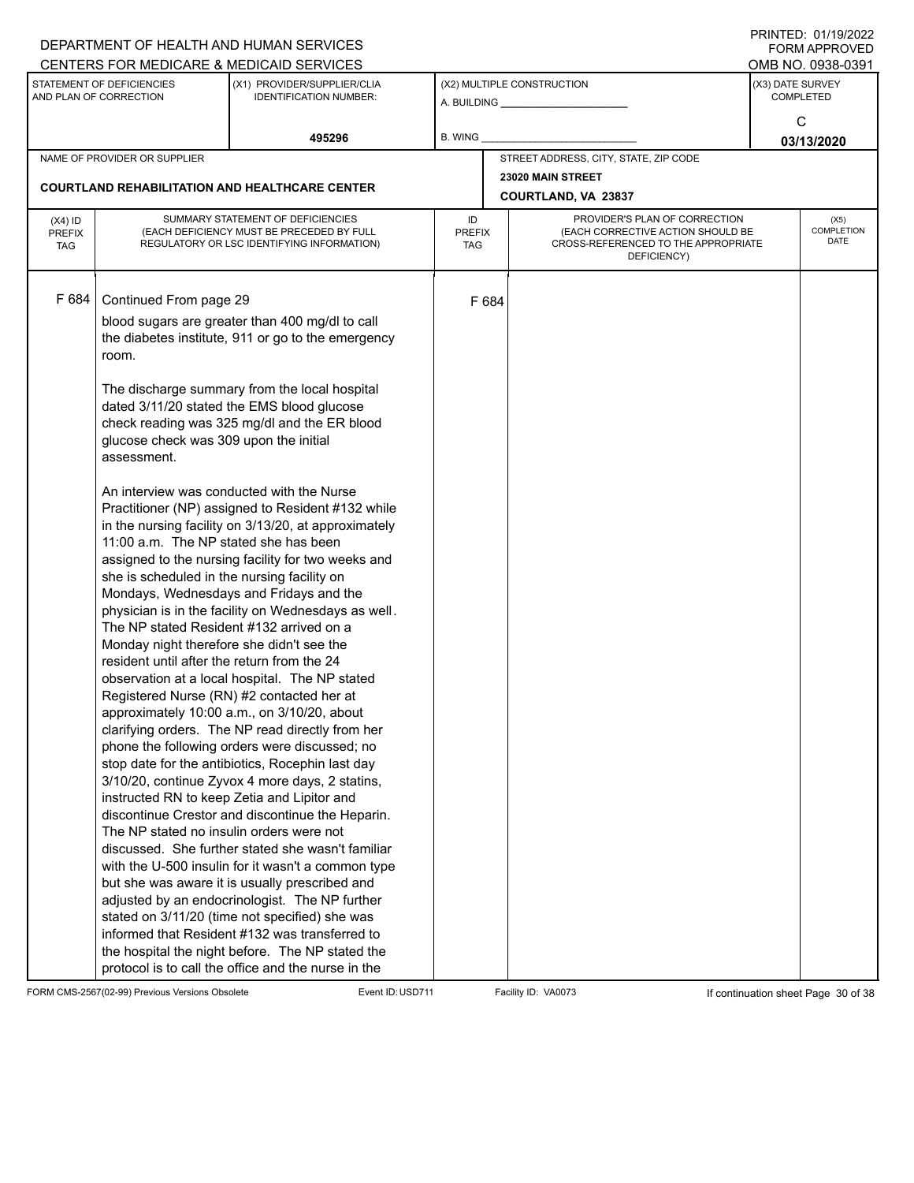DEPARTMENT OF HEALTH AND HUMAN SERVICES
CENTERS FOR MEDICARE & MEDICAID SERVICES

PRINTED: 01/19/2022
FORM APPROVED
OMB NO. 0938-0391

| STATEMENT OF DEFICIENCIES AND PLAN OF CORRECTION | (X1) PROVIDER/SUPPLIER/CLIA IDENTIFICATION NUMBER: | (X2) MULTIPLE CONSTRUCTION | (X3) DATE SURVEY COMPLETED |
|---|---|---|---|
| | 495296 | A. BUILDING ______ B. WING ______ | C 03/13/2020 |

| NAME OF PROVIDER OR SUPPLIER | STREET ADDRESS, CITY, STATE, ZIP CODE |
|---|---|
| COURTLAND REHABILITATION AND HEALTHCARE CENTER | 23020 MAIN STREET COURTLAND, VA 23837 |

| (X4) ID PREFIX TAG | SUMMARY STATEMENT OF DEFICIENCIES (EACH DEFICIENCY MUST BE PRECEDED BY FULL REGULATORY OR LSC IDENTIFYING INFORMATION) | ID PREFIX TAG | PROVIDER'S PLAN OF CORRECTION (EACH CORRECTIVE ACTION SHOULD BE CROSS-REFERENCED TO THE APPROPRIATE DEFICIENCY) | (X5) COMPLETION DATE |
|---|---|---|---|---|
| F 684 | Continued From page 29 | F 684 | | |

blood sugars are greater than 400 mg/dl to call the diabetes institute, 911 or go to the emergency room.

The discharge summary from the local hospital dated 3/11/20 stated the EMS blood glucose check reading was 325 mg/dl and the ER blood glucose check was 309 upon the initial assessment.

An interview was conducted with the Nurse Practitioner (NP) assigned to Resident #132 while in the nursing facility on 3/13/20, at approximately 11:00 a.m. The NP stated she has been assigned to the nursing facility for two weeks and she is scheduled in the nursing facility on Mondays, Wednesdays and Fridays and the physician is in the facility on Wednesdays as well. The NP stated Resident #132 arrived on a Monday night therefore she didn't see the resident until after the return from the 24 observation at a local hospital. The NP stated Registered Nurse (RN) #2 contacted her at approximately 10:00 a.m., on 3/10/20, about clarifying orders. The NP read directly from her phone the following orders were discussed; no stop date for the antibiotics, Rocephin last day 3/10/20, continue Zyvox 4 more days, 2 statins, instructed RN to keep Zetia and Lipitor and discontinue Crestor and discontinue the Heparin. The NP stated no insulin orders were not discussed. She further stated she wasn't familiar with the U-500 insulin for it wasn't a common type but she was aware it is usually prescribed and adjusted by an endocrinologist. The NP further stated on 3/11/20 (time not specified) she was informed that Resident #132 was transferred to the hospital the night before. The NP stated the protocol is to call the office and the nurse in the

FORM CMS-2567(02-99) Previous Versions Obsolete Event ID: USD711 Facility ID: VA0073 If continuation sheet Page 30 of 38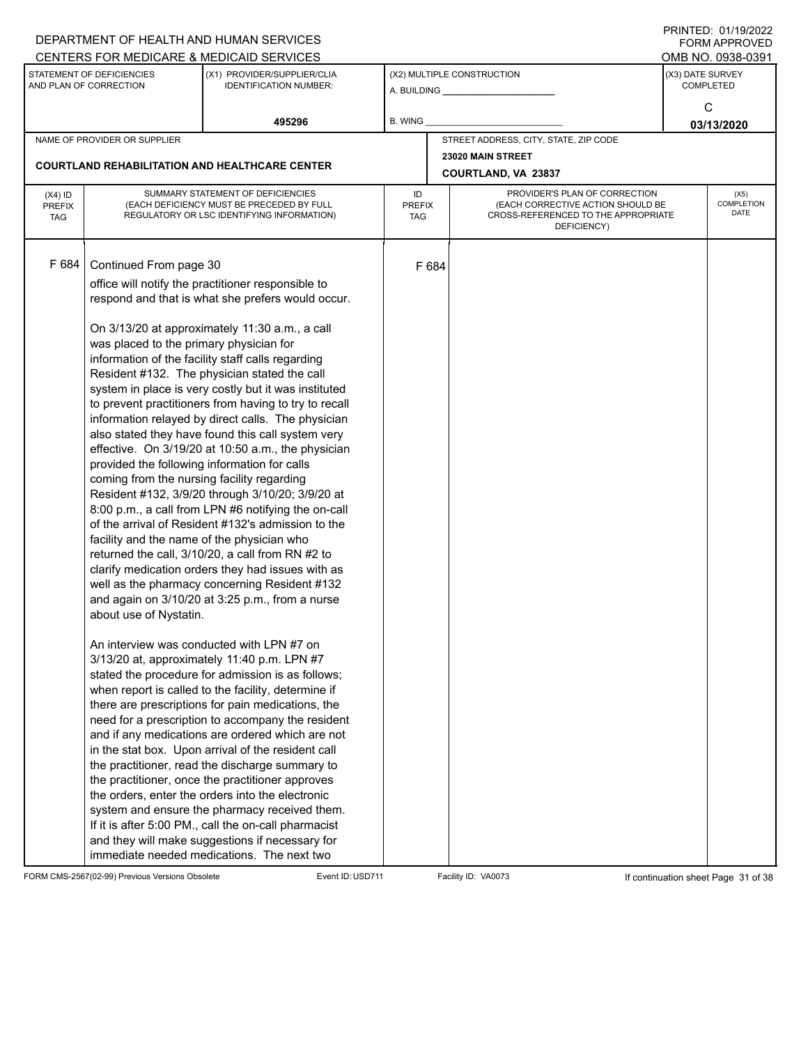DEPARTMENT OF HEALTH AND HUMAN SERVICES
CENTERS FOR MEDICARE & MEDICAID SERVICES

PRINTED: 01/19/2022
FORM APPROVED
OMB NO. 0938-0391

| STATEMENT OF DEFICIENCIES AND PLAN OF CORRECTION | (X1) PROVIDER/SUPPLIER/CLIA IDENTIFICATION NUMBER: | (X2) MULTIPLE CONSTRUCTION | (X3) DATE SURVEY COMPLETED |
|---|---|---|---|
| | 495296 | A. BUILDING ______ B. WING ______ | C 03/13/2020 |

| NAME OF PROVIDER OR SUPPLIER | STREET ADDRESS, CITY, STATE, ZIP CODE |
|---|---|
| COURTLAND REHABILITATION AND HEALTHCARE CENTER | 23020 MAIN STREET COURTLAND, VA 23837 |

| (X4) ID PREFIX TAG | SUMMARY STATEMENT OF DEFICIENCIES (EACH DEFICIENCY MUST BE PRECEDED BY FULL REGULATORY OR LSC IDENTIFYING INFORMATION) | ID PREFIX TAG | PROVIDER'S PLAN OF CORRECTION (EACH CORRECTIVE ACTION SHOULD BE CROSS-REFERENCED TO THE APPROPRIATE DEFICIENCY) | (X5) COMPLETION DATE |
|---|---|---|---|---|
| F 684 | Continued From page 30 | F 684 | | |

office will notify the practitioner responsible to respond and that is what she prefers would occur.

On 3/13/20 at approximately 11:30 a.m., a call was placed to the primary physician for information of the facility staff calls regarding Resident #132. The physician stated the call system in place is very costly but it was instituted to prevent practitioners from having to try to recall information relayed by direct calls. The physician also stated they have found this call system very effective. On 3/19/20 at 10:50 a.m., the physician provided the following information for calls coming from the nursing facility regarding Resident #132, 3/9/20 through 3/10/20; 3/9/20 at 8:00 p.m., a call from LPN #6 notifying the on-call of the arrival of Resident #132's admission to the facility and the name of the physician who returned the call, 3/10/20, a call from RN #2 to clarify medication orders they had issues with as well as the pharmacy concerning Resident #132 and again on 3/10/20 at 3:25 p.m., from a nurse about use of Nystatin.

An interview was conducted with LPN #7 on 3/13/20 at, approximately 11:40 p.m. LPN #7 stated the procedure for admission is as follows; when report is called to the facility, determine if there are prescriptions for pain medications, the need for a prescription to accompany the resident and if any medications are ordered which are not in the stat box. Upon arrival of the resident call the practitioner, read the discharge summary to the practitioner, once the practitioner approves the orders, enter the orders into the electronic system and ensure the pharmacy received them. If it is after 5:00 PM., call the on-call pharmacist and they will make suggestions if necessary for immediate needed medications. The next two

FORM CMS-2567(02-99) Previous Versions Obsolete Event ID: USD711 Facility ID: VA0073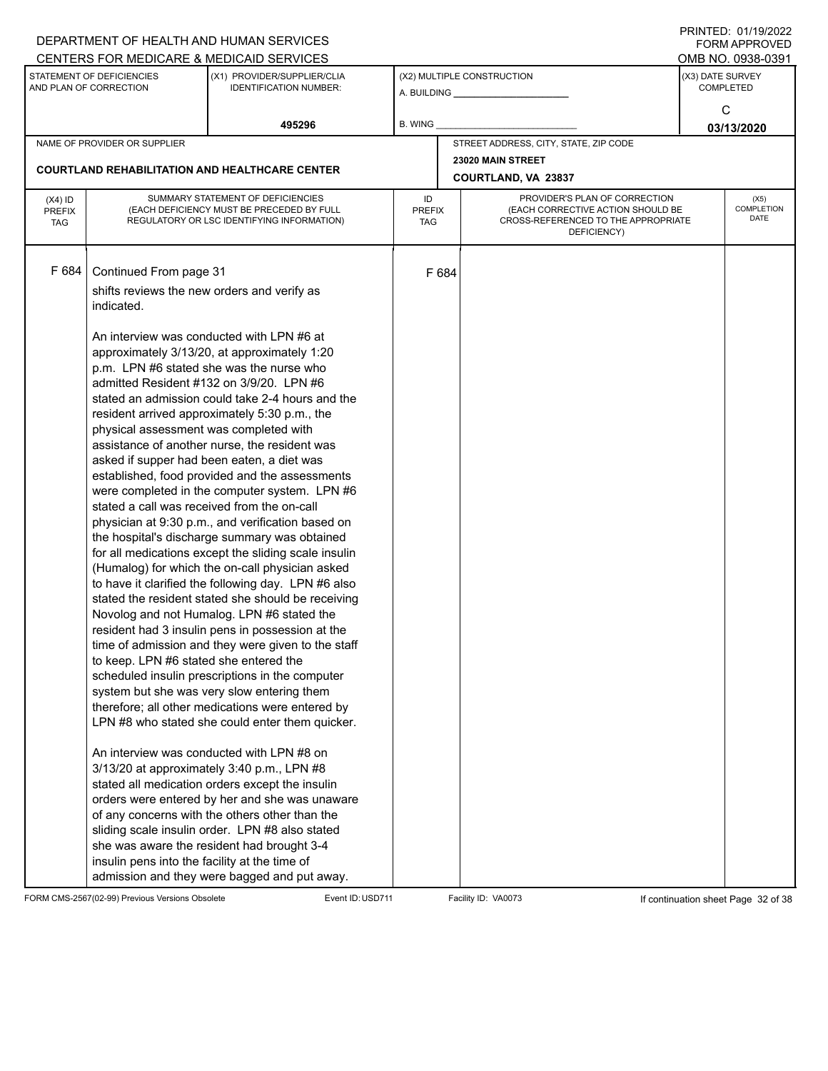DEPARTMENT OF HEALTH AND HUMAN SERVICES
CENTERS FOR MEDICARE & MEDICAID SERVICES

PRINTED: 01/19/2022
FORM APPROVED
OMB NO. 0938-0391

| STATEMENT OF DEFICIENCIES AND PLAN OF CORRECTION | (X1) PROVIDER/SUPPLIER/CLIA IDENTIFICATION NUMBER: | (X2) MULTIPLE CONSTRUCTION | (X3) DATE SURVEY COMPLETED |
|---|---|---|---|
| | 495296 | A. BUILDING ______ B. WING ______ | C 03/13/2020 |

| NAME OF PROVIDER OR SUPPLIER | STREET ADDRESS, CITY, STATE, ZIP CODE |
|---|---|
| COURTLAND REHABILITATION AND HEALTHCARE CENTER | 23020 MAIN STREET COURTLAND, VA 23837 |

| (X4) ID PREFIX TAG | SUMMARY STATEMENT OF DEFICIENCIES (EACH DEFICIENCY MUST BE PRECEDED BY FULL REGULATORY OR LSC IDENTIFYING INFORMATION) | ID PREFIX TAG | PROVIDER'S PLAN OF CORRECTION (EACH CORRECTIVE ACTION SHOULD BE CROSS-REFERENCED TO THE APPROPRIATE DEFICIENCY) | (X5) COMPLETION DATE |
|---|---|---|---|---|
| F 684 | Continued From page 31 | F 684 | | |

shifts reviews the new orders and verify as indicated.

An interview was conducted with LPN #6 at approximately 3/13/20, at approximately 1:20 p.m. LPN #6 stated she was the nurse who admitted Resident #132 on 3/9/20. LPN #6 stated an admission could take 2-4 hours and the resident arrived approximately 5:30 p.m., the physical assessment was completed with assistance of another nurse, the resident was asked if supper had been eaten, a diet was established, food provided and the assessments were completed in the computer system. LPN #6 stated a call was received from the on-call physician at 9:30 p.m., and verification based on the hospital's discharge summary was obtained for all medications except the sliding scale insulin (Humalog) for which the on-call physician asked to have it clarified the following day. LPN #6 also stated the resident stated she should be receiving Novolog and not Humalog. LPN #6 stated the resident had 3 insulin pens in possession at the time of admission and they were given to the staff to keep. LPN #6 stated she entered the scheduled insulin prescriptions in the computer system but she was very slow entering them therefore; all other medications were entered by LPN #8 who stated she could enter them quicker.

An interview was conducted with LPN #8 on 3/13/20 at approximately 3:40 p.m., LPN #8 stated all medication orders except the insulin orders were entered by her and she was unaware of any concerns with the others other than the sliding scale insulin order. LPN #8 also stated she was aware the resident had brought 3-4 insulin pens into the facility at the time of admission and they were bagged and put away.

FORM CMS-2567(02-99) Previous Versions Obsolete Event ID: USD711 Facility ID: VA0073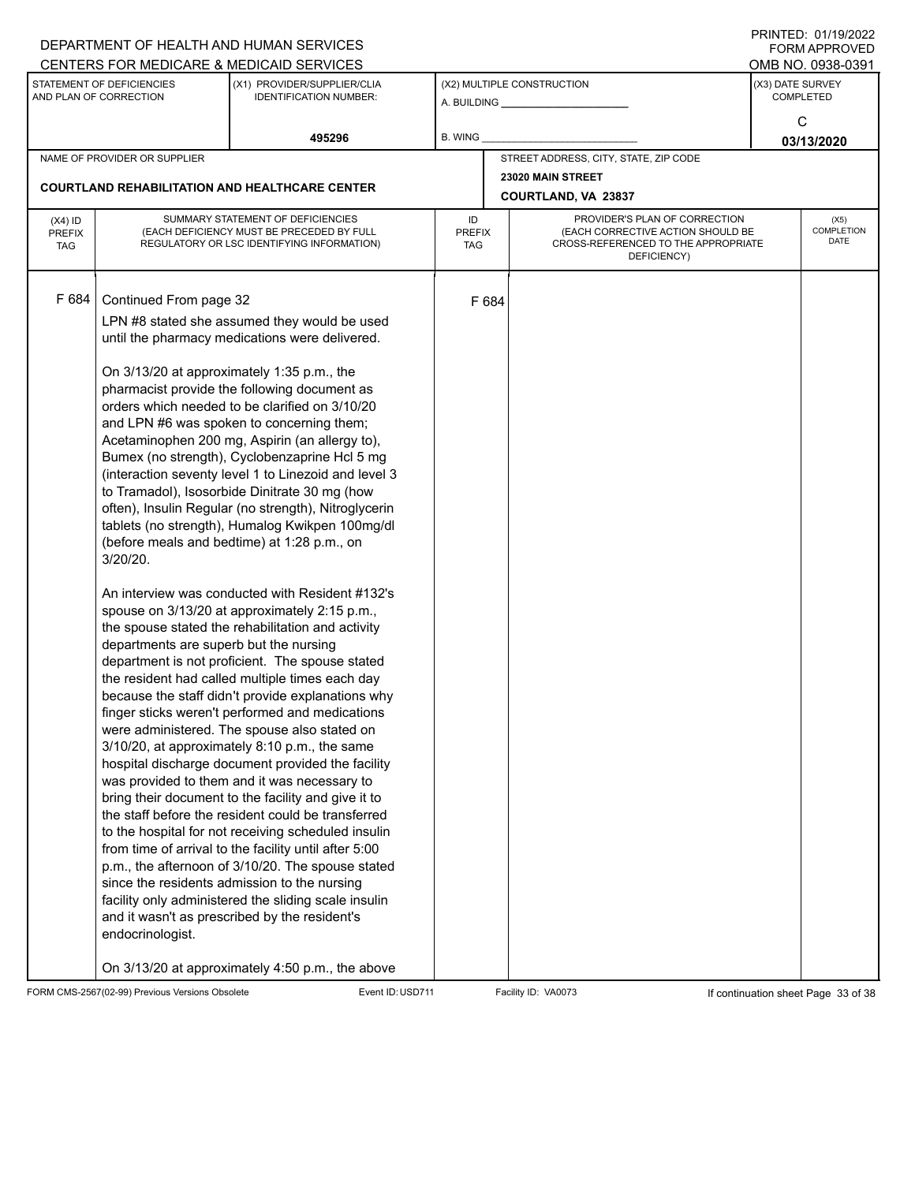DEPARTMENT OF HEALTH AND HUMAN SERVICES
CENTERS FOR MEDICARE & MEDICAID SERVICES

PRINTED: 01/19/2022
FORM APPROVED
OMB NO. 0938-0391

| STATEMENT OF DEFICIENCIES AND PLAN OF CORRECTION | (X1) PROVIDER/SUPPLIER/CLIA IDENTIFICATION NUMBER: | (X2) MULTIPLE CONSTRUCTION | (X3) DATE SURVEY COMPLETED |
|---|---|---|---|
| | 495296 | A. BUILDING ______ B. WING ______ | C 03/13/2020 |

| NAME OF PROVIDER OR SUPPLIER | STREET ADDRESS, CITY, STATE, ZIP CODE |
|---|---|
| COURTLAND REHABILITATION AND HEALTHCARE CENTER | 23020 MAIN STREET COURTLAND, VA 23837 |

| (X4) ID PREFIX TAG | SUMMARY STATEMENT OF DEFICIENCIES (EACH DEFICIENCY MUST BE PRECEDED BY FULL REGULATORY OR LSC IDENTIFYING INFORMATION) | ID PREFIX TAG | PROVIDER'S PLAN OF CORRECTION (EACH CORRECTIVE ACTION SHOULD BE CROSS-REFERENCED TO THE APPROPRIATE DEFICIENCY) | (X5) COMPLETION DATE |
|---|---|---|---|---|
| F 684 | Continued From page 32 | F 684 | | |

LPN #8 stated she assumed they would be used until the pharmacy medications were delivered.

On 3/13/20 at approximately 1:35 p.m., the pharmacist provide the following document as orders which needed to be clarified on 3/10/20 and LPN #6 was spoken to concerning them; Acetaminophen 200 mg, Aspirin (an allergy to), Bumex (no strength), Cyclobenzaprine Hcl 5 mg (interaction seventy level 1 to Linezoid and level 3 to Tramadol), Isosorbide Dinitrate 30 mg (how often), Insulin Regular (no strength), Nitroglycerin tablets (no strength), Humalog Kwikpen 100mg/dl (before meals and bedtime) at 1:28 p.m., on 3/20/20.

An interview was conducted with Resident #132's spouse on 3/13/20 at approximately 2:15 p.m., the spouse stated the rehabilitation and activity departments are superb but the nursing department is not proficient. The spouse stated the resident had called multiple times each day because the staff didn't provide explanations why finger sticks weren't performed and medications were administered. The spouse also stated on 3/10/20, at approximately 8:10 p.m., the same hospital discharge document provided the facility was provided to them and it was necessary to bring their document to the facility and give it to the staff before the resident could be transferred to the hospital for not receiving scheduled insulin from time of arrival to the facility until after 5:00 p.m., the afternoon of 3/10/20. The spouse stated since the residents admission to the nursing facility only administered the sliding scale insulin and it wasn't as prescribed by the resident's endocrinologist.

On 3/13/20 at approximately 4:50 p.m., the above

FORM CMS-2567(02-99) Previous Versions Obsolete | Event ID: USD711 | Facility ID: VA0073 | If continuation sheet Page 33 of 38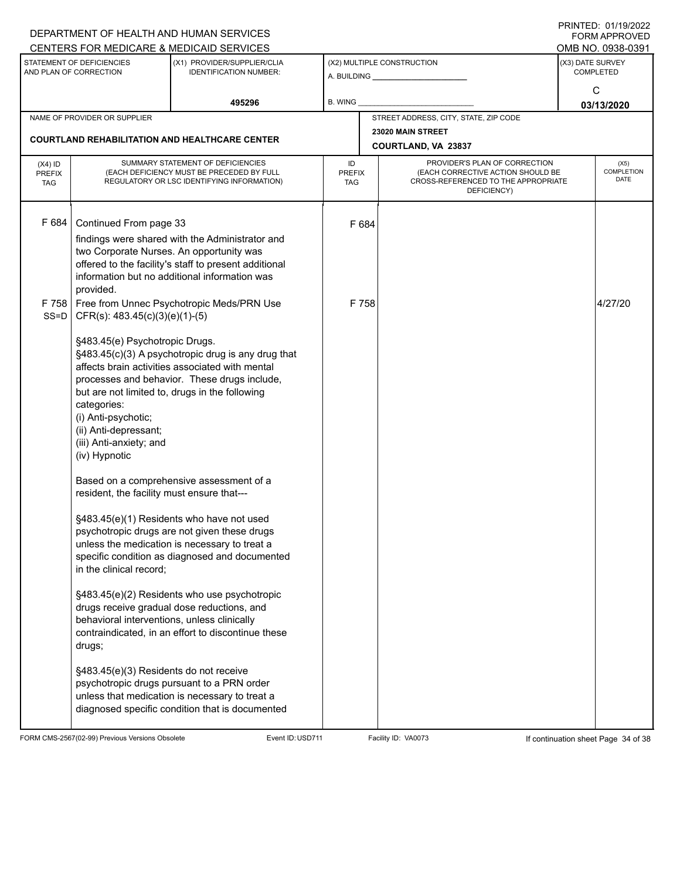DEPARTMENT OF HEALTH AND HUMAN SERVICES
CENTERS FOR MEDICARE & MEDICAID SERVICES

PRINTED: 01/19/2022
FORM APPROVED
OMB NO. 0938-0391

| STATEMENT OF DEFICIENCIES AND PLAN OF CORRECTION | (X1) PROVIDER/SUPPLIER/CLIA IDENTIFICATION NUMBER: | (X2) MULTIPLE CONSTRUCTION | (X3) DATE SURVEY COMPLETED |
|---|---|---|---|
| | 495296 | A. BUILDING ______ B. WING ______ | C 03/13/2020 |

| NAME OF PROVIDER OR SUPPLIER | STREET ADDRESS, CITY, STATE, ZIP CODE |
|---|---|
| COURTLAND REHABILITATION AND HEALTHCARE CENTER | 23020 MAIN STREET COURTLAND, VA 23837 |

| (X4) ID PREFIX TAG | SUMMARY STATEMENT OF DEFICIENCIES (EACH DEFICIENCY MUST BE PRECEDED BY FULL REGULATORY OR LSC IDENTIFYING INFORMATION) | ID PREFIX TAG | PROVIDER'S PLAN OF CORRECTION (EACH CORRECTIVE ACTION SHOULD BE CROSS-REFERENCED TO THE APPROPRIATE DEFICIENCY) | (X5) COMPLETION DATE |
|---|---|---|---|---|
| F 684 | Continued From page 33<br>findings were shared with the Administrator and two Corporate Nurses. An opportunity was offered to the facility's staff to present additional information but no additional information was provided. | F 684 | | |
| F 758 SS=D | Free from Unnec Psychotropic Meds/PRN Use<br>CFR(s): 483.45(c)(3)(e)(1)-(5)<br><br>§483.45(e) Psychotropic Drugs.<br>§483.45(c)(3) A psychotropic drug is any drug that affects brain activities associated with mental processes and behavior. These drugs include, but are not limited to, drugs in the following categories:<br>(i) Anti-psychotic;<br>(ii) Anti-depressant;<br>(iii) Anti-anxiety; and<br>(iv) Hypnotic<br><br>Based on a comprehensive assessment of a resident, the facility must ensure that---<br><br>§483.45(e)(1) Residents who have not used psychotropic drugs are not given these drugs unless the medication is necessary to treat a specific condition as diagnosed and documented in the clinical record;<br><br>§483.45(e)(2) Residents who use psychotropic drugs receive gradual dose reductions, and behavioral interventions, unless clinically contraindicated, in an effort to discontinue these drugs;<br><br>§483.45(e)(3) Residents do not receive psychotropic drugs pursuant to a PRN order unless that medication is necessary to treat a diagnosed specific condition that is documented | F 758 | | 4/27/20 |

FORM CMS-2567(02-99) Previous Versions Obsolete | Event ID: USD711 | Facility ID: VA0073 | If continuation sheet Page 34 of 38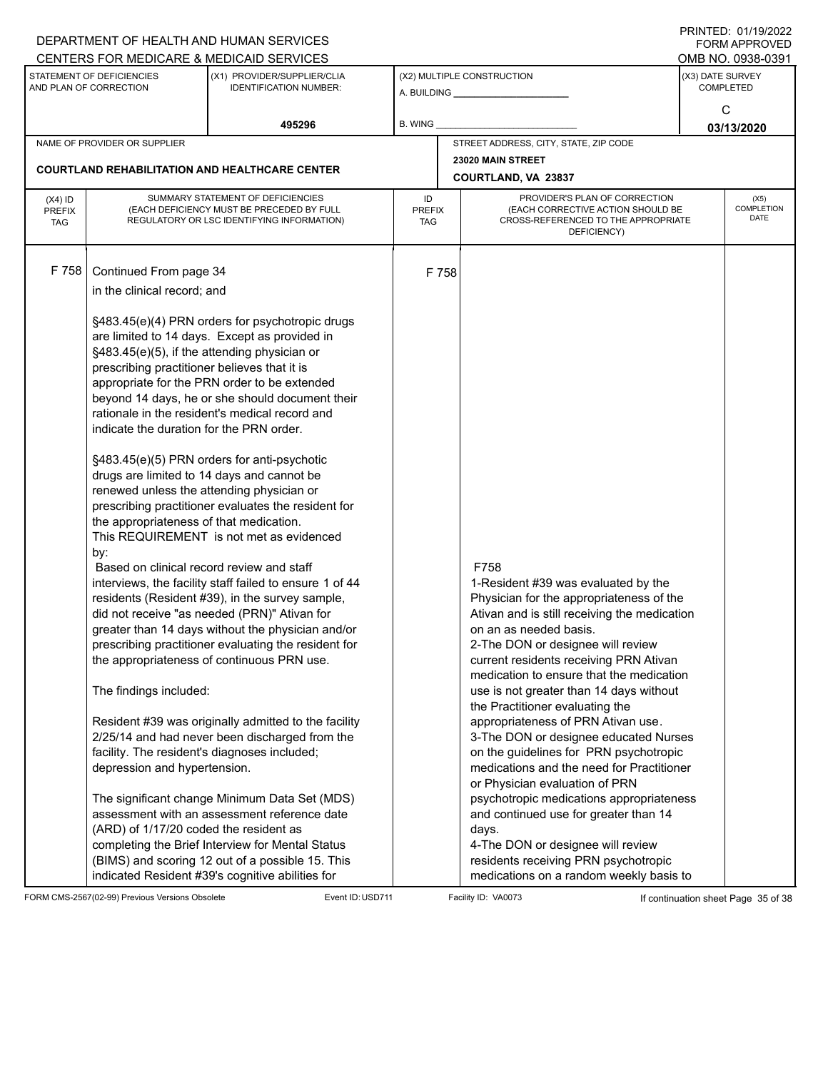DEPARTMENT OF HEALTH AND HUMAN SERVICES
CENTERS FOR MEDICARE & MEDICAID SERVICES

PRINTED: 01/19/2022
FORM APPROVED
OMB NO. 0938-0391

| STATEMENT OF DEFICIENCIES AND PLAN OF CORRECTION | (X1) PROVIDER/SUPPLIER/CLIA IDENTIFICATION NUMBER: | (X2) MULTIPLE CONSTRUCTION | (X3) DATE SURVEY COMPLETED |
|---|---|---|---|
| | 495296 | A. BUILDING ______ B. WING ______ | C 03/13/2020 |

| NAME OF PROVIDER OR SUPPLIER | STREET ADDRESS, CITY, STATE, ZIP CODE |
|---|---|
| COURTLAND REHABILITATION AND HEALTHCARE CENTER | 23020 MAIN STREET COURTLAND, VA 23837 |

| (X4) ID PREFIX TAG | SUMMARY STATEMENT OF DEFICIENCIES (EACH DEFICIENCY MUST BE PRECEDED BY FULL REGULATORY OR LSC IDENTIFYING INFORMATION) | ID PREFIX TAG | PROVIDER'S PLAN OF CORRECTION (EACH CORRECTIVE ACTION SHOULD BE CROSS-REFERENCED TO THE APPROPRIATE DEFICIENCY) | (X5) COMPLETION DATE |
|---|---|---|---|---|
| F 758 | Continued From page 34<br>in the clinical record; and<br><br>§483.45(e)(4) PRN orders for psychotropic drugs are limited to 14 days. Except as provided in §483.45(e)(5), if the attending physician or prescribing practitioner believes that it is appropriate for the PRN order to be extended beyond 14 days, he or she should document their rationale in the resident's medical record and indicate the duration for the PRN order.<br><br>§483.45(e)(5) PRN orders for anti-psychotic drugs are limited to 14 days and cannot be renewed unless the attending physician or prescribing practitioner evaluates the resident for the appropriateness of that medication.<br>This REQUIREMENT is not met as evidenced by:<br>Based on clinical record review and staff interviews, the facility staff failed to ensure 1 of 44 residents (Resident #39), in the survey sample, did not receive "as needed (PRN)" Ativan for greater than 14 days without the physician and/or prescribing practitioner evaluating the resident for the appropriateness of continuous PRN use.<br><br>The findings included:<br><br>Resident #39 was originally admitted to the facility 2/25/14 and had never been discharged from the facility. The resident's diagnoses included; depression and hypertension.<br><br>The significant change Minimum Data Set (MDS) assessment with an assessment reference date (ARD) of 1/17/20 coded the resident as completing the Brief Interview for Mental Status (BIMS) and scoring 12 out of a possible 15. This indicated Resident #39's cognitive abilities for | F 758 | F758<br>1-Resident #39 was evaluated by the Physician for the appropriateness of the Ativan and is still receiving the medication on an as needed basis.<br>2-The DON or designee will review current residents receiving PRN Ativan medication to ensure that the medication use is not greater than 14 days without the Practitioner evaluating the appropriateness of PRN Ativan use.<br>3-The DON or designee educated Nurses on the guidelines for PRN psychotropic medications and the need for Practitioner or Physician evaluation of PRN psychotropic medications appropriateness and continued use for greater than 14 days.<br>4-The DON or designee will review residents receiving PRN psychotropic medications on a random weekly basis to | |

FORM CMS-2567(02-99) Previous Versions Obsolete Event ID: USD711 Facility ID: VA0073 If continuation sheet Page 35 of 38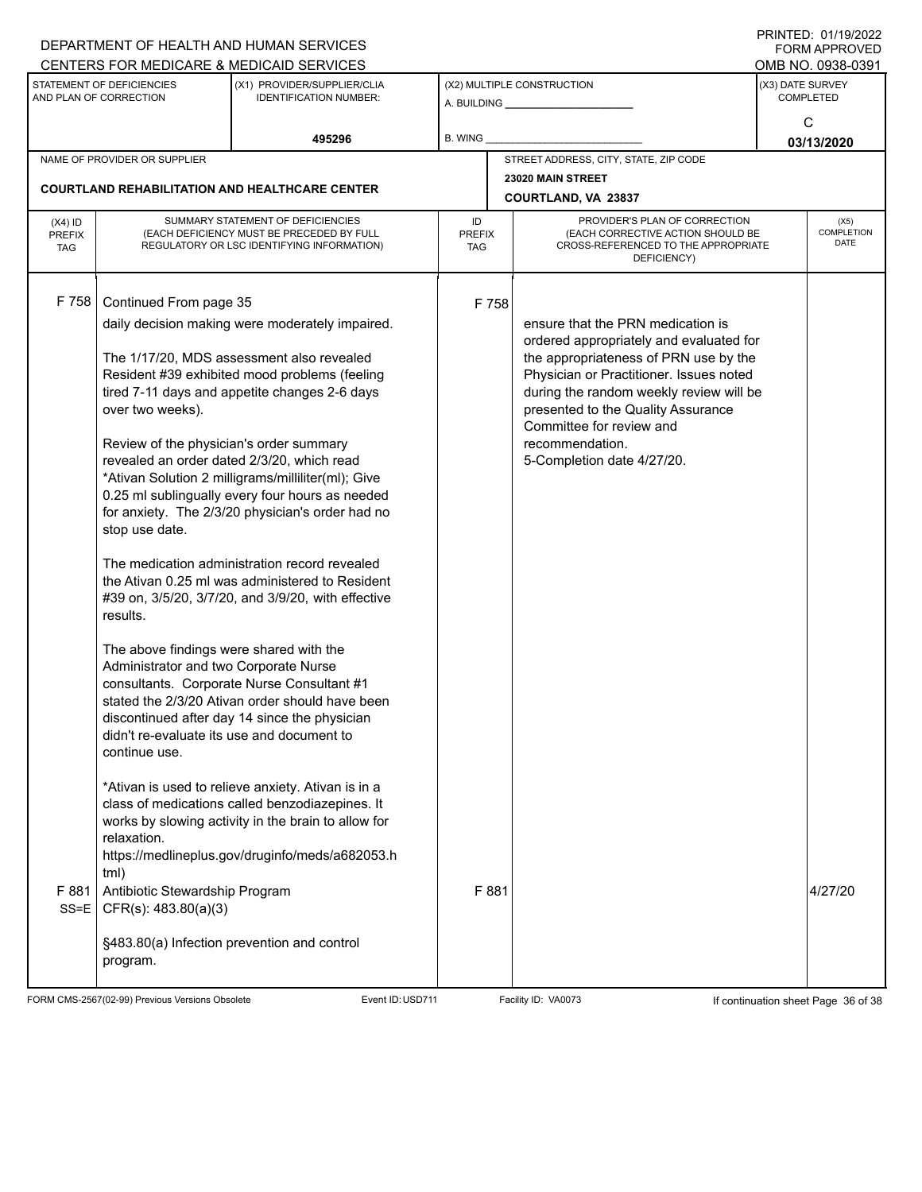DEPARTMENT OF HEALTH AND HUMAN SERVICES
CENTERS FOR MEDICARE & MEDICAID SERVICES

PRINTED: 01/19/2022
FORM APPROVED
OMB NO. 0938-0391

| STATEMENT OF DEFICIENCIES AND PLAN OF CORRECTION | (X1) PROVIDER/SUPPLIER/CLIA IDENTIFICATION NUMBER: | (X2) MULTIPLE CONSTRUCTION | (X3) DATE SURVEY COMPLETED |
|---|---|---|---|
| | 495296 | A. BUILDING ______ B. WING ______ | C 03/13/2020 |

NAME OF PROVIDER OR SUPPLIER: **COURTLAND REHABILITATION AND HEALTHCARE CENTER**

STREET ADDRESS, CITY, STATE, ZIP CODE: **23020 MAIN STREET, COURTLAND, VA 23837**

| (X4) ID PREFIX TAG | SUMMARY STATEMENT OF DEFICIENCIES (EACH DEFICIENCY MUST BE PRECEDED BY FULL REGULATORY OR LSC IDENTIFYING INFORMATION) | ID PREFIX TAG | PROVIDER'S PLAN OF CORRECTION (EACH CORRECTIVE ACTION SHOULD BE CROSS-REFERENCED TO THE APPROPRIATE DEFICIENCY) | (X5) COMPLETION DATE |
|---|---|---|---|---|
| F 758 | Continued From page 35<br>daily decision making were moderately impaired.<br><br>The 1/17/20, MDS assessment also revealed Resident #39 exhibited mood problems (feeling tired 7-11 days and appetite changes 2-6 days over two weeks).<br><br>Review of the physician's order summary revealed an order dated 2/3/20, which read *Ativan Solution 2 milligrams/milliliter(ml); Give 0.25 ml sublingually every four hours as needed for anxiety. The 2/3/20 physician's order had no stop use date.<br><br>The medication administration record revealed the Ativan 0.25 ml was administered to Resident #39 on, 3/5/20, 3/7/20, and 3/9/20, with effective results.<br><br>The above findings were shared with the Administrator and two Corporate Nurse consultants. Corporate Nurse Consultant #1 stated the 2/3/20 Ativan order should have been discontinued after day 14 since the physician didn't re-evaluate its use and document to continue use.<br><br>*Ativan is used to relieve anxiety. Ativan is in a class of medications called benzodiazepines. It works by slowing activity in the brain to allow for relaxation.<br>https://medlineplus.gov/druginfo/meds/a682053.html) | F 758 | ensure that the PRN medication is ordered appropriately and evaluated for the appropriateness of PRN use by the Physician or Practitioner. Issues noted during the random weekly review will be presented to the Quality Assurance Committee for review and recommendation.<br>5-Completion date 4/27/20. | |
| F 881 SS=E | Antibiotic Stewardship Program<br>CFR(s): 483.80(a)(3)<br><br>§483.80(a) Infection prevention and control program. | F 881 | | 4/27/20 |

FORM CMS-2567(02-99) Previous Versions Obsolete | Event ID: USD711 | Facility ID: VA0073 | If continuation sheet Page 36 of 38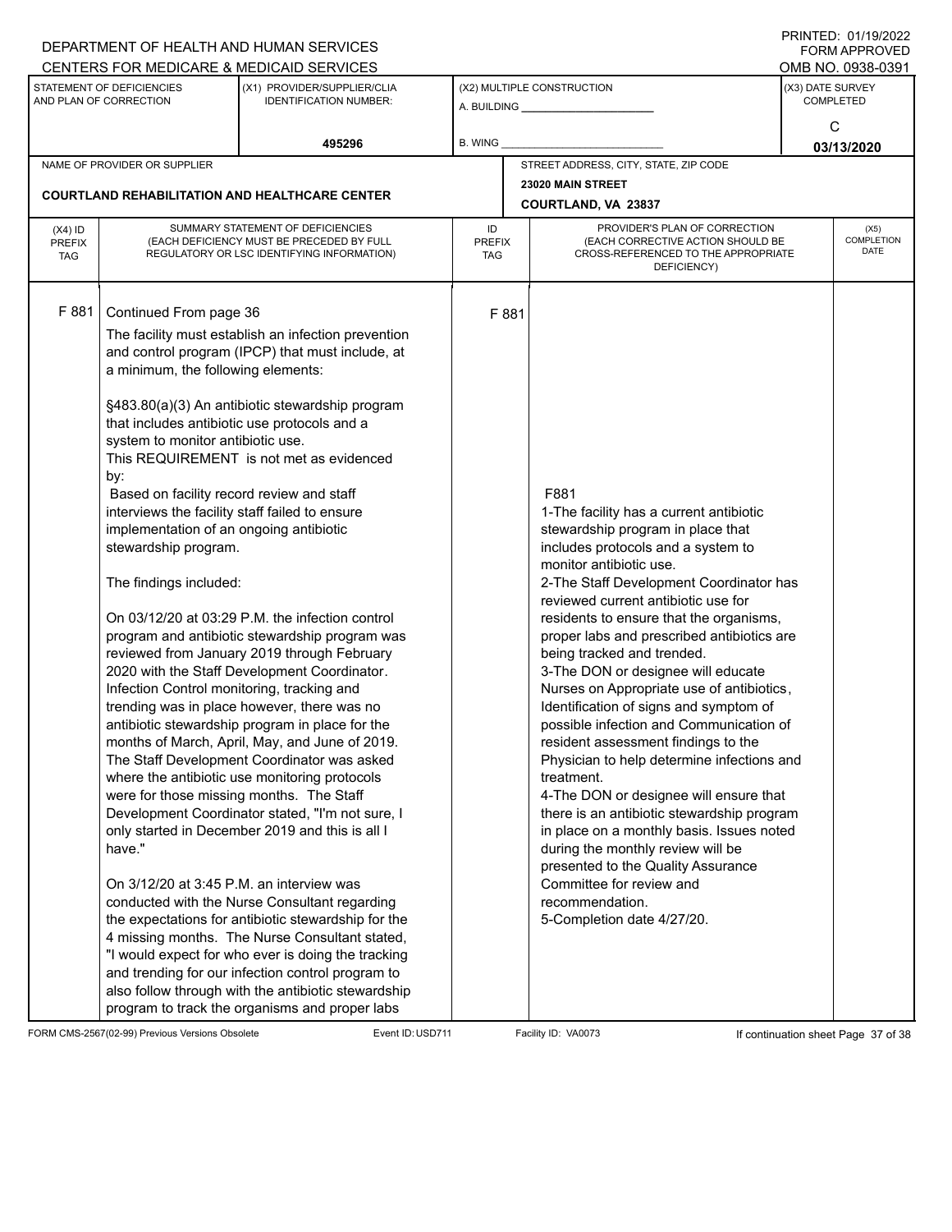DEPARTMENT OF HEALTH AND HUMAN SERVICES
CENTERS FOR MEDICARE & MEDICAID SERVICES

PRINTED: 01/19/2022
FORM APPROVED
OMB NO. 0938-0391

| STATEMENT OF DEFICIENCIES AND PLAN OF CORRECTION | (X1) PROVIDER/SUPPLIER/CLIA IDENTIFICATION NUMBER: | (X2) MULTIPLE CONSTRUCTION | (X3) DATE SURVEY COMPLETED |
|---|---|---|---|
| | 495296 | A. BUILDING ______ B. WING ______ | C 03/13/2020 |

| NAME OF PROVIDER OR SUPPLIER | STREET ADDRESS, CITY, STATE, ZIP CODE |
|---|---|
| COURTLAND REHABILITATION AND HEALTHCARE CENTER | 23020 MAIN STREET COURTLAND, VA 23837 |

| (X4) ID PREFIX TAG | SUMMARY STATEMENT OF DEFICIENCIES (EACH DEFICIENCY MUST BE PRECEDED BY FULL REGULATORY OR LSC IDENTIFYING INFORMATION) | ID PREFIX TAG | PROVIDER'S PLAN OF CORRECTION (EACH CORRECTIVE ACTION SHOULD BE CROSS-REFERENCED TO THE APPROPRIATE DEFICIENCY) | (X5) COMPLETION DATE |
|---|---|---|---|---|
| F 881 | Continued From page 36<br><br>The facility must establish an infection prevention and control program (IPCP) that must include, at a minimum, the following elements:<br><br>§483.80(a)(3) An antibiotic stewardship program that includes antibiotic use protocols and a system to monitor antibiotic use.<br>This REQUIREMENT is not met as evidenced by:<br>Based on facility record review and staff interviews the facility staff failed to ensure implementation of an ongoing antibiotic stewardship program.<br><br>The findings included:<br><br>On 03/12/20 at 03:29 P.M. the infection control program and antibiotic stewardship program was reviewed from January 2019 through February 2020 with the Staff Development Coordinator. Infection Control monitoring, tracking and trending was in place however, there was no antibiotic stewardship program in place for the months of March, April, May, and June of 2019. The Staff Development Coordinator was asked where the antibiotic use monitoring protocols were for those missing months. The Staff Development Coordinator stated, "I'm not sure, I only started in December 2019 and this is all I have."<br><br>On 3/12/20 at 3:45 P.M. an interview was conducted with the Nurse Consultant regarding the expectations for antibiotic stewardship for the 4 missing months. The Nurse Consultant stated, "I would expect for who ever is doing the tracking and trending for our infection control program to also follow through with the antibiotic stewardship program to track the organisms and proper labs | F 881 | F881<br>1-The facility has a current antibiotic stewardship program in place that includes protocols and a system to monitor antibiotic use.<br>2-The Staff Development Coordinator has reviewed current antibiotic use for residents to ensure that the organisms, proper labs and prescribed antibiotics are being tracked and trended.<br>3-The DON or designee will educate Nurses on Appropriate use of antibiotics, Identification of signs and symptom of possible infection and Communication of resident assessment findings to the Physician to help determine infections and treatment.<br>4-The DON or designee will ensure that there is an antibiotic stewardship program in place on a monthly basis. Issues noted during the monthly review will be presented to the Quality Assurance Committee for review and recommendation.<br>5-Completion date 4/27/20. | |

FORM CMS-2567(02-99) Previous Versions Obsolete Event ID: USD711 Facility ID: VA0073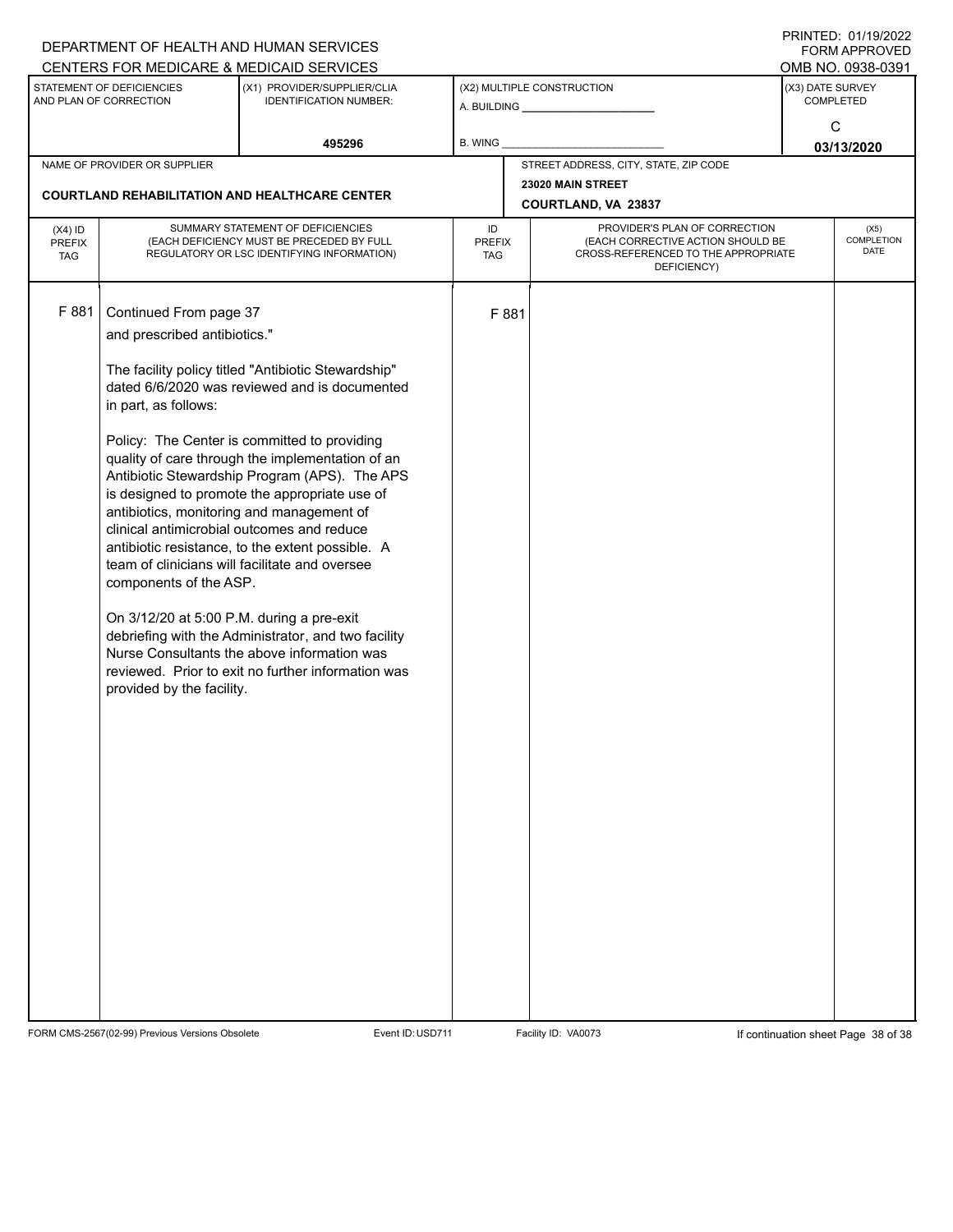DEPARTMENT OF HEALTH AND HUMAN SERVICES
CENTERS FOR MEDICARE & MEDICAID SERVICES

PRINTED: 01/19/2022
FORM APPROVED
OMB NO. 0938-0391

| STATEMENT OF DEFICIENCIES AND PLAN OF CORRECTION | (X1) PROVIDER/SUPPLIER/CLIA IDENTIFICATION NUMBER: | (X2) MULTIPLE CONSTRUCTION | (X3) DATE SURVEY COMPLETED |
|---|---|---|---|
| | 495296 | A. BUILDING ______ B. WING ______ | C 03/13/2020 |

| NAME OF PROVIDER OR SUPPLIER | STREET ADDRESS, CITY, STATE, ZIP CODE |
|---|---|
| COURTLAND REHABILITATION AND HEALTHCARE CENTER | 23020 MAIN STREET COURTLAND, VA 23837 |

| (X4) ID PREFIX TAG | SUMMARY STATEMENT OF DEFICIENCIES (EACH DEFICIENCY MUST BE PRECEDED BY FULL REGULATORY OR LSC IDENTIFYING INFORMATION) | ID PREFIX TAG | PROVIDER'S PLAN OF CORRECTION (EACH CORRECTIVE ACTION SHOULD BE CROSS-REFERENCED TO THE APPROPRIATE DEFICIENCY) | (X5) COMPLETION DATE |
|---|---|---|---|---|
| F 881 | Continued From page 37 | F 881 | | |

and prescribed antibiotics."

The facility policy titled "Antibiotic Stewardship" dated 6/6/2020 was reviewed and is documented in part, as follows:

Policy: The Center is committed to providing quality of care through the implementation of an Antibiotic Stewardship Program (APS). The APS is designed to promote the appropriate use of antibiotics, monitoring and management of clinical antimicrobial outcomes and reduce antibiotic resistance, to the extent possible. A team of clinicians will facilitate and oversee components of the ASP.

On 3/12/20 at 5:00 P.M. during a pre-exit debriefing with the Administrator, and two facility Nurse Consultants the above information was reviewed. Prior to exit no further information was provided by the facility.

FORM CMS-2567(02-99) Previous Versions Obsolete Event ID: USD711 Facility ID: VA0073